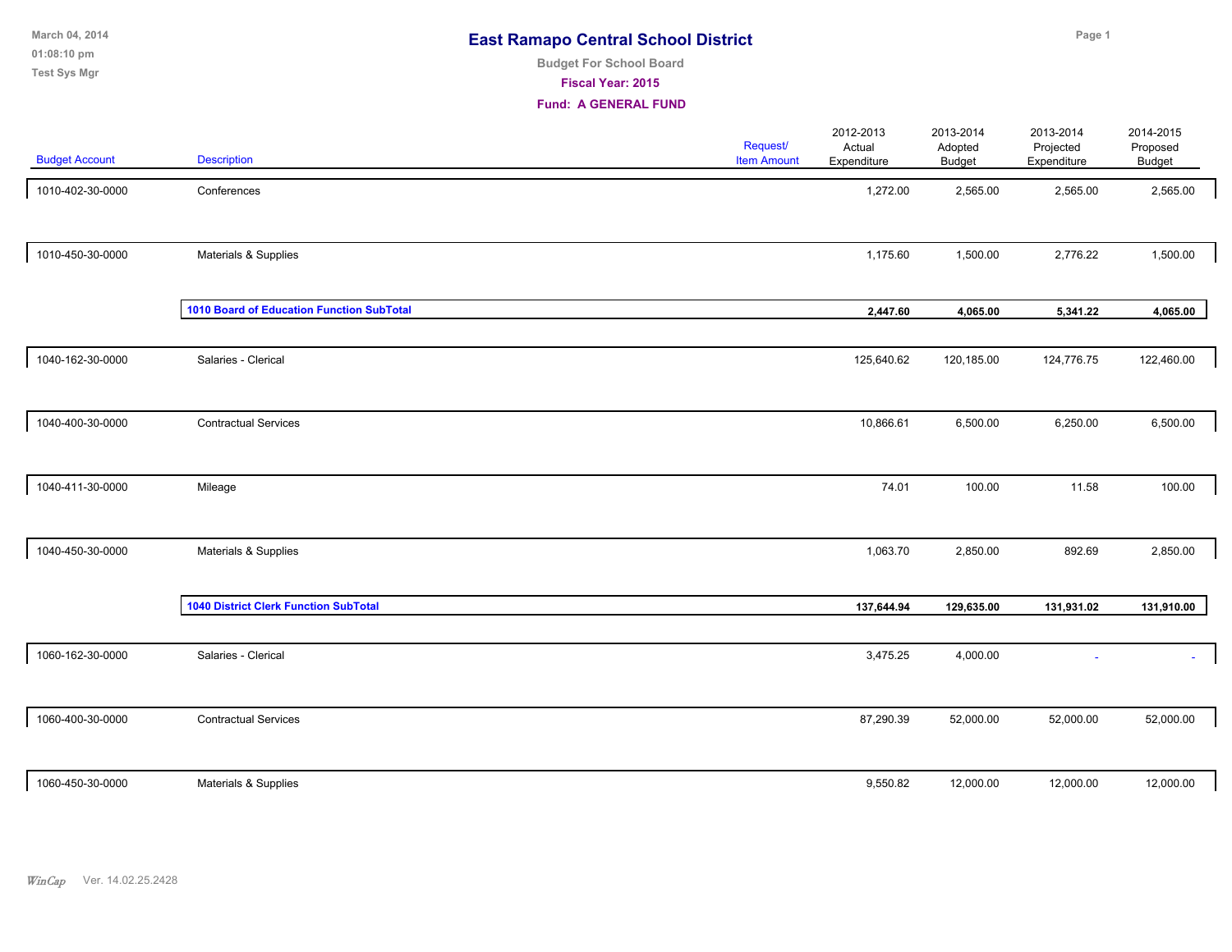# East Ramapo Central School District

**Budget For School Board**

**Fiscal Year: 2015**

**Fund: A GENERAL FUND**

| Budget Account | Description | Request/ Item Amount | 2012-2013 Actual Expenditure | 2013-2014 Adopted Budget | 2013-2014 Projected Expenditure | 2014-2015 Proposed Budget |
|---|---|---|---|---|---|---|
| 1010-402-30-0000 | Conferences | | 1,272.00 | 2,565.00 | 2,565.00 | 2,565.00 |
| 1010-450-30-0000 | Materials & Supplies | | 1,175.60 | 1,500.00 | 2,776.22 | 1,500.00 |
| | **1010 Board of Education Function SubTotal** | | **2,447.60** | **4,065.00** | **5,341.22** | **4,065.00** |
| 1040-162-30-0000 | Salaries - Clerical | | 125,640.62 | 120,185.00 | 124,776.75 | 122,460.00 |
| 1040-400-30-0000 | Contractual Services | | 10,866.61 | 6,500.00 | 6,250.00 | 6,500.00 |
| 1040-411-30-0000 | Mileage | | 74.01 | 100.00 | 11.58 | 100.00 |
| 1040-450-30-0000 | Materials & Supplies | | 1,063.70 | 2,850.00 | 892.69 | 2,850.00 |
| | **1040 District Clerk Function SubTotal** | | **137,644.94** | **129,635.00** | **131,931.02** | **131,910.00** |
| 1060-162-30-0000 | Salaries - Clerical | | 3,475.25 | 4,000.00 | - | - |
| 1060-400-30-0000 | Contractual Services | | 87,290.39 | 52,000.00 | 52,000.00 | 52,000.00 |
| 1060-450-30-0000 | Materials & Supplies | | 9,550.82 | 12,000.00 | 12,000.00 | 12,000.00 |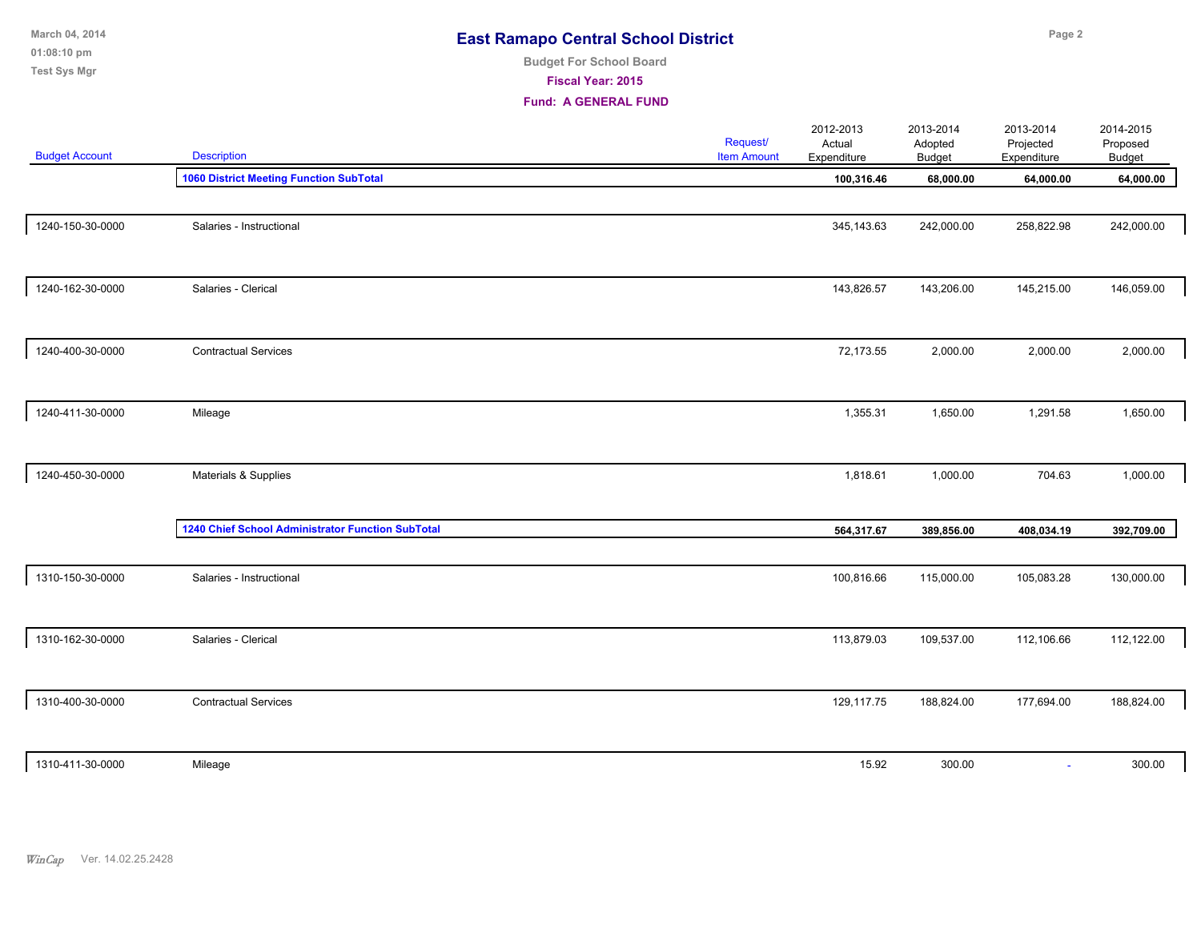# East Ramapo Central School District

Budget For School Board

Fiscal Year: 2015

Fund: A GENERAL FUND

| Budget Account | Description | Request/ Item Amount | 2012-2013 Actual Expenditure | 2013-2014 Adopted Budget | 2013-2014 Projected Expenditure | 2014-2015 Proposed Budget |
|---|---|---|---|---|---|---|
| | **1060 District Meeting Function SubTotal** | | **100,316.46** | **68,000.00** | **64,000.00** | **64,000.00** |
| 1240-150-30-0000 | Salaries - Instructional | | 345,143.63 | 242,000.00 | 258,822.98 | 242,000.00 |
| 1240-162-30-0000 | Salaries - Clerical | | 143,826.57 | 143,206.00 | 145,215.00 | 146,059.00 |
| 1240-400-30-0000 | Contractual Services | | 72,173.55 | 2,000.00 | 2,000.00 | 2,000.00 |
| 1240-411-30-0000 | Mileage | | 1,355.31 | 1,650.00 | 1,291.58 | 1,650.00 |
| 1240-450-30-0000 | Materials & Supplies | | 1,818.61 | 1,000.00 | 704.63 | 1,000.00 |
| | **1240 Chief School Administrator Function SubTotal** | | **564,317.67** | **389,856.00** | **408,034.19** | **392,709.00** |
| 1310-150-30-0000 | Salaries - Instructional | | 100,816.66 | 115,000.00 | 105,083.28 | 130,000.00 |
| 1310-162-30-0000 | Salaries - Clerical | | 113,879.03 | 109,537.00 | 112,106.66 | 112,122.00 |
| 1310-400-30-0000 | Contractual Services | | 129,117.75 | 188,824.00 | 177,694.00 | 188,824.00 |
| 1310-411-30-0000 | Mileage | | 15.92 | 300.00 | - | 300.00 |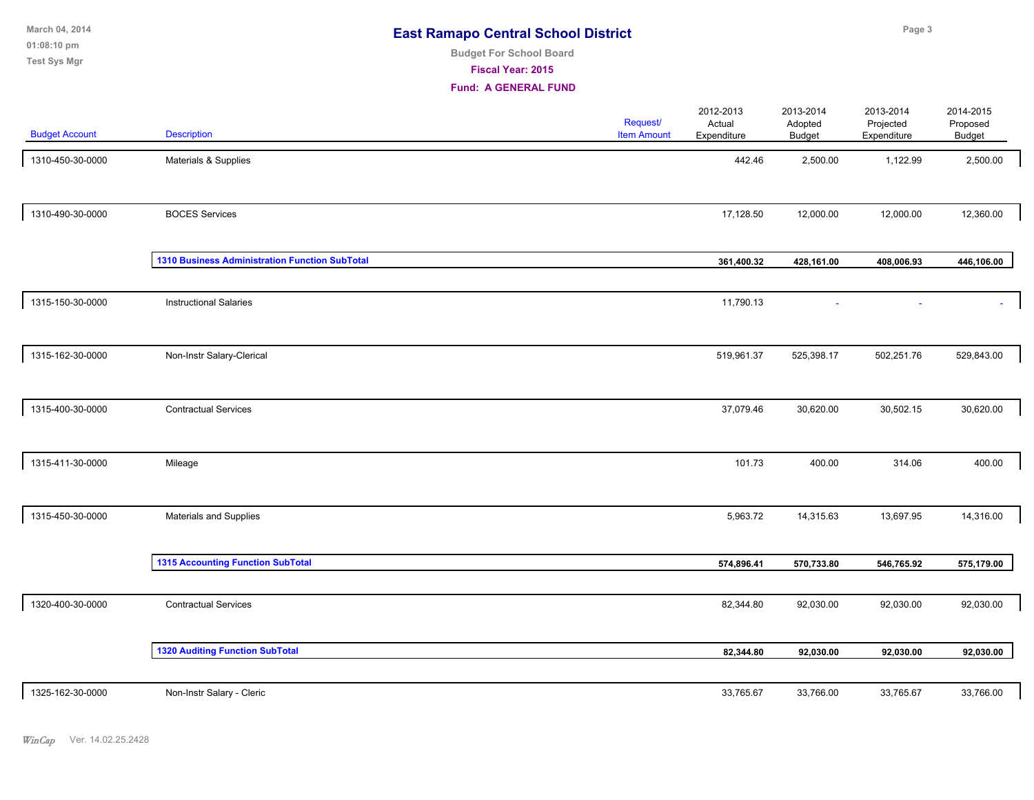# East Ramapo Central School District

Budget For School Board

Fiscal Year: 2015

Fund: A GENERAL FUND

| Budget Account | Description | Request/ Item Amount | 2012-2013 Actual Expenditure | 2013-2014 Adopted Budget | 2013-2014 Projected Expenditure | 2014-2015 Proposed Budget |
|---|---|---|---|---|---|---|
| 1310-450-30-0000 | Materials & Supplies | | 442.46 | 2,500.00 | 1,122.99 | 2,500.00 |
| 1310-490-30-0000 | BOCES Services | | 17,128.50 | 12,000.00 | 12,000.00 | 12,360.00 |
| | **1310 Business Administration Function SubTotal** | | **361,400.32** | **428,161.00** | **408,006.93** | **446,106.00** |
| 1315-150-30-0000 | Instructional Salaries | | 11,790.13 | - | - | - |
| 1315-162-30-0000 | Non-Instr Salary-Clerical | | 519,961.37 | 525,398.17 | 502,251.76 | 529,843.00 |
| 1315-400-30-0000 | Contractual Services | | 37,079.46 | 30,620.00 | 30,502.15 | 30,620.00 |
| 1315-411-30-0000 | Mileage | | 101.73 | 400.00 | 314.06 | 400.00 |
| 1315-450-30-0000 | Materials and Supplies | | 5,963.72 | 14,315.63 | 13,697.95 | 14,316.00 |
| | **1315 Accounting Function SubTotal** | | **574,896.41** | **570,733.80** | **546,765.92** | **575,179.00** |
| 1320-400-30-0000 | Contractual Services | | 82,344.80 | 92,030.00 | 92,030.00 | 92,030.00 |
| | **1320 Auditing Function SubTotal** | | **82,344.80** | **92,030.00** | **92,030.00** | **92,030.00** |
| 1325-162-30-0000 | Non-Instr Salary - Cleric | | 33,765.67 | 33,766.00 | 33,765.67 | 33,766.00 |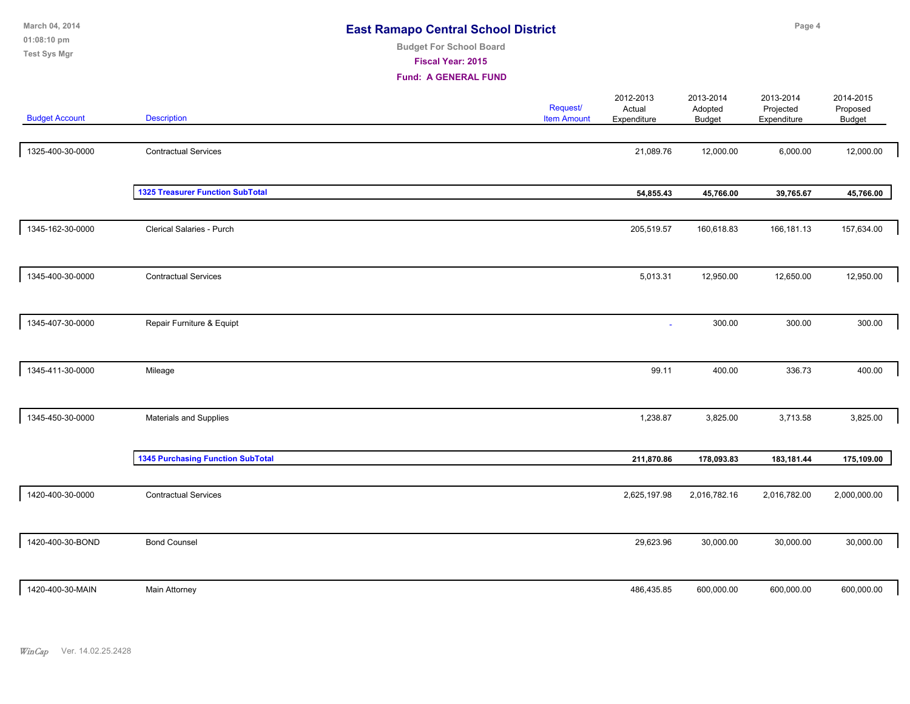# East Ramapo Central School District

**Budget For School Board**

**Fiscal Year: 2015**

**Fund: A GENERAL FUND**

| Budget Account | Description | Request/ Item Amount | 2012-2013 Actual Expenditure | 2013-2014 Adopted Budget | 2013-2014 Projected Expenditure | 2014-2015 Proposed Budget |
|---|---|---|---|---|---|---|
| 1325-400-30-0000 | Contractual Services | | 21,089.76 | 12,000.00 | 6,000.00 | 12,000.00 |
| | **1325 Treasurer Function SubTotal** | | **54,855.43** | **45,766.00** | **39,765.67** | **45,766.00** |
| 1345-162-30-0000 | Clerical Salaries - Purch | | 205,519.57 | 160,618.83 | 166,181.13 | 157,634.00 |
| 1345-400-30-0000 | Contractual Services | | 5,013.31 | 12,950.00 | 12,650.00 | 12,950.00 |
| 1345-407-30-0000 | Repair Furniture & Equipt | | - | 300.00 | 300.00 | 300.00 |
| 1345-411-30-0000 | Mileage | | 99.11 | 400.00 | 336.73 | 400.00 |
| 1345-450-30-0000 | Materials and Supplies | | 1,238.87 | 3,825.00 | 3,713.58 | 3,825.00 |
| | **1345 Purchasing Function SubTotal** | | **211,870.86** | **178,093.83** | **183,181.44** | **175,109.00** |
| 1420-400-30-0000 | Contractual Services | | 2,625,197.98 | 2,016,782.16 | 2,016,782.00 | 2,000,000.00 |
| 1420-400-30-BOND | Bond Counsel | | 29,623.96 | 30,000.00 | 30,000.00 | 30,000.00 |
| 1420-400-30-MAIN | Main Attorney | | 486,435.85 | 600,000.00 | 600,000.00 | 600,000.00 |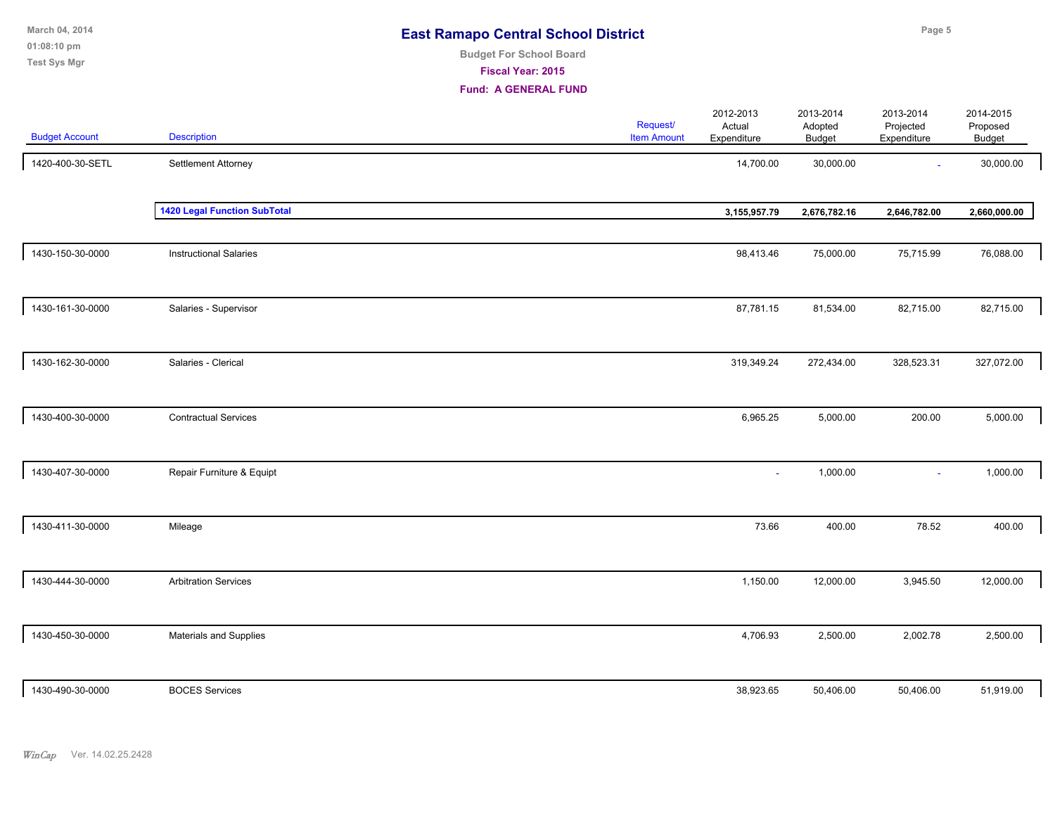# East Ramapo Central School District

**Budget For School Board**

**Fiscal Year: 2015**

**Fund: A GENERAL FUND**

| Budget Account | Description | Request/ Item Amount | 2012-2013 Actual Expenditure | 2013-2014 Adopted Budget | 2013-2014 Projected Expenditure | 2014-2015 Proposed Budget |
|---|---|---|---|---|---|---|
| 1420-400-30-SETL | Settlement Attorney | | 14,700.00 | 30,000.00 | - | 30,000.00 |
| | **1420 Legal Function SubTotal** | | **3,155,957.79** | **2,676,782.16** | **2,646,782.00** | **2,660,000.00** |
| 1430-150-30-0000 | Instructional Salaries | | 98,413.46 | 75,000.00 | 75,715.99 | 76,088.00 |
| 1430-161-30-0000 | Salaries - Supervisor | | 87,781.15 | 81,534.00 | 82,715.00 | 82,715.00 |
| 1430-162-30-0000 | Salaries - Clerical | | 319,349.24 | 272,434.00 | 328,523.31 | 327,072.00 |
| 1430-400-30-0000 | Contractual Services | | 6,965.25 | 5,000.00 | 200.00 | 5,000.00 |
| 1430-407-30-0000 | Repair Furniture & Equipt | | - | 1,000.00 | - | 1,000.00 |
| 1430-411-30-0000 | Mileage | | 73.66 | 400.00 | 78.52 | 400.00 |
| 1430-444-30-0000 | Arbitration Services | | 1,150.00 | 12,000.00 | 3,945.50 | 12,000.00 |
| 1430-450-30-0000 | Materials and Supplies | | 4,706.93 | 2,500.00 | 2,002.78 | 2,500.00 |
| 1430-490-30-0000 | BOCES Services | | 38,923.65 | 50,406.00 | 50,406.00 | 51,919.00 |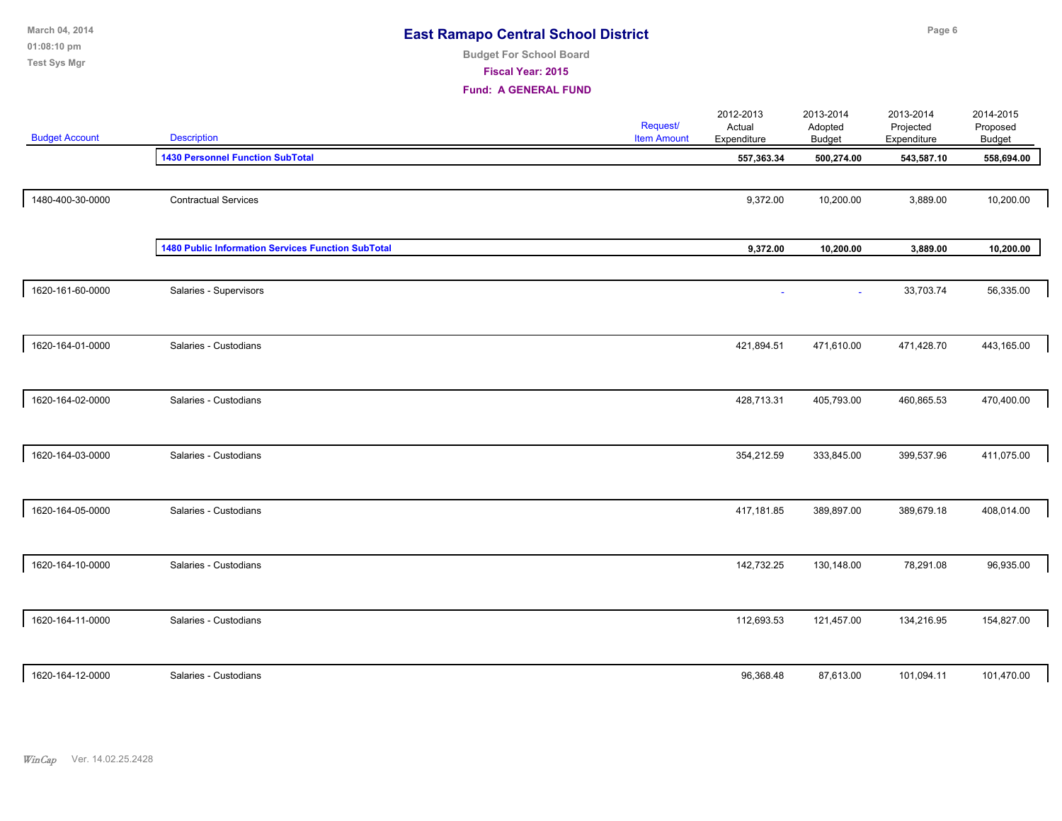# East Ramapo Central School District

**Budget For School Board**

**Fiscal Year: 2015**

**Fund: A GENERAL FUND**

| Budget Account | Description | Request/ Item Amount | 2012-2013 Actual Expenditure | 2013-2014 Adopted Budget | 2013-2014 Projected Expenditure | 2014-2015 Proposed Budget |
|---|---|---|---|---|---|---|
| | **1430 Personnel Function SubTotal** | | **557,363.34** | **500,274.00** | **543,587.10** | **558,694.00** |
| 1480-400-30-0000 | Contractual Services | | 9,372.00 | 10,200.00 | 3,889.00 | 10,200.00 |
| | **1480 Public Information Services Function SubTotal** | | **9,372.00** | **10,200.00** | **3,889.00** | **10,200.00** |
| 1620-161-60-0000 | Salaries - Supervisors | | - | - | 33,703.74 | 56,335.00 |
| 1620-164-01-0000 | Salaries - Custodians | | 421,894.51 | 471,610.00 | 471,428.70 | 443,165.00 |
| 1620-164-02-0000 | Salaries - Custodians | | 428,713.31 | 405,793.00 | 460,865.53 | 470,400.00 |
| 1620-164-03-0000 | Salaries - Custodians | | 354,212.59 | 333,845.00 | 399,537.96 | 411,075.00 |
| 1620-164-05-0000 | Salaries - Custodians | | 417,181.85 | 389,897.00 | 389,679.18 | 408,014.00 |
| 1620-164-10-0000 | Salaries - Custodians | | 142,732.25 | 130,148.00 | 78,291.08 | 96,935.00 |
| 1620-164-11-0000 | Salaries - Custodians | | 112,693.53 | 121,457.00 | 134,216.95 | 154,827.00 |
| 1620-164-12-0000 | Salaries - Custodians | | 96,368.48 | 87,613.00 | 101,094.11 | 101,470.00 |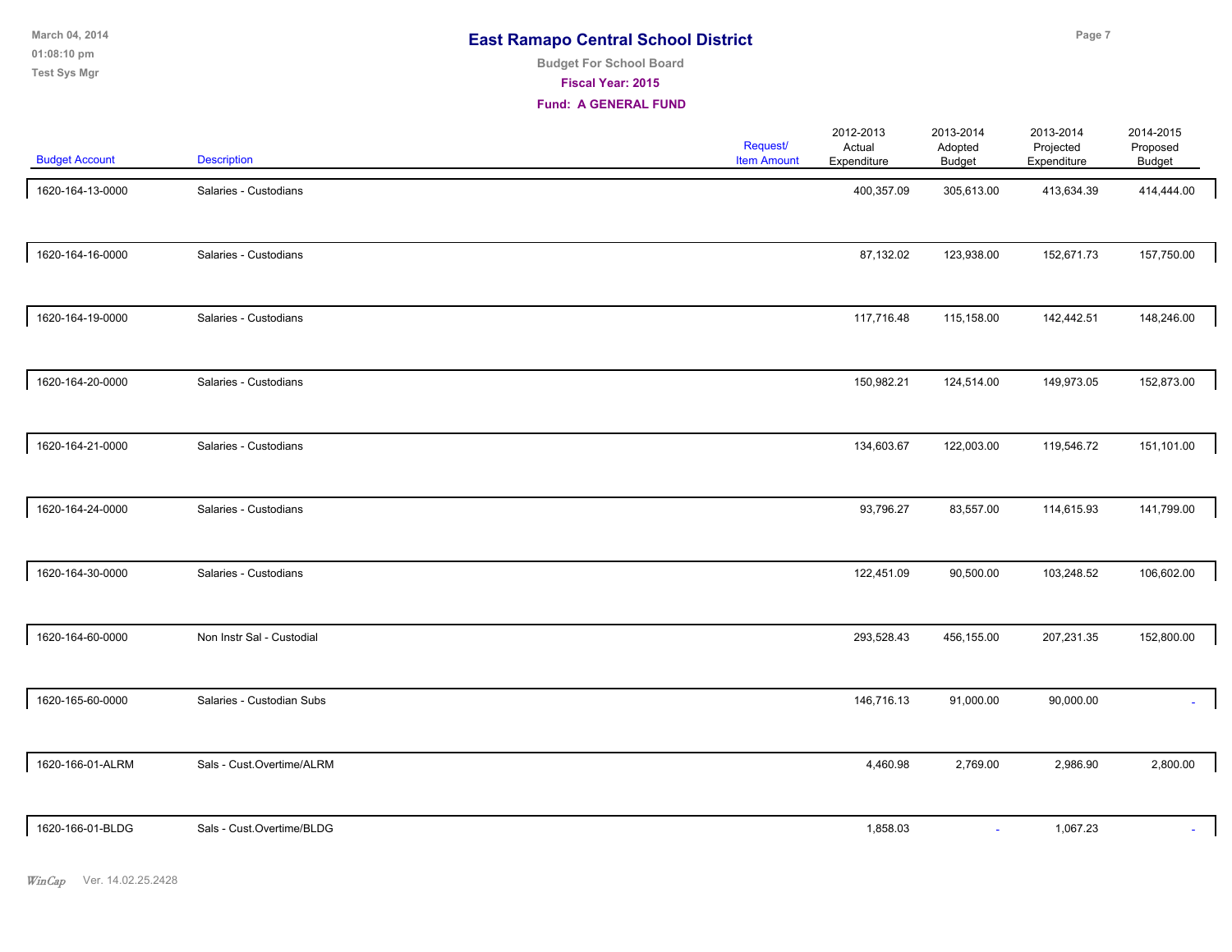# East Ramapo Central School District

**Budget For School Board**

**Fiscal Year: 2015**

**Fund: A GENERAL FUND**

| Budget Account | Description | Request/ Item Amount | 2012-2013 Actual Expenditure | 2013-2014 Adopted Budget | 2013-2014 Projected Expenditure | 2014-2015 Proposed Budget |
|---|---|---|---|---|---|---|
| 1620-164-13-0000 | Salaries - Custodians | | 400,357.09 | 305,613.00 | 413,634.39 | 414,444.00 |
| 1620-164-16-0000 | Salaries - Custodians | | 87,132.02 | 123,938.00 | 152,671.73 | 157,750.00 |
| 1620-164-19-0000 | Salaries - Custodians | | 117,716.48 | 115,158.00 | 142,442.51 | 148,246.00 |
| 1620-164-20-0000 | Salaries - Custodians | | 150,982.21 | 124,514.00 | 149,973.05 | 152,873.00 |
| 1620-164-21-0000 | Salaries - Custodians | | 134,603.67 | 122,003.00 | 119,546.72 | 151,101.00 |
| 1620-164-24-0000 | Salaries - Custodians | | 93,796.27 | 83,557.00 | 114,615.93 | 141,799.00 |
| 1620-164-30-0000 | Salaries - Custodians | | 122,451.09 | 90,500.00 | 103,248.52 | 106,602.00 |
| 1620-164-60-0000 | Non Instr Sal - Custodial | | 293,528.43 | 456,155.00 | 207,231.35 | 152,800.00 |
| 1620-165-60-0000 | Salaries - Custodian Subs | | 146,716.13 | 91,000.00 | 90,000.00 | - |
| 1620-166-01-ALRM | Sals - Cust.Overtime/ALRM | | 4,460.98 | 2,769.00 | 2,986.90 | 2,800.00 |
| 1620-166-01-BLDG | Sals - Cust.Overtime/BLDG | | 1,858.03 | - | 1,067.23 | - |

*WinCap* Ver. 14.02.25.2428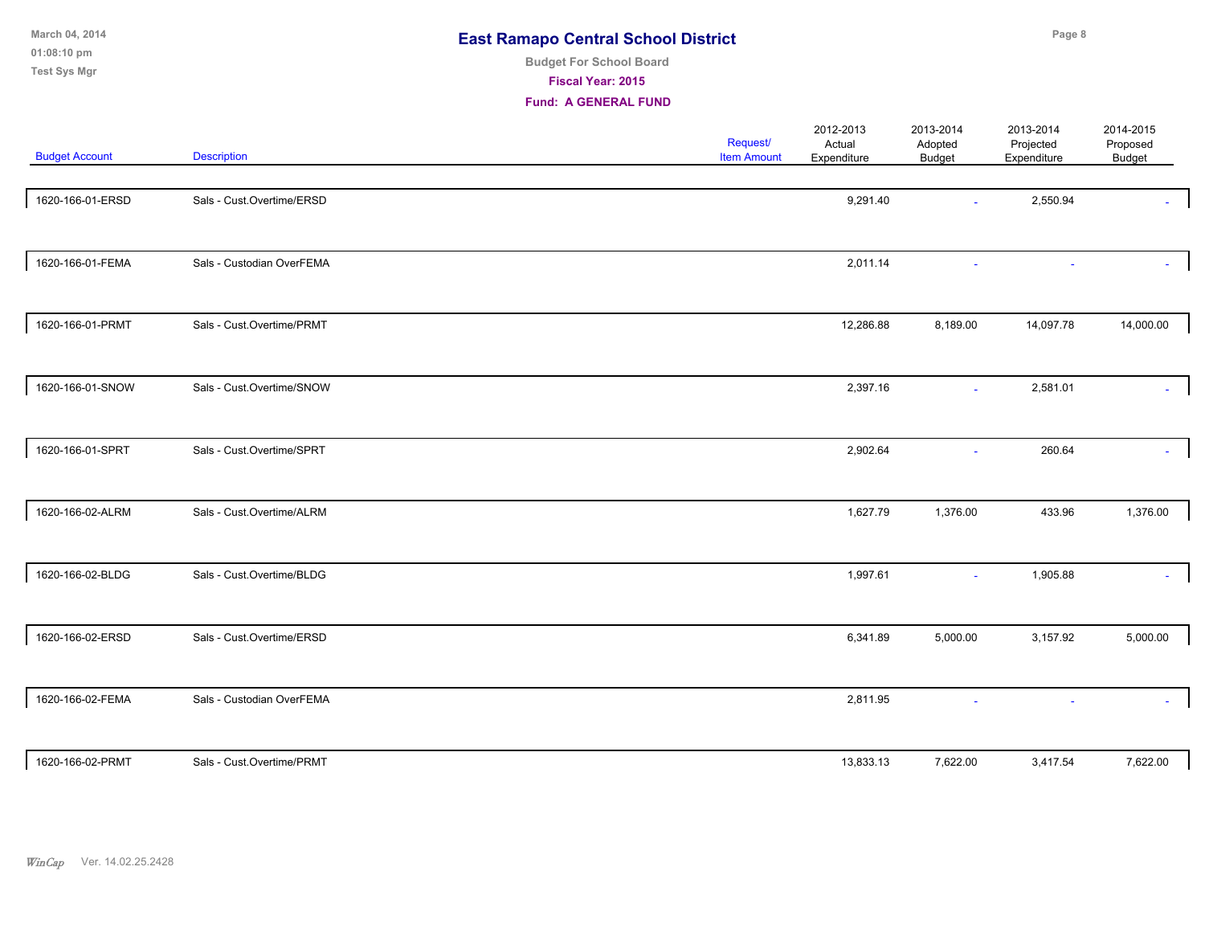# East Ramapo Central School District

**Budget For School Board**

**Fiscal Year: 2015**

**Fund: A GENERAL FUND**

| Budget Account | Description | Request/ Item Amount | 2012-2013 Actual Expenditure | 2013-2014 Adopted Budget | 2013-2014 Projected Expenditure | 2014-2015 Proposed Budget |
|---|---|---|---|---|---|---|
| 1620-166-01-ERSD | Sals - Cust.Overtime/ERSD | | 9,291.40 | - | 2,550.94 | - |
| 1620-166-01-FEMA | Sals - Custodian OverFEMA | | 2,011.14 | - | - | - |
| 1620-166-01-PRMT | Sals - Cust.Overtime/PRMT | | 12,286.88 | 8,189.00 | 14,097.78 | 14,000.00 |
| 1620-166-01-SNOW | Sals - Cust.Overtime/SNOW | | 2,397.16 | - | 2,581.01 | - |
| 1620-166-01-SPRT | Sals - Cust.Overtime/SPRT | | 2,902.64 | - | 260.64 | - |
| 1620-166-02-ALRM | Sals - Cust.Overtime/ALRM | | 1,627.79 | 1,376.00 | 433.96 | 1,376.00 |
| 1620-166-02-BLDG | Sals - Cust.Overtime/BLDG | | 1,997.61 | - | 1,905.88 | - |
| 1620-166-02-ERSD | Sals - Cust.Overtime/ERSD | | 6,341.89 | 5,000.00 | 3,157.92 | 5,000.00 |
| 1620-166-02-FEMA | Sals - Custodian OverFEMA | | 2,811.95 | - | - | - |
| 1620-166-02-PRMT | Sals - Cust.Overtime/PRMT | | 13,833.13 | 7,622.00 | 3,417.54 | 7,622.00 |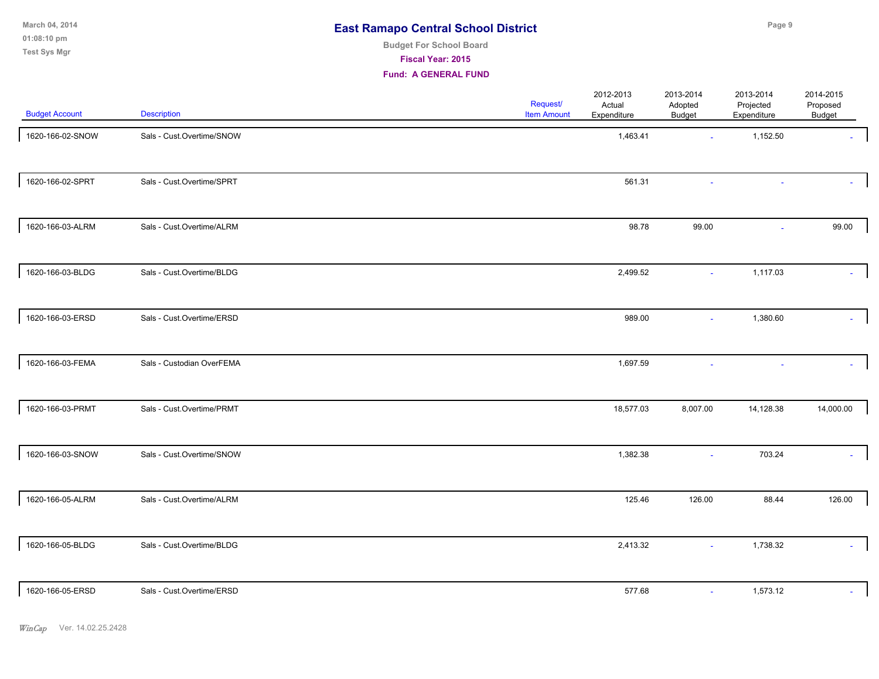# East Ramapo Central School District

**Budget For School Board**

**Fiscal Year: 2015**

**Fund: A GENERAL FUND**

| Budget Account | Description | Request/ Item Amount | 2012-2013 Actual Expenditure | 2013-2014 Adopted Budget | 2013-2014 Projected Expenditure | 2014-2015 Proposed Budget |
|---|---|---|---|---|---|---|
| 1620-166-02-SNOW | Sals - Cust.Overtime/SNOW | | 1,463.41 | - | 1,152.50 | - |
| 1620-166-02-SPRT | Sals - Cust.Overtime/SPRT | | 561.31 | - | - | - |
| 1620-166-03-ALRM | Sals - Cust.Overtime/ALRM | | 98.78 | 99.00 | - | 99.00 |
| 1620-166-03-BLDG | Sals - Cust.Overtime/BLDG | | 2,499.52 | - | 1,117.03 | - |
| 1620-166-03-ERSD | Sals - Cust.Overtime/ERSD | | 989.00 | - | 1,380.60 | - |
| 1620-166-03-FEMA | Sals - Custodian OverFEMA | | 1,697.59 | - | - | - |
| 1620-166-03-PRMT | Sals - Cust.Overtime/PRMT | | 18,577.03 | 8,007.00 | 14,128.38 | 14,000.00 |
| 1620-166-03-SNOW | Sals - Cust.Overtime/SNOW | | 1,382.38 | - | 703.24 | - |
| 1620-166-05-ALRM | Sals - Cust.Overtime/ALRM | | 125.46 | 126.00 | 88.44 | 126.00 |
| 1620-166-05-BLDG | Sals - Cust.Overtime/BLDG | | 2,413.32 | - | 1,738.32 | - |
| 1620-166-05-ERSD | Sals - Cust.Overtime/ERSD | | 577.68 | - | 1,573.12 | - |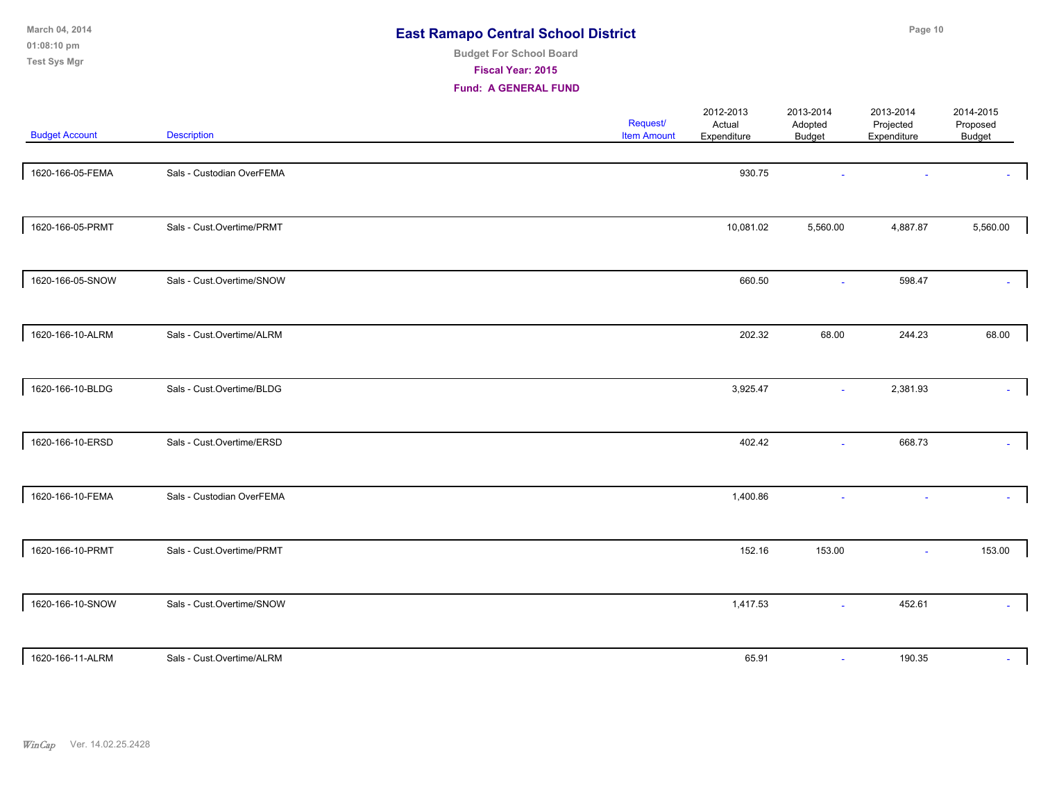# East Ramapo Central School District

**Budget For School Board**

**Fiscal Year: 2015**

**Fund: A GENERAL FUND**

| Budget Account | Description | Request/ Item Amount | 2012-2013 Actual Expenditure | 2013-2014 Adopted Budget | 2013-2014 Projected Expenditure | 2014-2015 Proposed Budget |
|---|---|---|---|---|---|---|
| 1620-166-05-FEMA | Sals - Custodian OverFEMA | | 930.75 | - | - | - |
| 1620-166-05-PRMT | Sals - Cust.Overtime/PRMT | | 10,081.02 | 5,560.00 | 4,887.87 | 5,560.00 |
| 1620-166-05-SNOW | Sals - Cust.Overtime/SNOW | | 660.50 | - | 598.47 | - |
| 1620-166-10-ALRM | Sals - Cust.Overtime/ALRM | | 202.32 | 68.00 | 244.23 | 68.00 |
| 1620-166-10-BLDG | Sals - Cust.Overtime/BLDG | | 3,925.47 | - | 2,381.93 | - |
| 1620-166-10-ERSD | Sals - Cust.Overtime/ERSD | | 402.42 | - | 668.73 | - |
| 1620-166-10-FEMA | Sals - Custodian OverFEMA | | 1,400.86 | - | - | - |
| 1620-166-10-PRMT | Sals - Cust.Overtime/PRMT | | 152.16 | 153.00 | - | 153.00 |
| 1620-166-10-SNOW | Sals - Cust.Overtime/SNOW | | 1,417.53 | - | 452.61 | - |
| 1620-166-11-ALRM | Sals - Cust.Overtime/ALRM | | 65.91 | - | 190.35 | - |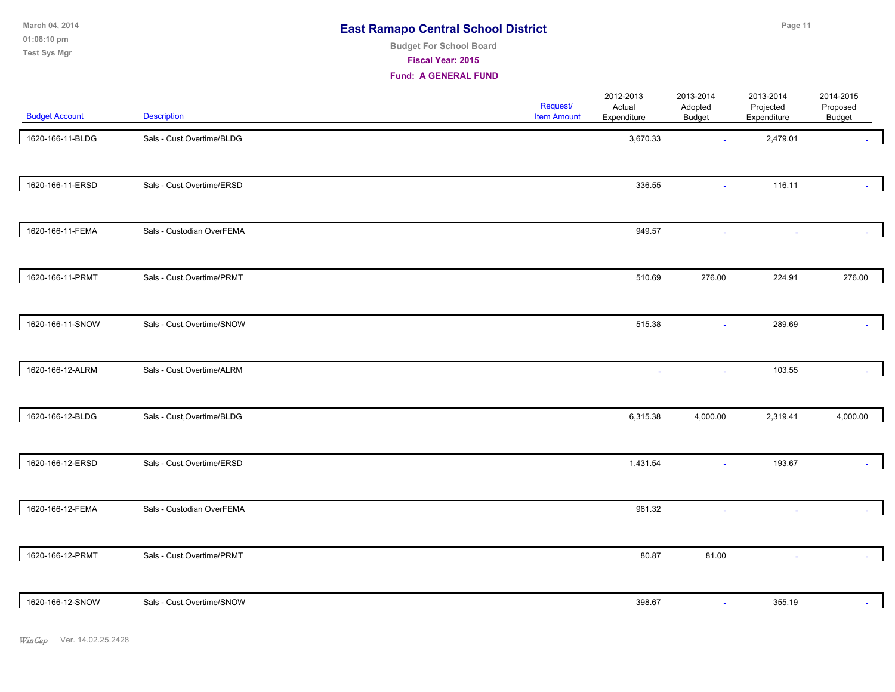# East Ramapo Central School District

**Budget For School Board**

**Fiscal Year: 2015**

**Fund: A GENERAL FUND**

| Budget Account | Description | Request/ Item Amount | 2012-2013 Actual Expenditure | 2013-2014 Adopted Budget | 2013-2014 Projected Expenditure | 2014-2015 Proposed Budget |
|---|---|---|---|---|---|---|
| 1620-166-11-BLDG | Sals - Cust.Overtime/BLDG | | 3,670.33 | - | 2,479.01 | - |
| 1620-166-11-ERSD | Sals - Cust.Overtime/ERSD | | 336.55 | - | 116.11 | - |
| 1620-166-11-FEMA | Sals - Custodian OverFEMA | | 949.57 | - | - | - |
| 1620-166-11-PRMT | Sals - Cust.Overtime/PRMT | | 510.69 | 276.00 | 224.91 | 276.00 |
| 1620-166-11-SNOW | Sals - Cust.Overtime/SNOW | | 515.38 | - | 289.69 | - |
| 1620-166-12-ALRM | Sals - Cust.Overtime/ALRM | | - | - | 103.55 | - |
| 1620-166-12-BLDG | Sals - Cust,Overtime/BLDG | | 6,315.38 | 4,000.00 | 2,319.41 | 4,000.00 |
| 1620-166-12-ERSD | Sals - Cust.Overtime/ERSD | | 1,431.54 | - | 193.67 | - |
| 1620-166-12-FEMA | Sals - Custodian OverFEMA | | 961.32 | - | - | - |
| 1620-166-12-PRMT | Sals - Cust.Overtime/PRMT | | 80.87 | 81.00 | - | - |
| 1620-166-12-SNOW | Sals - Cust.Overtime/SNOW | | 398.67 | - | 355.19 | - |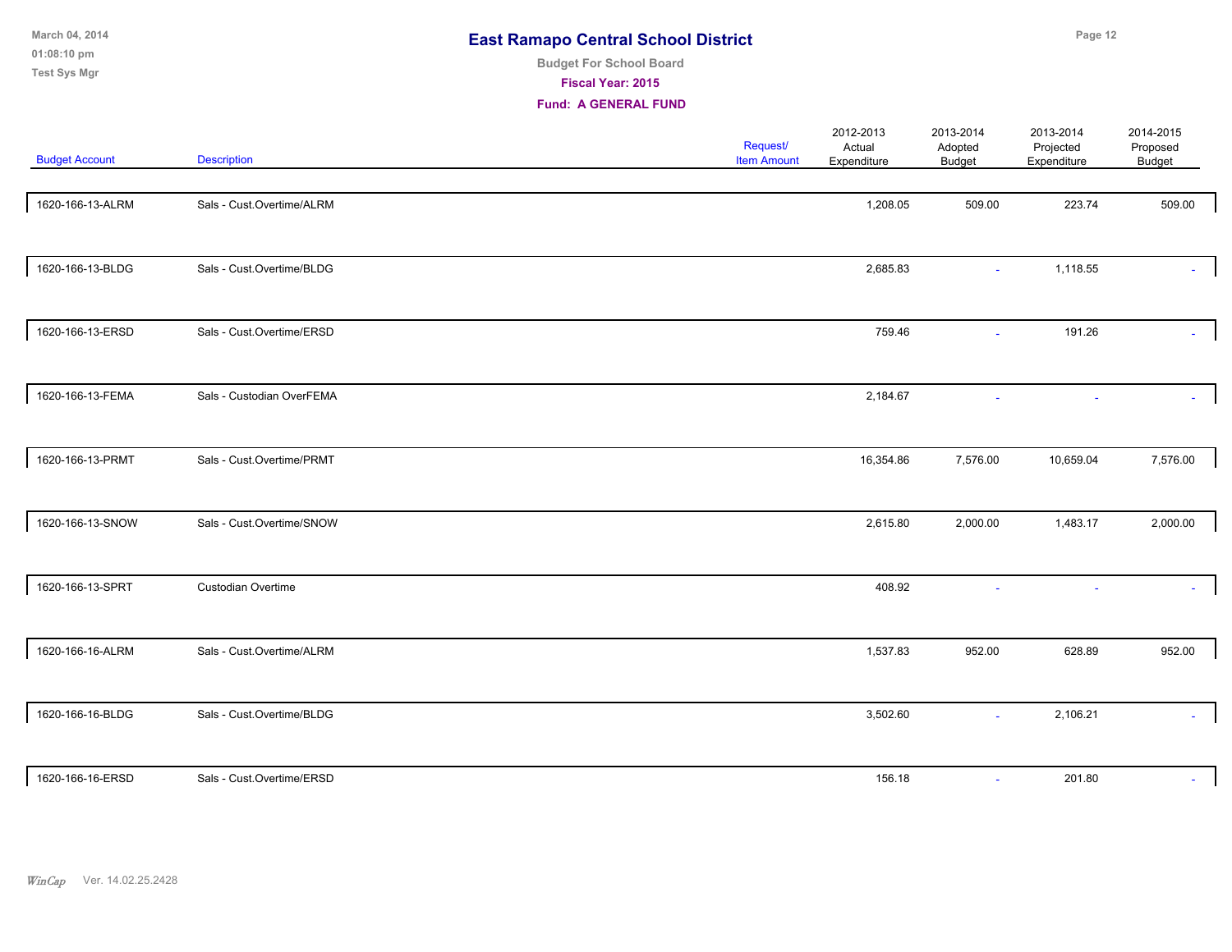# East Ramapo Central School District

**Budget For School Board**

**Fiscal Year: 2015**

**Fund: A GENERAL FUND**

| Budget Account | Description | Request/ Item Amount | 2012-2013 Actual Expenditure | 2013-2014 Adopted Budget | 2013-2014 Projected Expenditure | 2014-2015 Proposed Budget |
|---|---|---|---|---|---|---|
| 1620-166-13-ALRM | Sals - Cust.Overtime/ALRM | | 1,208.05 | 509.00 | 223.74 | 509.00 |
| 1620-166-13-BLDG | Sals - Cust.Overtime/BLDG | | 2,685.83 | - | 1,118.55 | - |
| 1620-166-13-ERSD | Sals - Cust.Overtime/ERSD | | 759.46 | - | 191.26 | - |
| 1620-166-13-FEMA | Sals - Custodian OverFEMA | | 2,184.67 | - | - | - |
| 1620-166-13-PRMT | Sals - Cust.Overtime/PRMT | | 16,354.86 | 7,576.00 | 10,659.04 | 7,576.00 |
| 1620-166-13-SNOW | Sals - Cust.Overtime/SNOW | | 2,615.80 | 2,000.00 | 1,483.17 | 2,000.00 |
| 1620-166-13-SPRT | Custodian Overtime | | 408.92 | - | - | - |
| 1620-166-16-ALRM | Sals - Cust.Overtime/ALRM | | 1,537.83 | 952.00 | 628.89 | 952.00 |
| 1620-166-16-BLDG | Sals - Cust.Overtime/BLDG | | 3,502.60 | - | 2,106.21 | - |
| 1620-166-16-ERSD | Sals - Cust.Overtime/ERSD | | 156.18 | - | 201.80 | - |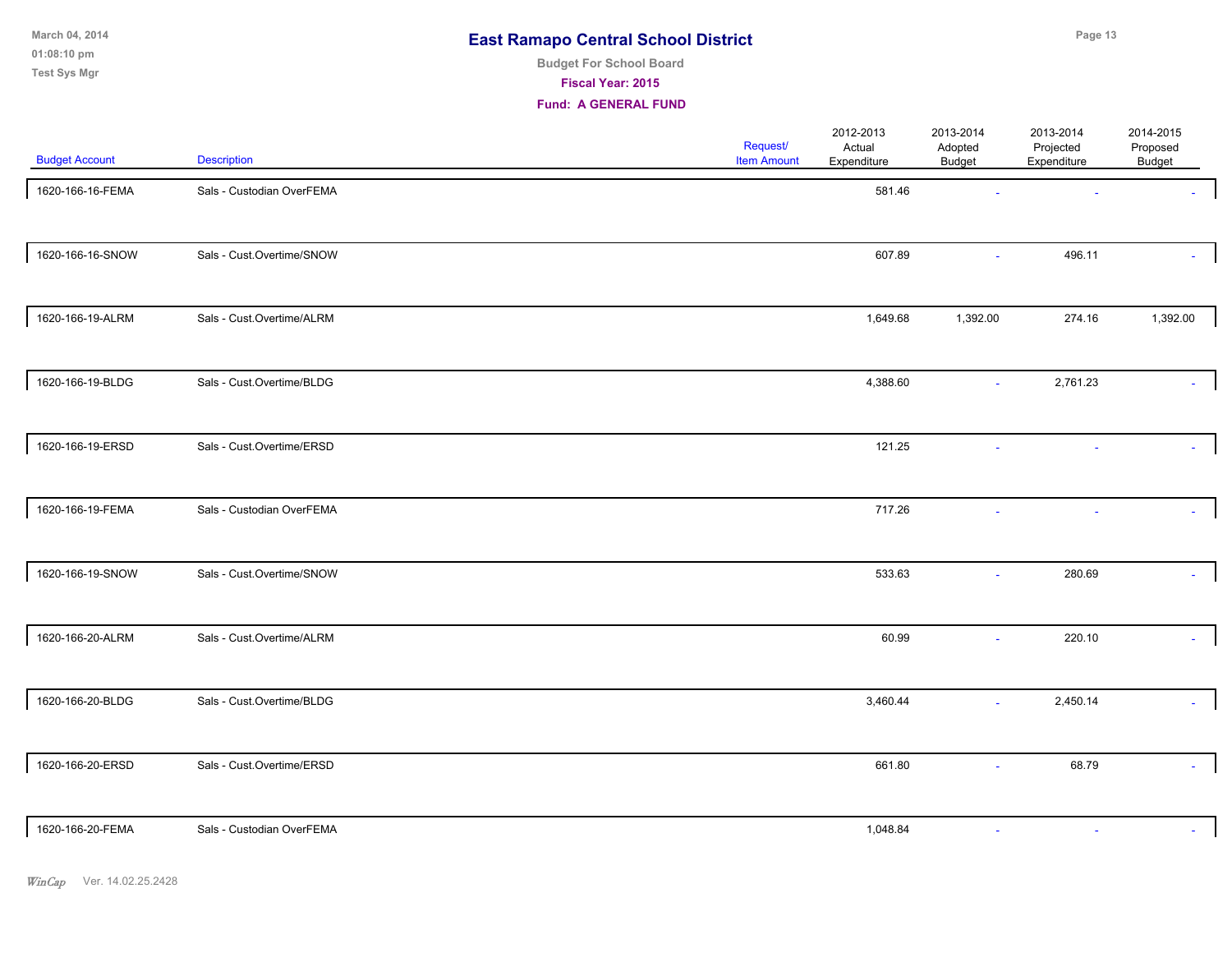# East Ramapo Central School District

**Budget For School Board**

**Fiscal Year: 2015**

**Fund: A GENERAL FUND**

| Budget Account | Description | Request/ Item Amount | 2012-2013 Actual Expenditure | 2013-2014 Adopted Budget | 2013-2014 Projected Expenditure | 2014-2015 Proposed Budget |
|---|---|---|---|---|---|---|
| 1620-166-16-FEMA | Sals - Custodian OverFEMA | | 581.46 | - | - | - |
| 1620-166-16-SNOW | Sals - Cust.Overtime/SNOW | | 607.89 | - | 496.11 | - |
| 1620-166-19-ALRM | Sals - Cust.Overtime/ALRM | | 1,649.68 | 1,392.00 | 274.16 | 1,392.00 |
| 1620-166-19-BLDG | Sals - Cust.Overtime/BLDG | | 4,388.60 | - | 2,761.23 | - |
| 1620-166-19-ERSD | Sals - Cust.Overtime/ERSD | | 121.25 | - | - | - |
| 1620-166-19-FEMA | Sals - Custodian OverFEMA | | 717.26 | - | - | - |
| 1620-166-19-SNOW | Sals - Cust.Overtime/SNOW | | 533.63 | - | 280.69 | - |
| 1620-166-20-ALRM | Sals - Cust.Overtime/ALRM | | 60.99 | - | 220.10 | - |
| 1620-166-20-BLDG | Sals - Cust.Overtime/BLDG | | 3,460.44 | - | 2,450.14 | - |
| 1620-166-20-ERSD | Sals - Cust.Overtime/ERSD | | 661.80 | - | 68.79 | - |
| 1620-166-20-FEMA | Sals - Custodian OverFEMA | | 1,048.84 | - | - | - |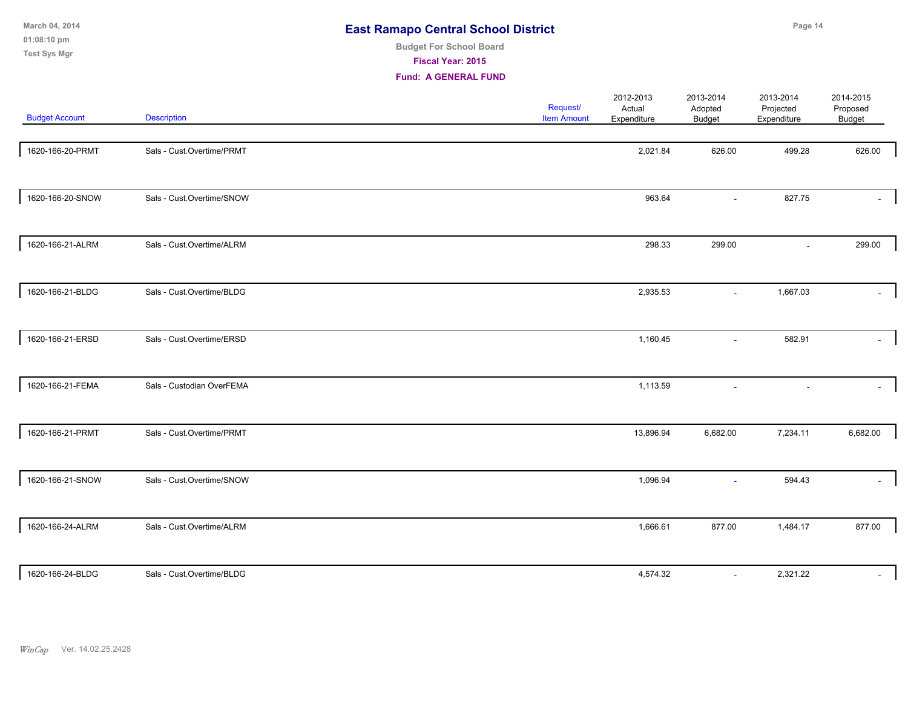# East Ramapo Central School District

Budget For School Board

**Fiscal Year: 2015**

**Fund: A GENERAL FUND**

| Budget Account | Description | Request/ Item Amount | 2012-2013 Actual Expenditure | 2013-2014 Adopted Budget | 2013-2014 Projected Expenditure | 2014-2015 Proposed Budget |
|---|---|---|---|---|---|---|
| 1620-166-20-PRMT | Sals - Cust.Overtime/PRMT | | 2,021.84 | 626.00 | 499.28 | 626.00 |
| 1620-166-20-SNOW | Sals - Cust.Overtime/SNOW | | 963.64 | - | 827.75 | - |
| 1620-166-21-ALRM | Sals - Cust.Overtime/ALRM | | 298.33 | 299.00 | - | 299.00 |
| 1620-166-21-BLDG | Sals - Cust.Overtime/BLDG | | 2,935.53 | - | 1,667.03 | - |
| 1620-166-21-ERSD | Sals - Cust.Overtime/ERSD | | 1,160.45 | - | 582.91 | - |
| 1620-166-21-FEMA | Sals - Custodian OverFEMA | | 1,113.59 | - | - | - |
| 1620-166-21-PRMT | Sals - Cust.Overtime/PRMT | | 13,896.94 | 6,682.00 | 7,234.11 | 6,682.00 |
| 1620-166-21-SNOW | Sals - Cust.Overtime/SNOW | | 1,096.94 | - | 594.43 | - |
| 1620-166-24-ALRM | Sals - Cust.Overtime/ALRM | | 1,666.61 | 877.00 | 1,484.17 | 877.00 |
| 1620-166-24-BLDG | Sals - Cust.Overtime/BLDG | | 4,574.32 | - | 2,321.22 | - |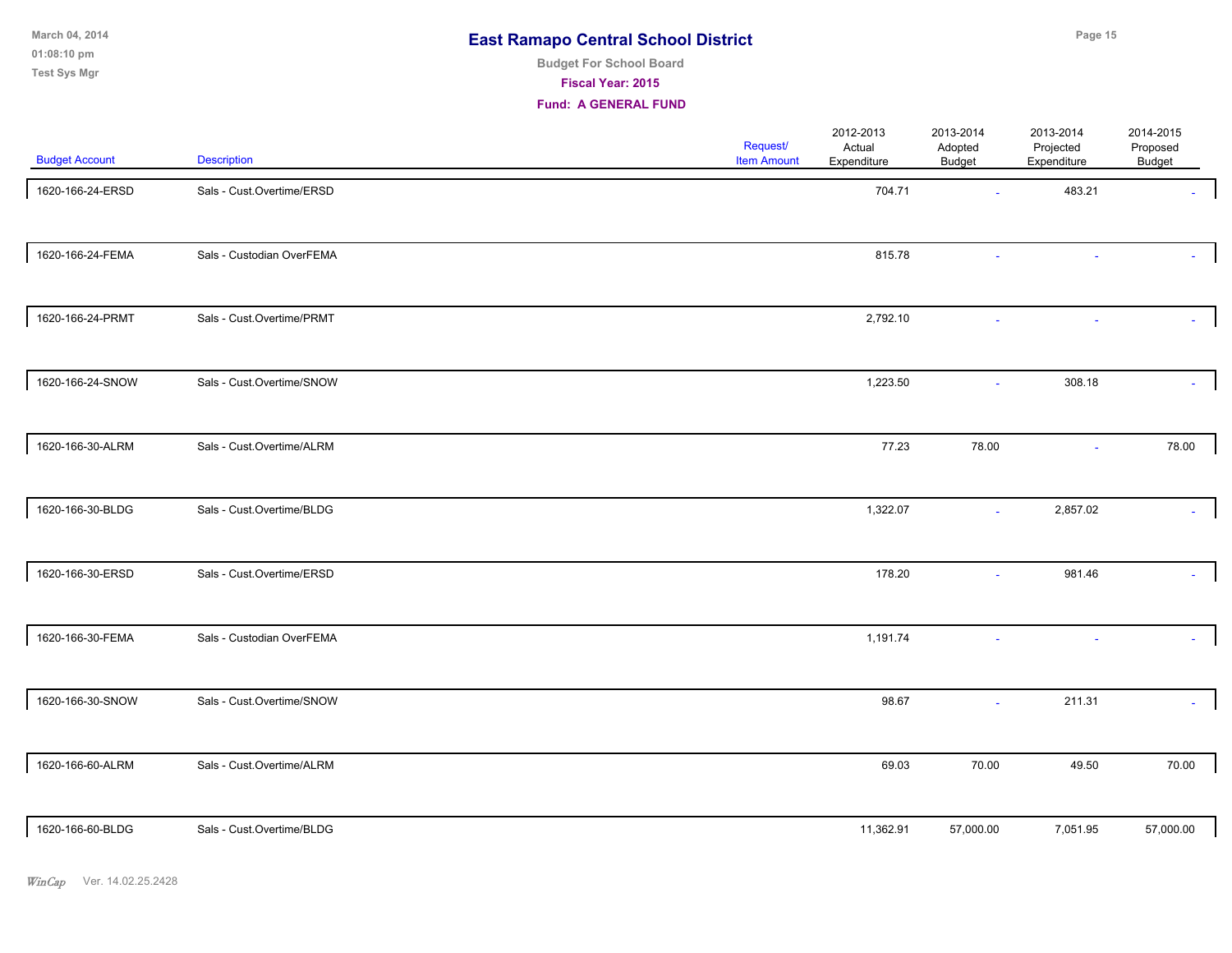# East Ramapo Central School District

**Budget For School Board**

**Fiscal Year: 2015**

**Fund: A GENERAL FUND**

| Budget Account | Description | Request/ Item Amount | 2012-2013 Actual Expenditure | 2013-2014 Adopted Budget | 2013-2014 Projected Expenditure | 2014-2015 Proposed Budget |
|---|---|---|---|---|---|---|
| 1620-166-24-ERSD | Sals - Cust.Overtime/ERSD | | 704.71 | - | 483.21 | - |
| 1620-166-24-FEMA | Sals - Custodian OverFEMA | | 815.78 | - | - | - |
| 1620-166-24-PRMT | Sals - Cust.Overtime/PRMT | | 2,792.10 | - | - | - |
| 1620-166-24-SNOW | Sals - Cust.Overtime/SNOW | | 1,223.50 | - | 308.18 | - |
| 1620-166-30-ALRM | Sals - Cust.Overtime/ALRM | | 77.23 | 78.00 | - | 78.00 |
| 1620-166-30-BLDG | Sals - Cust.Overtime/BLDG | | 1,322.07 | - | 2,857.02 | - |
| 1620-166-30-ERSD | Sals - Cust.Overtime/ERSD | | 178.20 | - | 981.46 | - |
| 1620-166-30-FEMA | Sals - Custodian OverFEMA | | 1,191.74 | - | - | - |
| 1620-166-30-SNOW | Sals - Cust.Overtime/SNOW | | 98.67 | - | 211.31 | - |
| 1620-166-60-ALRM | Sals - Cust.Overtime/ALRM | | 69.03 | 70.00 | 49.50 | 70.00 |
| 1620-166-60-BLDG | Sals - Cust.Overtime/BLDG | | 11,362.91 | 57,000.00 | 7,051.95 | 57,000.00 |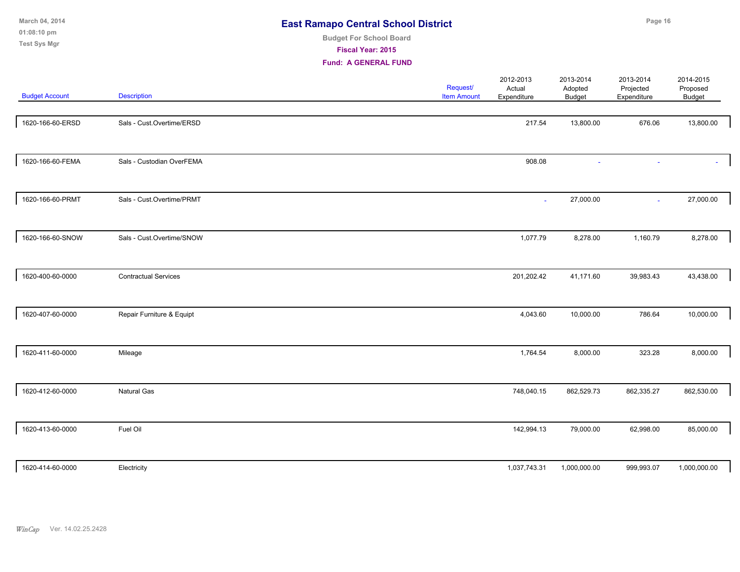# East Ramapo Central School District

**Budget For School Board**

**Fiscal Year: 2015**

**Fund: A GENERAL FUND**

| Budget Account | Description | Request/ Item Amount | 2012-2013 Actual Expenditure | 2013-2014 Adopted Budget | 2013-2014 Projected Expenditure | 2014-2015 Proposed Budget |
|---|---|---|---|---|---|---|
| 1620-166-60-ERSD | Sals - Cust.Overtime/ERSD | | 217.54 | 13,800.00 | 676.06 | 13,800.00 |
| 1620-166-60-FEMA | Sals - Custodian OverFEMA | | 908.08 | - | - | - |
| 1620-166-60-PRMT | Sals - Cust.Overtime/PRMT | | - | 27,000.00 | - | 27,000.00 |
| 1620-166-60-SNOW | Sals - Cust.Overtime/SNOW | | 1,077.79 | 8,278.00 | 1,160.79 | 8,278.00 |
| 1620-400-60-0000 | Contractual Services | | 201,202.42 | 41,171.60 | 39,983.43 | 43,438.00 |
| 1620-407-60-0000 | Repair Furniture & Equipt | | 4,043.60 | 10,000.00 | 786.64 | 10,000.00 |
| 1620-411-60-0000 | Mileage | | 1,764.54 | 8,000.00 | 323.28 | 8,000.00 |
| 1620-412-60-0000 | Natural Gas | | 748,040.15 | 862,529.73 | 862,335.27 | 862,530.00 |
| 1620-413-60-0000 | Fuel Oil | | 142,994.13 | 79,000.00 | 62,998.00 | 85,000.00 |
| 1620-414-60-0000 | Electricity | | 1,037,743.31 | 1,000,000.00 | 999,993.07 | 1,000,000.00 |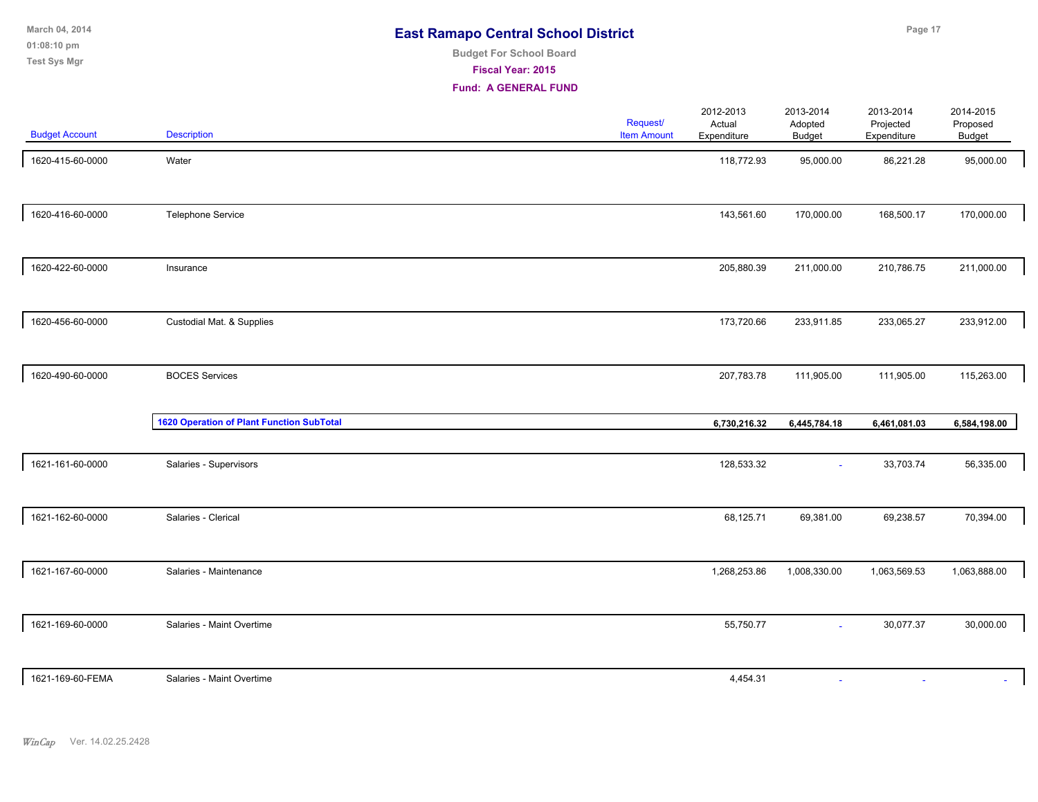# East Ramapo Central School District

**Budget For School Board**

**Fiscal Year: 2015**

**Fund: A GENERAL FUND**

| Budget Account | Description | Request/ Item Amount | 2012-2013 Actual Expenditure | 2013-2014 Adopted Budget | 2013-2014 Projected Expenditure | 2014-2015 Proposed Budget |
|---|---|---|---|---|---|---|
| 1620-415-60-0000 | Water | | 118,772.93 | 95,000.00 | 86,221.28 | 95,000.00 |
| 1620-416-60-0000 | Telephone Service | | 143,561.60 | 170,000.00 | 168,500.17 | 170,000.00 |
| 1620-422-60-0000 | Insurance | | 205,880.39 | 211,000.00 | 210,786.75 | 211,000.00 |
| 1620-456-60-0000 | Custodial Mat. & Supplies | | 173,720.66 | 233,911.85 | 233,065.27 | 233,912.00 |
| 1620-490-60-0000 | BOCES Services | | 207,783.78 | 111,905.00 | 111,905.00 | 115,263.00 |
| | **1620 Operation of Plant Function SubTotal** | | **6,730,216.32** | **6,445,784.18** | **6,461,081.03** | **6,584,198.00** |
| 1621-161-60-0000 | Salaries - Supervisors | | 128,533.32 | - | 33,703.74 | 56,335.00 |
| 1621-162-60-0000 | Salaries - Clerical | | 68,125.71 | 69,381.00 | 69,238.57 | 70,394.00 |
| 1621-167-60-0000 | Salaries - Maintenance | | 1,268,253.86 | 1,008,330.00 | 1,063,569.53 | 1,063,888.00 |
| 1621-169-60-0000 | Salaries - Maint Overtime | | 55,750.77 | - | 30,077.37 | 30,000.00 |
| 1621-169-60-FEMA | Salaries - Maint Overtime | | 4,454.31 | - | - | - |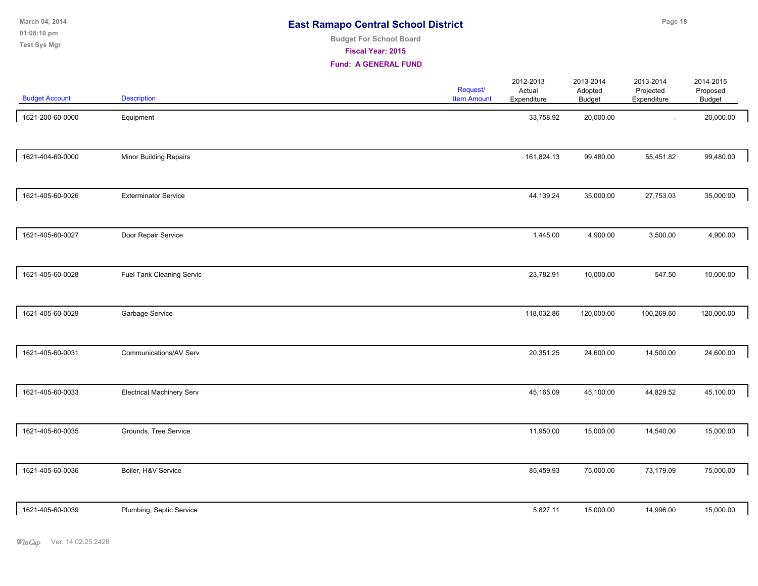# East Ramapo Central School District

Budget For School Board

Fiscal Year: 2015

Fund: A GENERAL FUND

| Budget Account | Description | Request/ Item Amount | 2012-2013 Actual Expenditure | 2013-2014 Adopted Budget | 2013-2014 Projected Expenditure | 2014-2015 Proposed Budget |
|---|---|---|---|---|---|---|
| 1621-200-60-0000 | Equipment | | 33,758.92 | 20,000.00 | - | 20,000.00 |
| 1621-404-60-0000 | Minor Building Repairs | | 161,824.13 | 99,480.00 | 55,451.82 | 99,480.00 |
| 1621-405-60-0026 | Exterminator Service | | 44,139.24 | 35,000.00 | 27,753.03 | 35,000.00 |
| 1621-405-60-0027 | Door Repair Service | | 1,445.00 | 4,900.00 | 3,500.00 | 4,900.00 |
| 1621-405-60-0028 | Fuel Tank Cleaning Servic | | 23,782.91 | 10,000.00 | 547.50 | 10,000.00 |
| 1621-405-60-0029 | Garbage Service | | 118,032.86 | 120,000.00 | 100,269.60 | 120,000.00 |
| 1621-405-60-0031 | Communications/AV Serv | | 20,351.25 | 24,600.00 | 14,500.00 | 24,600.00 |
| 1621-405-60-0033 | Electrical Machinery Serv | | 45,165.09 | 45,100.00 | 44,829.52 | 45,100.00 |
| 1621-405-60-0035 | Grounds, Tree Service | | 11,950.00 | 15,000.00 | 14,540.00 | 15,000.00 |
| 1621-405-60-0036 | Boiler, H&V Service | | 85,459.93 | 75,000.00 | 73,179.09 | 75,000.00 |
| 1621-405-60-0039 | Plumbing, Septic Service | | 5,827.11 | 15,000.00 | 14,996.00 | 15,000.00 |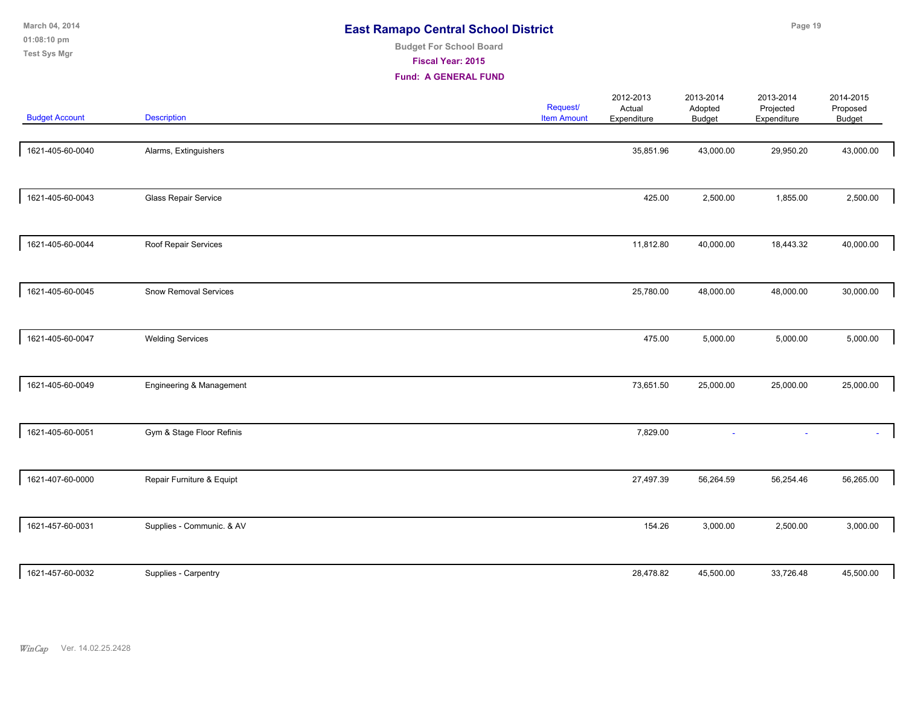# East Ramapo Central School District

**Budget For School Board**

**Fiscal Year: 2015**

**Fund: A GENERAL FUND**

| Budget Account | Description | Request/ Item Amount | 2012-2013 Actual Expenditure | 2013-2014 Adopted Budget | 2013-2014 Projected Expenditure | 2014-2015 Proposed Budget |
|---|---|---|---|---|---|---|
| 1621-405-60-0040 | Alarms, Extinguishers | | 35,851.96 | 43,000.00 | 29,950.20 | 43,000.00 |
| 1621-405-60-0043 | Glass Repair Service | | 425.00 | 2,500.00 | 1,855.00 | 2,500.00 |
| 1621-405-60-0044 | Roof Repair Services | | 11,812.80 | 40,000.00 | 18,443.32 | 40,000.00 |
| 1621-405-60-0045 | Snow Removal Services | | 25,780.00 | 48,000.00 | 48,000.00 | 30,000.00 |
| 1621-405-60-0047 | Welding Services | | 475.00 | 5,000.00 | 5,000.00 | 5,000.00 |
| 1621-405-60-0049 | Engineering & Management | | 73,651.50 | 25,000.00 | 25,000.00 | 25,000.00 |
| 1621-405-60-0051 | Gym & Stage Floor Refinis | | 7,829.00 | - | - | - |
| 1621-407-60-0000 | Repair Furniture & Equipt | | 27,497.39 | 56,264.59 | 56,254.46 | 56,265.00 |
| 1621-457-60-0031 | Supplies - Communic. & AV | | 154.26 | 3,000.00 | 2,500.00 | 3,000.00 |
| 1621-457-60-0032 | Supplies - Carpentry | | 28,478.82 | 45,500.00 | 33,726.48 | 45,500.00 |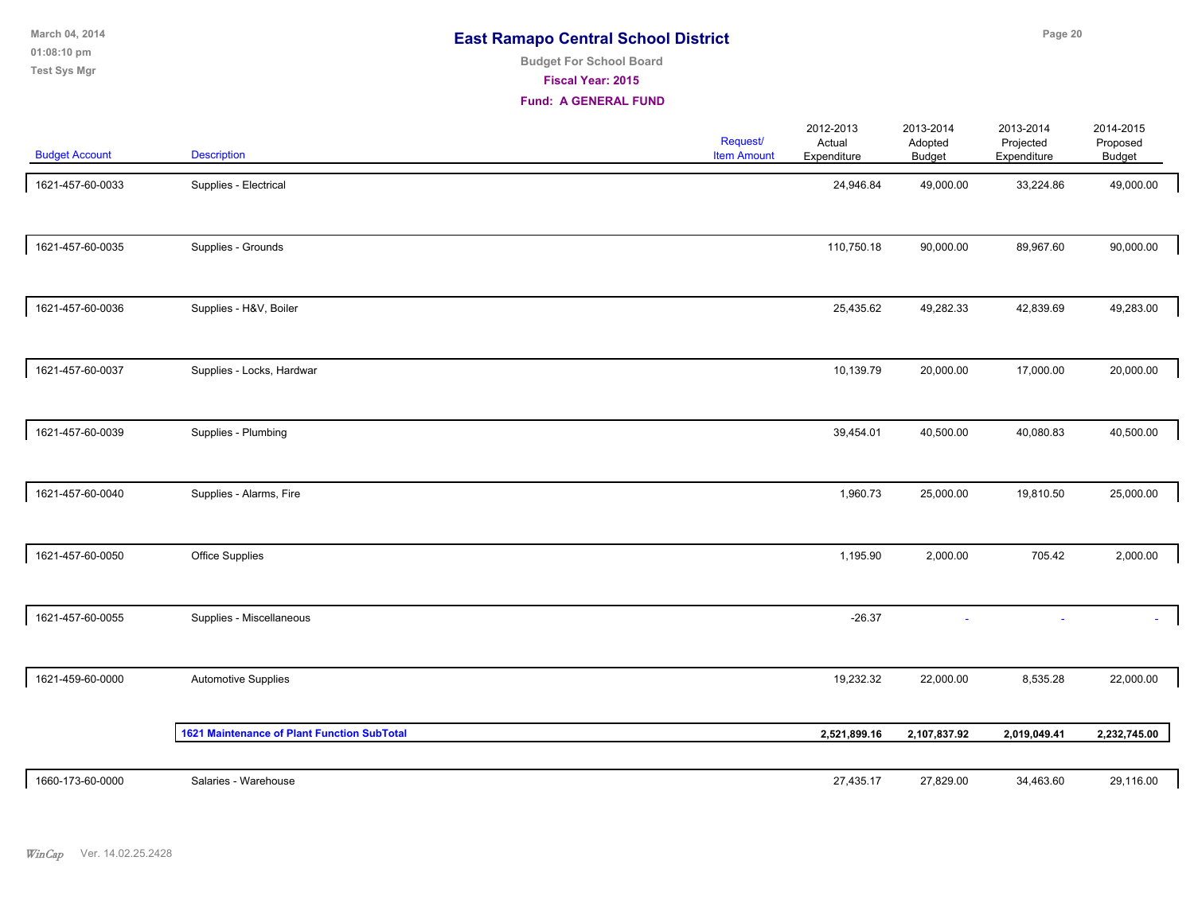# East Ramapo Central School District

**Budget For School Board**

**Fiscal Year: 2015**

**Fund: A GENERAL FUND**

| Budget Account | Description | Request/ Item Amount | 2012-2013 Actual Expenditure | 2013-2014 Adopted Budget | 2013-2014 Projected Expenditure | 2014-2015 Proposed Budget |
|---|---|---|---|---|---|---|
| 1621-457-60-0033 | Supplies - Electrical | | 24,946.84 | 49,000.00 | 33,224.86 | 49,000.00 |
| 1621-457-60-0035 | Supplies - Grounds | | 110,750.18 | 90,000.00 | 89,967.60 | 90,000.00 |
| 1621-457-60-0036 | Supplies - H&V, Boiler | | 25,435.62 | 49,282.33 | 42,839.69 | 49,283.00 |
| 1621-457-60-0037 | Supplies - Locks, Hardwar | | 10,139.79 | 20,000.00 | 17,000.00 | 20,000.00 |
| 1621-457-60-0039 | Supplies - Plumbing | | 39,454.01 | 40,500.00 | 40,080.83 | 40,500.00 |
| 1621-457-60-0040 | Supplies - Alarms, Fire | | 1,960.73 | 25,000.00 | 19,810.50 | 25,000.00 |
| 1621-457-60-0050 | Office Supplies | | 1,195.90 | 2,000.00 | 705.42 | 2,000.00 |
| 1621-457-60-0055 | Supplies - Miscellaneous | | -26.37 | - | - | - |
| 1621-459-60-0000 | Automotive Supplies | | 19,232.32 | 22,000.00 | 8,535.28 | 22,000.00 |
| | **1621 Maintenance of Plant Function SubTotal** | | **2,521,899.16** | **2,107,837.92** | **2,019,049.41** | **2,232,745.00** |
| 1660-173-60-0000 | Salaries - Warehouse | | 27,435.17 | 27,829.00 | 34,463.60 | 29,116.00 |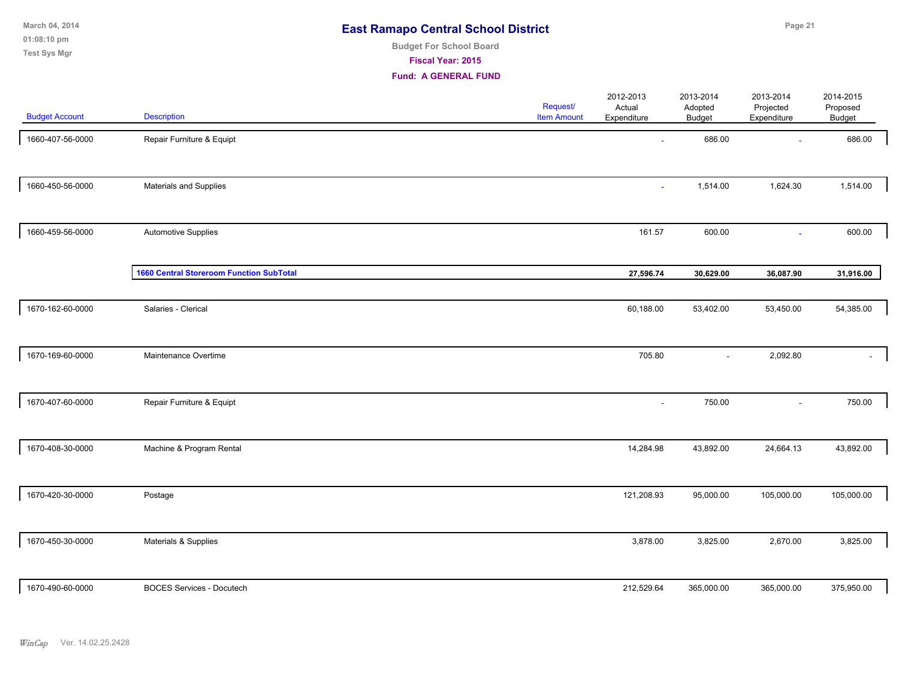# East Ramapo Central School District

Budget For School Board

Fiscal Year: 2015

Fund: A GENERAL FUND

| Budget Account | Description | Request/ Item Amount | 2012-2013 Actual Expenditure | 2013-2014 Adopted Budget | 2013-2014 Projected Expenditure | 2014-2015 Proposed Budget |
|---|---|---|---|---|---|---|
| 1660-407-56-0000 | Repair Furniture & Equipt | | - | 686.00 | - | 686.00 |
| 1660-450-56-0000 | Materials and Supplies | | - | 1,514.00 | 1,624.30 | 1,514.00 |
| 1660-459-56-0000 | Automotive Supplies | | 161.57 | 600.00 | - | 600.00 |
| | **1660 Central Storeroom Function SubTotal** | | **27,596.74** | **30,629.00** | **36,087.90** | **31,916.00** |
| 1670-162-60-0000 | Salaries - Clerical | | 60,188.00 | 53,402.00 | 53,450.00 | 54,385.00 |
| 1670-169-60-0000 | Maintenance Overtime | | 705.80 | - | 2,092.80 | - |
| 1670-407-60-0000 | Repair Furniture & Equipt | | - | 750.00 | - | 750.00 |
| 1670-408-30-0000 | Machine & Program Rental | | 14,284.98 | 43,892.00 | 24,664.13 | 43,892.00 |
| 1670-420-30-0000 | Postage | | 121,208.93 | 95,000.00 | 105,000.00 | 105,000.00 |
| 1670-450-30-0000 | Materials & Supplies | | 3,878.00 | 3,825.00 | 2,670.00 | 3,825.00 |
| 1670-490-60-0000 | BOCES Services - Docutech | | 212,529.64 | 365,000.00 | 365,000.00 | 375,950.00 |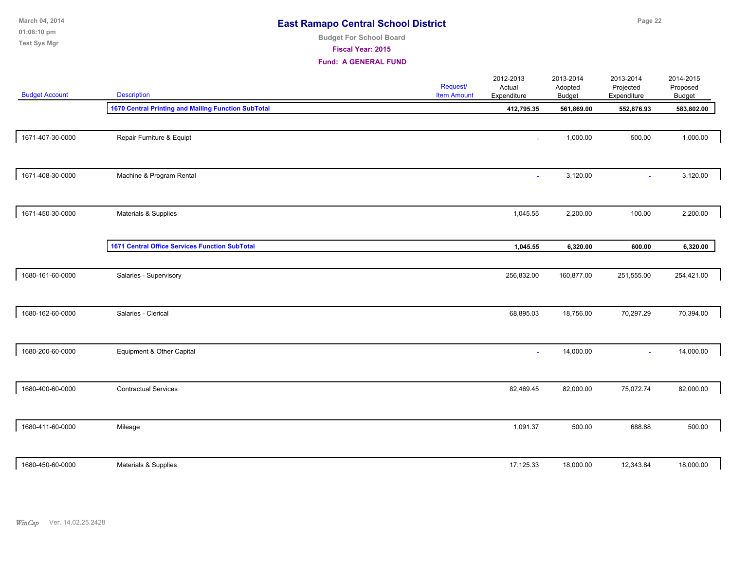# East Ramapo Central School District

**Budget For School Board**

**Fiscal Year: 2015**

**Fund: A GENERAL FUND**

| Budget Account | Description | Request/ Item Amount | 2012-2013 Actual Expenditure | 2013-2014 Adopted Budget | 2013-2014 Projected Expenditure | 2014-2015 Proposed Budget |
|---|---|---|---|---|---|---|
| | **1670 Central Printing and Mailing Function SubTotal** | | **412,795.35** | **561,869.00** | **552,876.93** | **583,802.00** |
| 1671-407-30-0000 | Repair Furniture & Equipt | | - | 1,000.00 | 500.00 | 1,000.00 |
| 1671-408-30-0000 | Machine & Program Rental | | - | 3,120.00 | - | 3,120.00 |
| 1671-450-30-0000 | Materials & Supplies | | 1,045.55 | 2,200.00 | 100.00 | 2,200.00 |
| | **1671 Central Office Services Function SubTotal** | | **1,045.55** | **6,320.00** | **600.00** | **6,320.00** |
| 1680-161-60-0000 | Salaries - Supervisory | | 256,832.00 | 160,877.00 | 251,555.00 | 254,421.00 |
| 1680-162-60-0000 | Salaries - Clerical | | 68,895.03 | 18,756.00 | 70,297.29 | 70,394.00 |
| 1680-200-60-0000 | Equipment & Other Capital | | - | 14,000.00 | - | 14,000.00 |
| 1680-400-60-0000 | Contractual Services | | 82,469.45 | 82,000.00 | 75,072.74 | 82,000.00 |
| 1680-411-60-0000 | Mileage | | 1,091.37 | 500.00 | 688.88 | 500.00 |
| 1680-450-60-0000 | Materials & Supplies | | 17,125.33 | 18,000.00 | 12,343.84 | 18,000.00 |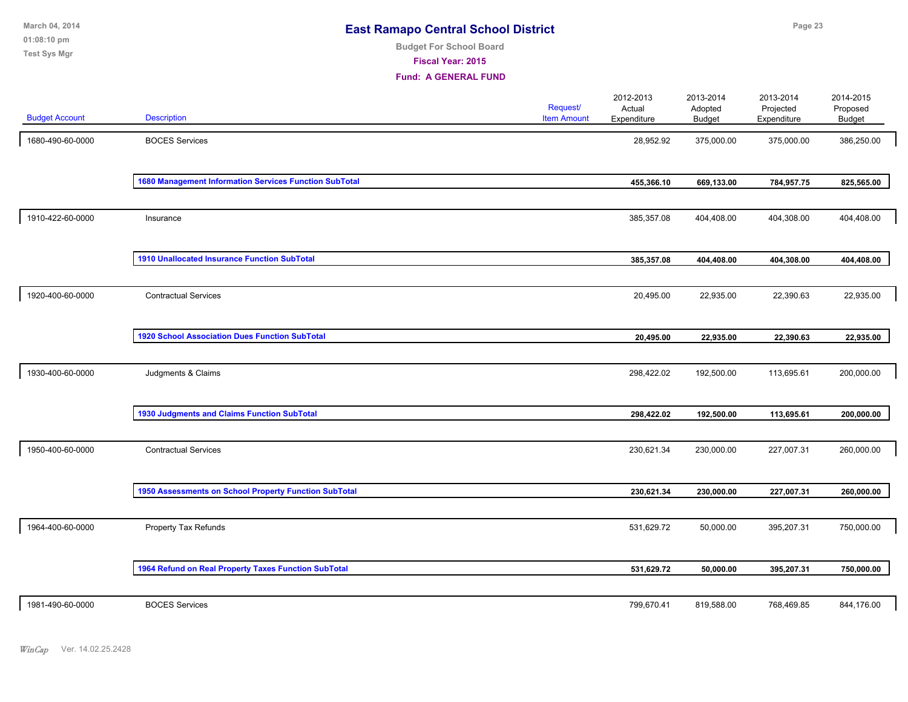# East Ramapo Central School District

**Budget For School Board**

**Fiscal Year: 2015**

**Fund: A GENERAL FUND**

| Budget Account | Description | Request/ Item Amount | 2012-2013 Actual Expenditure | 2013-2014 Adopted Budget | 2013-2014 Projected Expenditure | 2014-2015 Proposed Budget |
|---|---|---|---|---|---|---|
| 1680-490-60-0000 | BOCES Services | | 28,952.92 | 375,000.00 | 375,000.00 | 386,250.00 |
| | **1680 Management Information Services Function SubTotal** | | **455,366.10** | **669,133.00** | **784,957.75** | **825,565.00** |
| 1910-422-60-0000 | Insurance | | 385,357.08 | 404,408.00 | 404,308.00 | 404,408.00 |
| | **1910 Unallocated Insurance Function SubTotal** | | **385,357.08** | **404,408.00** | **404,308.00** | **404,408.00** |
| 1920-400-60-0000 | Contractual Services | | 20,495.00 | 22,935.00 | 22,390.63 | 22,935.00 |
| | **1920 School Association Dues Function SubTotal** | | **20,495.00** | **22,935.00** | **22,390.63** | **22,935.00** |
| 1930-400-60-0000 | Judgments & Claims | | 298,422.02 | 192,500.00 | 113,695.61 | 200,000.00 |
| | **1930 Judgments and Claims Function SubTotal** | | **298,422.02** | **192,500.00** | **113,695.61** | **200,000.00** |
| 1950-400-60-0000 | Contractual Services | | 230,621.34 | 230,000.00 | 227,007.31 | 260,000.00 |
| | **1950 Assessments on School Property Function SubTotal** | | **230,621.34** | **230,000.00** | **227,007.31** | **260,000.00** |
| 1964-400-60-0000 | Property Tax Refunds | | 531,629.72 | 50,000.00 | 395,207.31 | 750,000.00 |
| | **1964 Refund on Real Property Taxes Function SubTotal** | | **531,629.72** | **50,000.00** | **395,207.31** | **750,000.00** |
| 1981-490-60-0000 | BOCES Services | | 799,670.41 | 819,588.00 | 768,469.85 | 844,176.00 |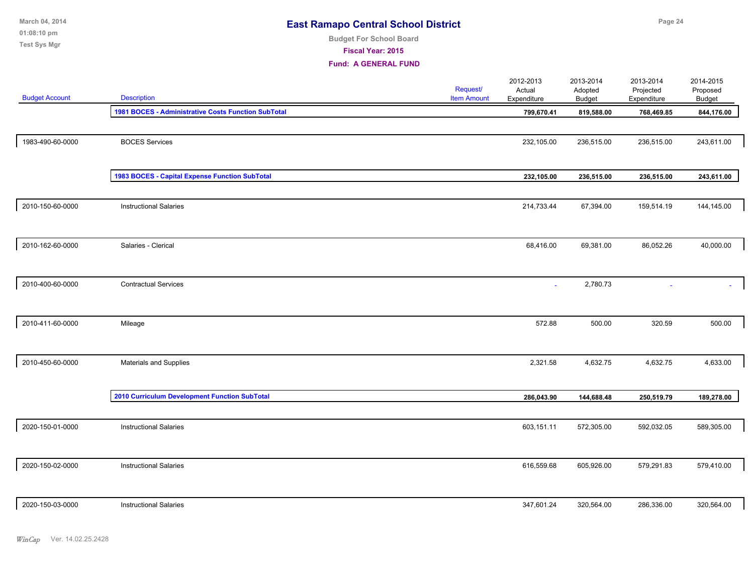# East Ramapo Central School District

**Budget For School Board**

**Fiscal Year: 2015**

**Fund: A GENERAL FUND**

| Budget Account | Description | Request/ Item Amount | 2012-2013 Actual Expenditure | 2013-2014 Adopted Budget | 2013-2014 Projected Expenditure | 2014-2015 Proposed Budget |
|---|---|---|---|---|---|---|
| | **1981 BOCES - Administrative Costs Function SubTotal** | | **799,670.41** | **819,588.00** | **768,469.85** | **844,176.00** |
| 1983-490-60-0000 | BOCES Services | | 232,105.00 | 236,515.00 | 236,515.00 | 243,611.00 |
| | **1983 BOCES - Capital Expense Function SubTotal** | | **232,105.00** | **236,515.00** | **236,515.00** | **243,611.00** |
| 2010-150-60-0000 | Instructional Salaries | | 214,733.44 | 67,394.00 | 159,514.19 | 144,145.00 |
| 2010-162-60-0000 | Salaries - Clerical | | 68,416.00 | 69,381.00 | 86,052.26 | 40,000.00 |
| 2010-400-60-0000 | Contractual Services | | - | 2,780.73 | - | - |
| 2010-411-60-0000 | Mileage | | 572.88 | 500.00 | 320.59 | 500.00 |
| 2010-450-60-0000 | Materials and Supplies | | 2,321.58 | 4,632.75 | 4,632.75 | 4,633.00 |
| | **2010 Curriculum Development Function SubTotal** | | **286,043.90** | **144,688.48** | **250,519.79** | **189,278.00** |
| 2020-150-01-0000 | Instructional Salaries | | 603,151.11 | 572,305.00 | 592,032.05 | 589,305.00 |
| 2020-150-02-0000 | Instructional Salaries | | 616,559.68 | 605,926.00 | 579,291.83 | 579,410.00 |
| 2020-150-03-0000 | Instructional Salaries | | 347,601.24 | 320,564.00 | 286,336.00 | 320,564.00 |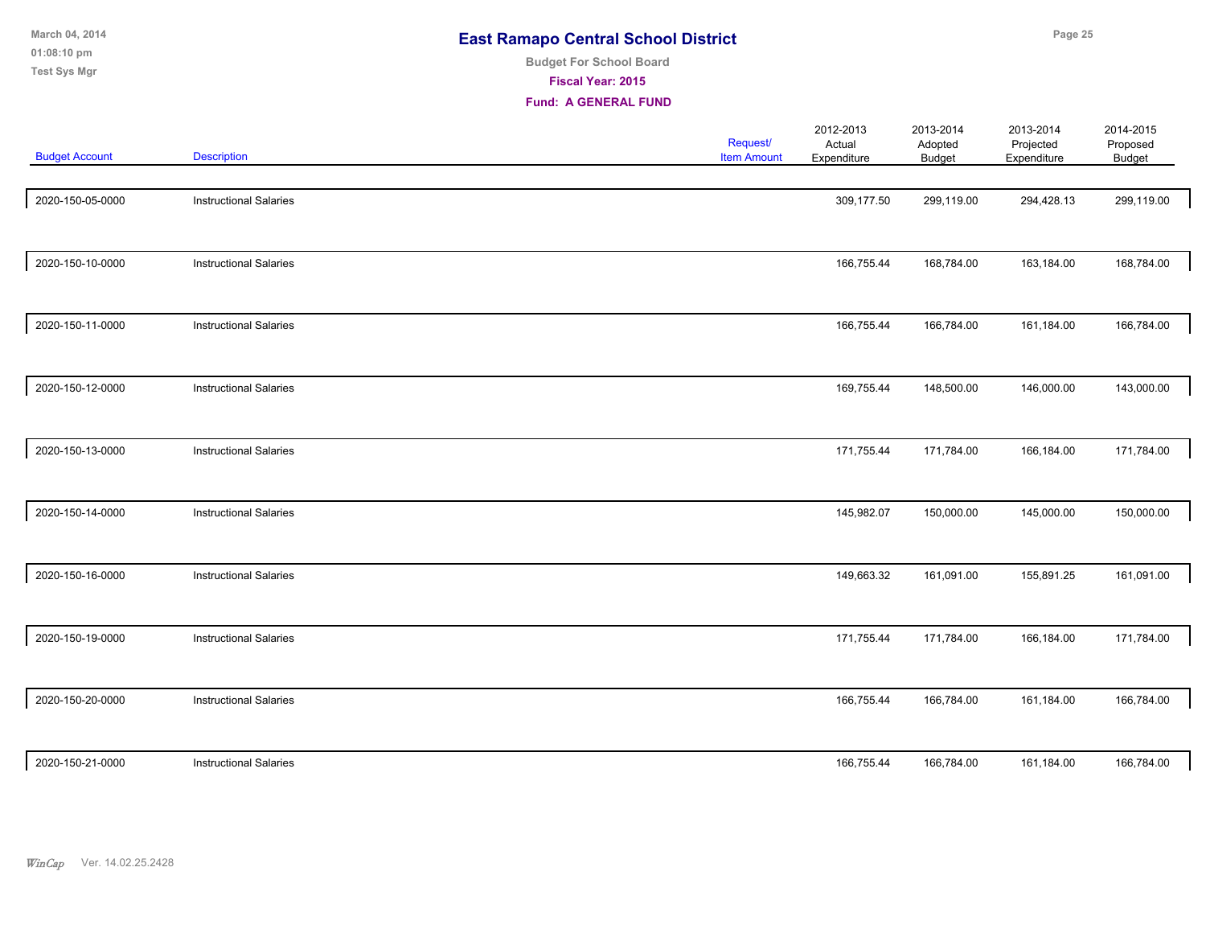# East Ramapo Central School District

**Budget For School Board**

**Fiscal Year: 2015**

**Fund: A GENERAL FUND**

| Budget Account | Description | Request/ Item Amount | 2012-2013 Actual Expenditure | 2013-2014 Adopted Budget | 2013-2014 Projected Expenditure | 2014-2015 Proposed Budget |
|---|---|---|---|---|---|---|
| 2020-150-05-0000 | Instructional Salaries | | 309,177.50 | 299,119.00 | 294,428.13 | 299,119.00 |
| 2020-150-10-0000 | Instructional Salaries | | 166,755.44 | 168,784.00 | 163,184.00 | 168,784.00 |
| 2020-150-11-0000 | Instructional Salaries | | 166,755.44 | 166,784.00 | 161,184.00 | 166,784.00 |
| 2020-150-12-0000 | Instructional Salaries | | 169,755.44 | 148,500.00 | 146,000.00 | 143,000.00 |
| 2020-150-13-0000 | Instructional Salaries | | 171,755.44 | 171,784.00 | 166,184.00 | 171,784.00 |
| 2020-150-14-0000 | Instructional Salaries | | 145,982.07 | 150,000.00 | 145,000.00 | 150,000.00 |
| 2020-150-16-0000 | Instructional Salaries | | 149,663.32 | 161,091.00 | 155,891.25 | 161,091.00 |
| 2020-150-19-0000 | Instructional Salaries | | 171,755.44 | 171,784.00 | 166,184.00 | 171,784.00 |
| 2020-150-20-0000 | Instructional Salaries | | 166,755.44 | 166,784.00 | 161,184.00 | 166,784.00 |
| 2020-150-21-0000 | Instructional Salaries | | 166,755.44 | 166,784.00 | 161,184.00 | 166,784.00 |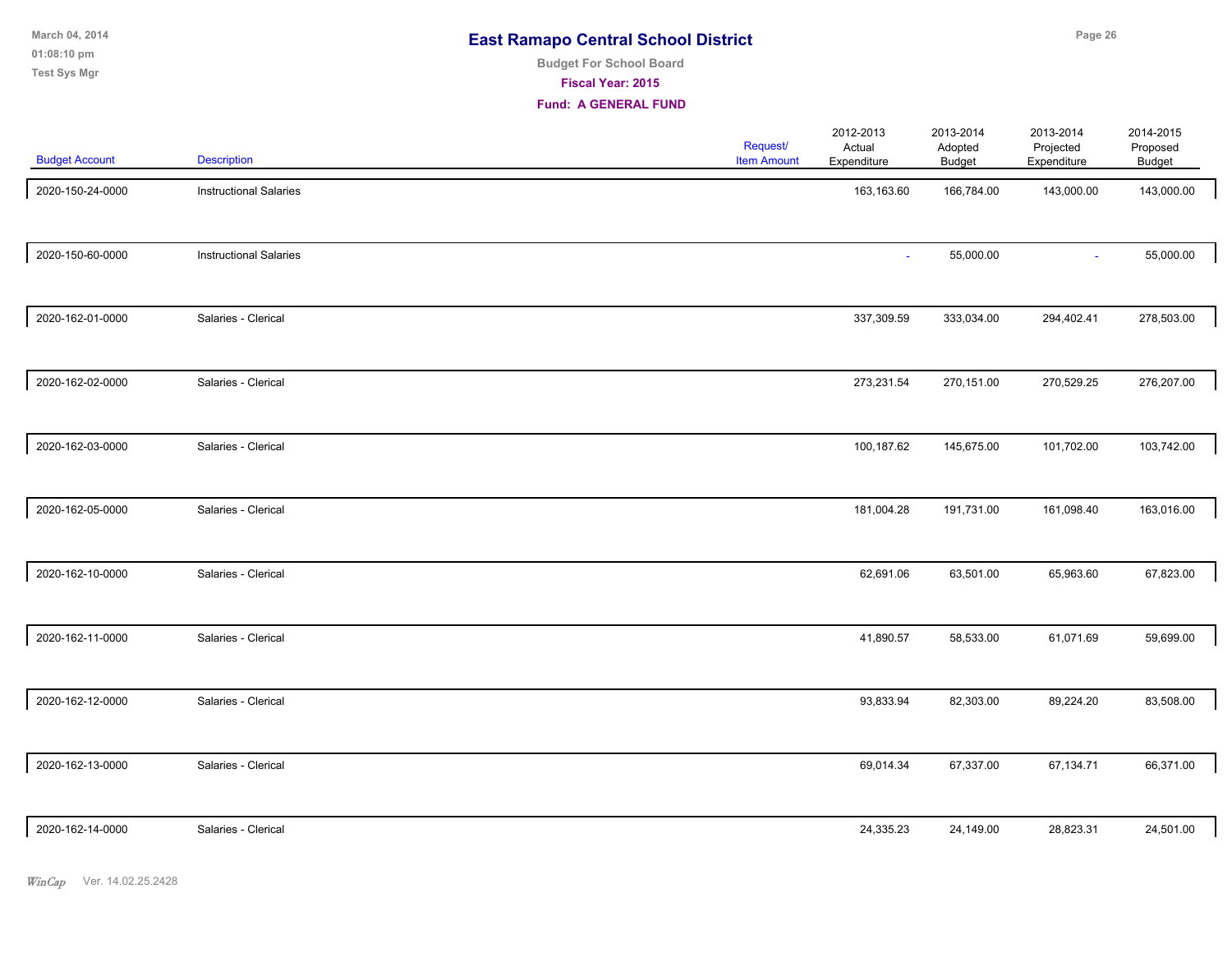# East Ramapo Central School District

Budget For School Board

**Fiscal Year: 2015**

**Fund: A GENERAL FUND**

| Budget Account | Description | Request/ Item Amount | 2012-2013 Actual Expenditure | 2013-2014 Adopted Budget | 2013-2014 Projected Expenditure | 2014-2015 Proposed Budget |
|---|---|---|---|---|---|---|
| 2020-150-24-0000 | Instructional Salaries | | 163,163.60 | 166,784.00 | 143,000.00 | 143,000.00 |
| 2020-150-60-0000 | Instructional Salaries | | - | 55,000.00 | - | 55,000.00 |
| 2020-162-01-0000 | Salaries - Clerical | | 337,309.59 | 333,034.00 | 294,402.41 | 278,503.00 |
| 2020-162-02-0000 | Salaries - Clerical | | 273,231.54 | 270,151.00 | 270,529.25 | 276,207.00 |
| 2020-162-03-0000 | Salaries - Clerical | | 100,187.62 | 145,675.00 | 101,702.00 | 103,742.00 |
| 2020-162-05-0000 | Salaries - Clerical | | 181,004.28 | 191,731.00 | 161,098.40 | 163,016.00 |
| 2020-162-10-0000 | Salaries - Clerical | | 62,691.06 | 63,501.00 | 65,963.60 | 67,823.00 |
| 2020-162-11-0000 | Salaries - Clerical | | 41,890.57 | 58,533.00 | 61,071.69 | 59,699.00 |
| 2020-162-12-0000 | Salaries - Clerical | | 93,833.94 | 82,303.00 | 89,224.20 | 83,508.00 |
| 2020-162-13-0000 | Salaries - Clerical | | 69,014.34 | 67,337.00 | 67,134.71 | 66,371.00 |
| 2020-162-14-0000 | Salaries - Clerical | | 24,335.23 | 24,149.00 | 28,823.31 | 24,501.00 |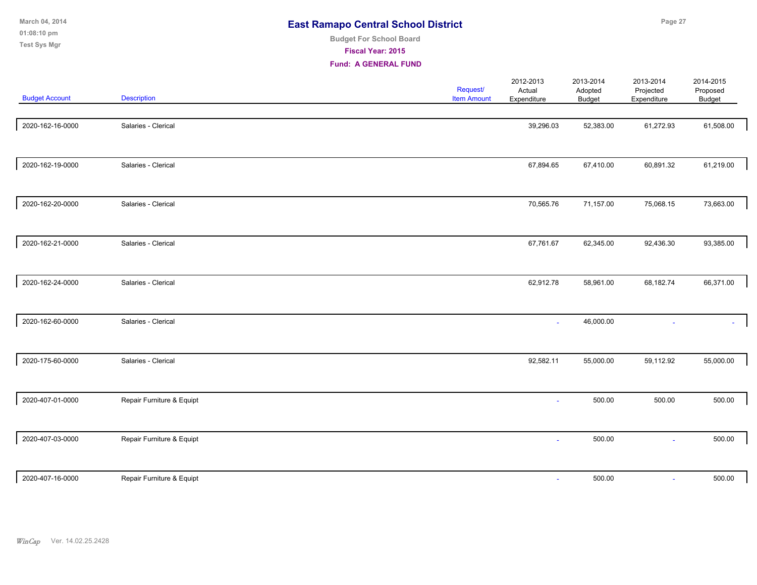# East Ramapo Central School District

**Budget For School Board**

**Fiscal Year: 2015**

**Fund: A GENERAL FUND**

| Budget Account | Description | Request/ Item Amount | 2012-2013 Actual Expenditure | 2013-2014 Adopted Budget | 2013-2014 Projected Expenditure | 2014-2015 Proposed Budget |
|---|---|---|---|---|---|---|
| 2020-162-16-0000 | Salaries - Clerical | | 39,296.03 | 52,383.00 | 61,272.93 | 61,508.00 |
| 2020-162-19-0000 | Salaries - Clerical | | 67,894.65 | 67,410.00 | 60,891.32 | 61,219.00 |
| 2020-162-20-0000 | Salaries - Clerical | | 70,565.76 | 71,157.00 | 75,068.15 | 73,663.00 |
| 2020-162-21-0000 | Salaries - Clerical | | 67,761.67 | 62,345.00 | 92,436.30 | 93,385.00 |
| 2020-162-24-0000 | Salaries - Clerical | | 62,912.78 | 58,961.00 | 68,182.74 | 66,371.00 |
| 2020-162-60-0000 | Salaries - Clerical | | - | 46,000.00 | - | - |
| 2020-175-60-0000 | Salaries - Clerical | | 92,582.11 | 55,000.00 | 59,112.92 | 55,000.00 |
| 2020-407-01-0000 | Repair Furniture & Equipt | | - | 500.00 | 500.00 | 500.00 |
| 2020-407-03-0000 | Repair Furniture & Equipt | | - | 500.00 | - | 500.00 |
| 2020-407-16-0000 | Repair Furniture & Equipt | | - | 500.00 | - | 500.00 |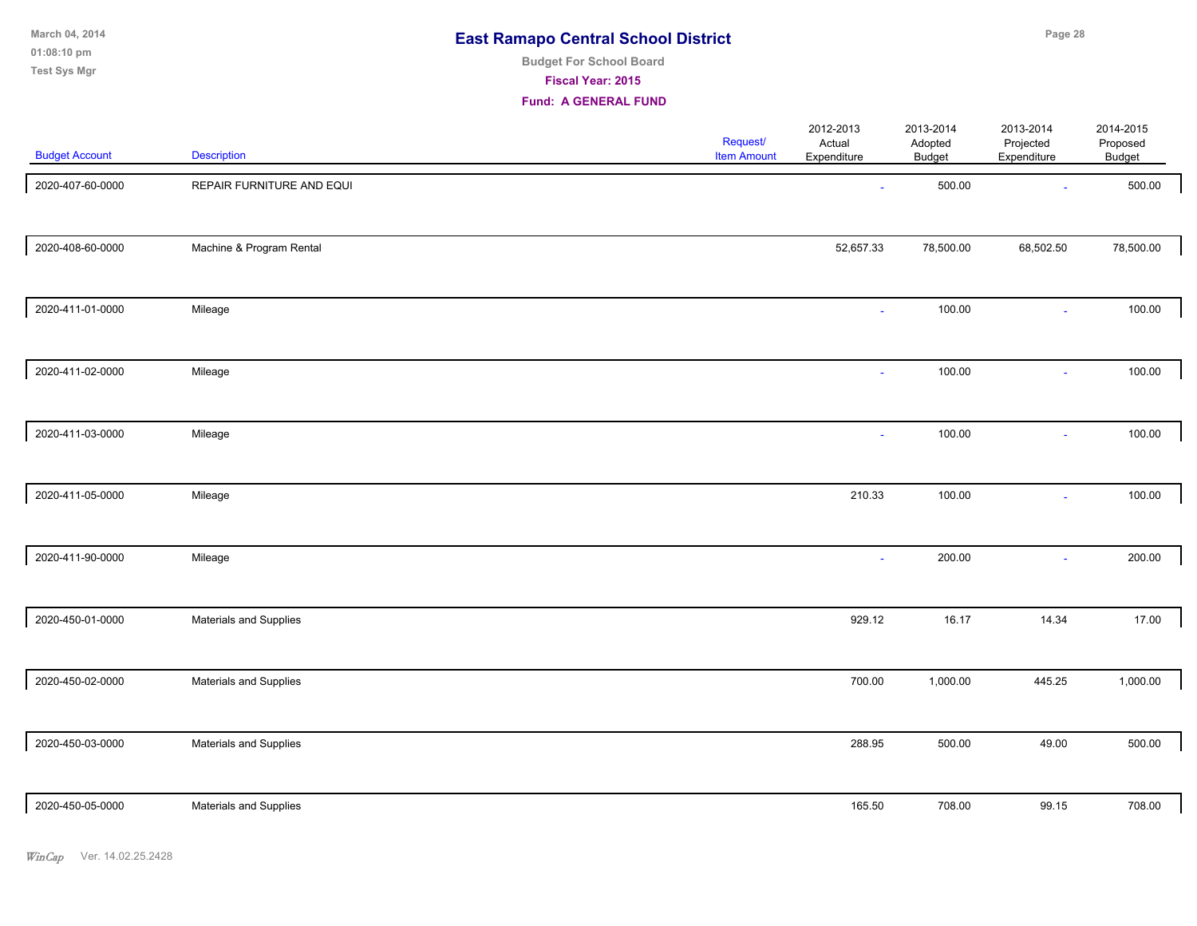# East Ramapo Central School District

**Budget For School Board**

**Fiscal Year: 2015**

**Fund: A GENERAL FUND**

| Budget Account | Description | Request/ Item Amount | 2012-2013 Actual Expenditure | 2013-2014 Adopted Budget | 2013-2014 Projected Expenditure | 2014-2015 Proposed Budget |
|---|---|---|---|---|---|---|
| 2020-407-60-0000 | REPAIR FURNITURE AND EQUI | | - | 500.00 | - | 500.00 |
| 2020-408-60-0000 | Machine & Program Rental | | 52,657.33 | 78,500.00 | 68,502.50 | 78,500.00 |
| 2020-411-01-0000 | Mileage | | - | 100.00 | - | 100.00 |
| 2020-411-02-0000 | Mileage | | - | 100.00 | - | 100.00 |
| 2020-411-03-0000 | Mileage | | - | 100.00 | - | 100.00 |
| 2020-411-05-0000 | Mileage | | 210.33 | 100.00 | - | 100.00 |
| 2020-411-90-0000 | Mileage | | - | 200.00 | - | 200.00 |
| 2020-450-01-0000 | Materials and Supplies | | 929.12 | 16.17 | 14.34 | 17.00 |
| 2020-450-02-0000 | Materials and Supplies | | 700.00 | 1,000.00 | 445.25 | 1,000.00 |
| 2020-450-03-0000 | Materials and Supplies | | 288.95 | 500.00 | 49.00 | 500.00 |
| 2020-450-05-0000 | Materials and Supplies | | 165.50 | 708.00 | 99.15 | 708.00 |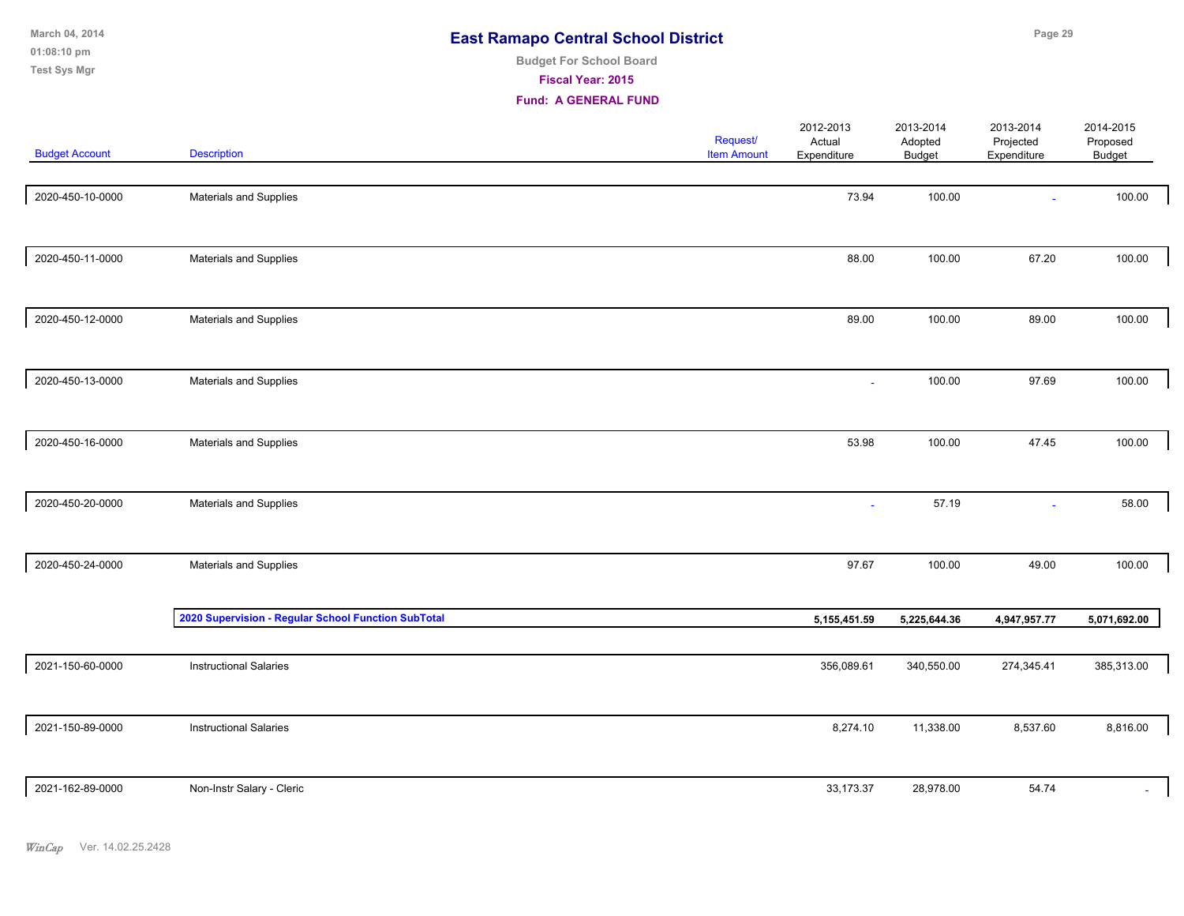# East Ramapo Central School District

**Budget For School Board**

**Fiscal Year: 2015**

**Fund: A GENERAL FUND**

| Budget Account | Description | Request/ Item Amount | 2012-2013 Actual Expenditure | 2013-2014 Adopted Budget | 2013-2014 Projected Expenditure | 2014-2015 Proposed Budget |
|---|---|---|---|---|---|---|
| 2020-450-10-0000 | Materials and Supplies | | 73.94 | 100.00 | - | 100.00 |
| 2020-450-11-0000 | Materials and Supplies | | 88.00 | 100.00 | 67.20 | 100.00 |
| 2020-450-12-0000 | Materials and Supplies | | 89.00 | 100.00 | 89.00 | 100.00 |
| 2020-450-13-0000 | Materials and Supplies | | - | 100.00 | 97.69 | 100.00 |
| 2020-450-16-0000 | Materials and Supplies | | 53.98 | 100.00 | 47.45 | 100.00 |
| 2020-450-20-0000 | Materials and Supplies | | - | 57.19 | - | 58.00 |
| 2020-450-24-0000 | Materials and Supplies | | 97.67 | 100.00 | 49.00 | 100.00 |
| | **2020 Supervision - Regular School Function SubTotal** | | **5,155,451.59** | **5,225,644.36** | **4,947,957.77** | **5,071,692.00** |
| 2021-150-60-0000 | Instructional Salaries | | 356,089.61 | 340,550.00 | 274,345.41 | 385,313.00 |
| 2021-150-89-0000 | Instructional Salaries | | 8,274.10 | 11,338.00 | 8,537.60 | 8,816.00 |
| 2021-162-89-0000 | Non-Instr Salary - Cleric | | 33,173.37 | 28,978.00 | 54.74 | - |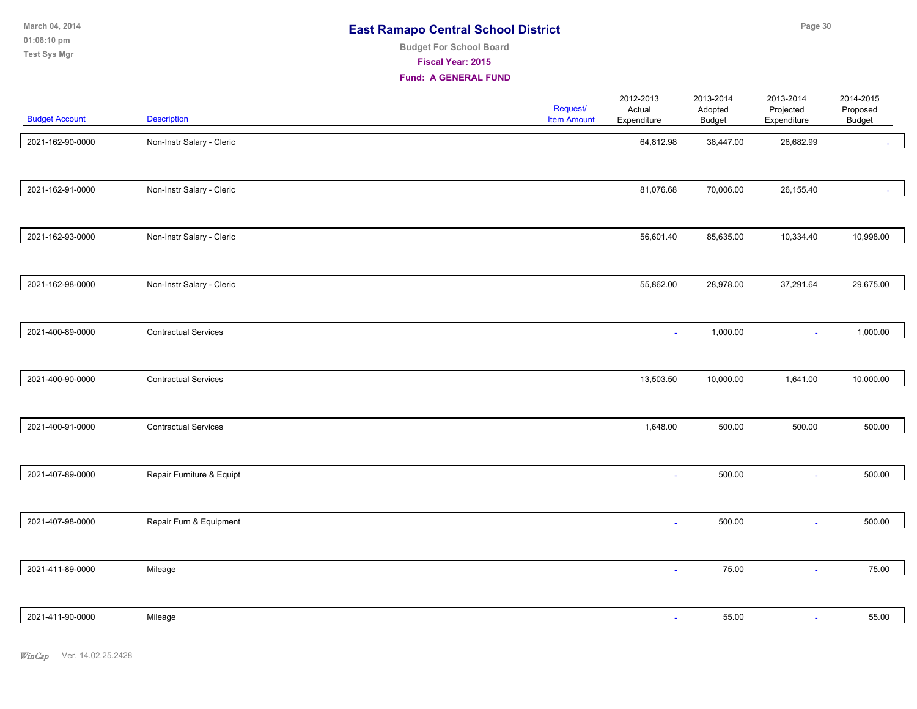# East Ramapo Central School District

**Budget For School Board**

**Fiscal Year: 2015**

**Fund: A GENERAL FUND**

| Budget Account | Description | Request/ Item Amount | 2012-2013 Actual Expenditure | 2013-2014 Adopted Budget | 2013-2014 Projected Expenditure | 2014-2015 Proposed Budget |
|---|---|---|---|---|---|---|
| 2021-162-90-0000 | Non-Instr Salary - Cleric | | 64,812.98 | 38,447.00 | 28,682.99 | - |
| 2021-162-91-0000 | Non-Instr Salary - Cleric | | 81,076.68 | 70,006.00 | 26,155.40 | - |
| 2021-162-93-0000 | Non-Instr Salary - Cleric | | 56,601.40 | 85,635.00 | 10,334.40 | 10,998.00 |
| 2021-162-98-0000 | Non-Instr Salary - Cleric | | 55,862.00 | 28,978.00 | 37,291.64 | 29,675.00 |
| 2021-400-89-0000 | Contractual Services | | - | 1,000.00 | - | 1,000.00 |
| 2021-400-90-0000 | Contractual Services | | 13,503.50 | 10,000.00 | 1,641.00 | 10,000.00 |
| 2021-400-91-0000 | Contractual Services | | 1,648.00 | 500.00 | 500.00 | 500.00 |
| 2021-407-89-0000 | Repair Furniture & Equipt | | - | 500.00 | - | 500.00 |
| 2021-407-98-0000 | Repair Furn & Equipment | | - | 500.00 | - | 500.00 |
| 2021-411-89-0000 | Mileage | | - | 75.00 | - | 75.00 |
| 2021-411-90-0000 | Mileage | | - | 55.00 | - | 55.00 |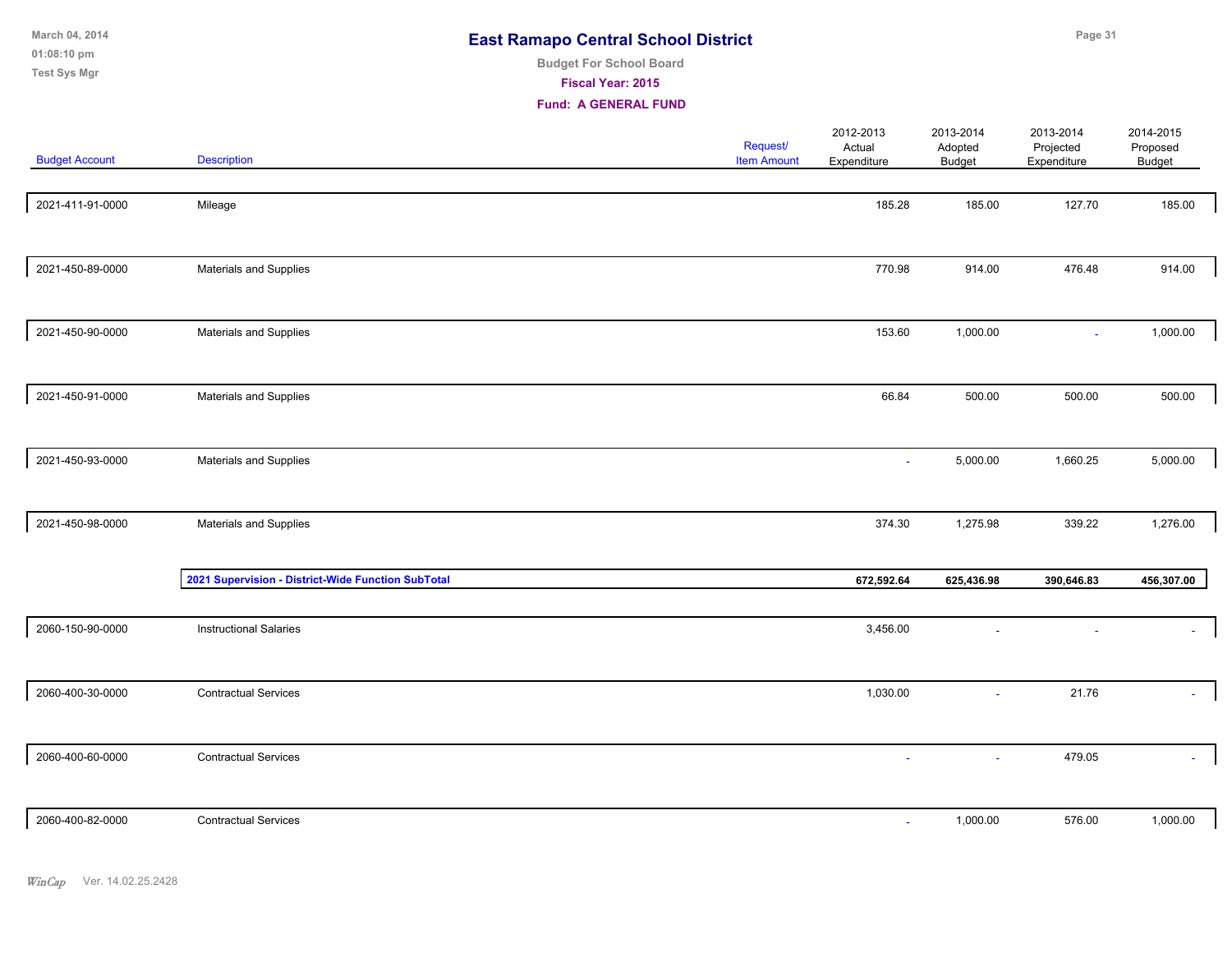# East Ramapo Central School District

**Budget For School Board**

**Fiscal Year: 2015**

**Fund: A GENERAL FUND**

| Budget Account | Description | Request/ Item Amount | 2012-2013 Actual Expenditure | 2013-2014 Adopted Budget | 2013-2014 Projected Expenditure | 2014-2015 Proposed Budget |
|---|---|---|---|---|---|---|
| 2021-411-91-0000 | Mileage | | 185.28 | 185.00 | 127.70 | 185.00 |
| 2021-450-89-0000 | Materials and Supplies | | 770.98 | 914.00 | 476.48 | 914.00 |
| 2021-450-90-0000 | Materials and Supplies | | 153.60 | 1,000.00 | - | 1,000.00 |
| 2021-450-91-0000 | Materials and Supplies | | 66.84 | 500.00 | 500.00 | 500.00 |
| 2021-450-93-0000 | Materials and Supplies | | - | 5,000.00 | 1,660.25 | 5,000.00 |
| 2021-450-98-0000 | Materials and Supplies | | 374.30 | 1,275.98 | 339.22 | 1,276.00 |
| | **2021 Supervision - District-Wide Function SubTotal** | | **672,592.64** | **625,436.98** | **390,646.83** | **456,307.00** |
| 2060-150-90-0000 | Instructional Salaries | | 3,456.00 | - | - | - |
| 2060-400-30-0000 | Contractual Services | | 1,030.00 | - | 21.76 | - |
| 2060-400-60-0000 | Contractual Services | | - | - | 479.05 | - |
| 2060-400-82-0000 | Contractual Services | | - | 1,000.00 | 576.00 | 1,000.00 |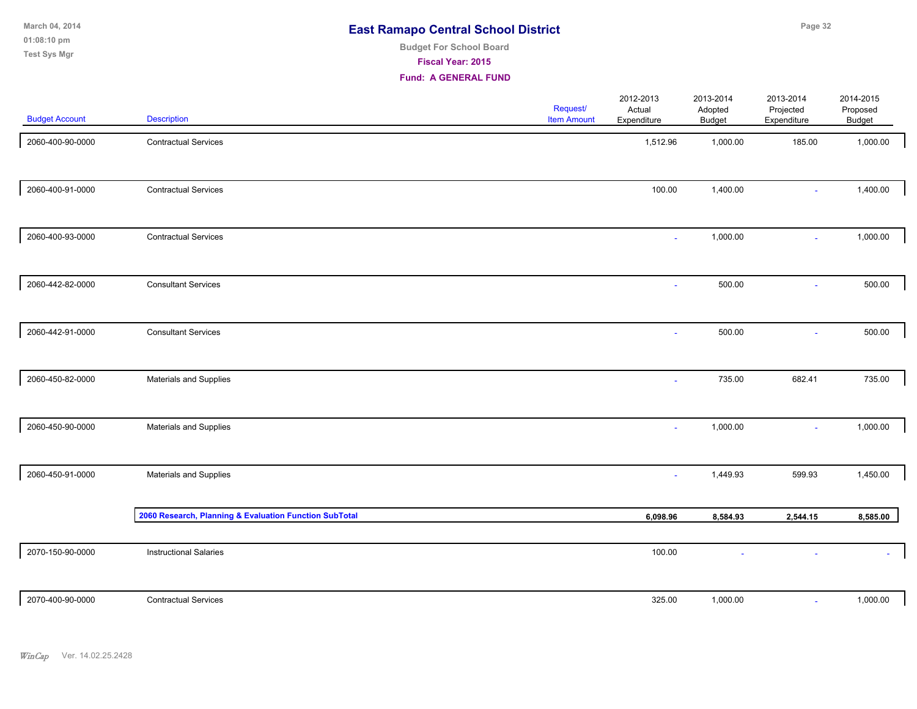# East Ramapo Central School District

Budget For School Board

Fiscal Year: 2015

Fund: A GENERAL FUND

| Budget Account | Description | Request/ Item Amount | 2012-2013 Actual Expenditure | 2013-2014 Adopted Budget | 2013-2014 Projected Expenditure | 2014-2015 Proposed Budget |
|---|---|---|---|---|---|---|
| 2060-400-90-0000 | Contractual Services | | 1,512.96 | 1,000.00 | 185.00 | 1,000.00 |
| 2060-400-91-0000 | Contractual Services | | 100.00 | 1,400.00 | - | 1,400.00 |
| 2060-400-93-0000 | Contractual Services | | - | 1,000.00 | - | 1,000.00 |
| 2060-442-82-0000 | Consultant Services | | - | 500.00 | - | 500.00 |
| 2060-442-91-0000 | Consultant Services | | - | 500.00 | - | 500.00 |
| 2060-450-82-0000 | Materials and Supplies | | - | 735.00 | 682.41 | 735.00 |
| 2060-450-90-0000 | Materials and Supplies | | - | 1,000.00 | - | 1,000.00 |
| 2060-450-91-0000 | Materials and Supplies | | - | 1,449.93 | 599.93 | 1,450.00 |
| | **2060 Research, Planning & Evaluation Function SubTotal** | | **6,098.96** | **8,584.93** | **2,544.15** | **8,585.00** |
| 2070-150-90-0000 | Instructional Salaries | | 100.00 | - | - | - |
| 2070-400-90-0000 | Contractual Services | | 325.00 | 1,000.00 | - | 1,000.00 |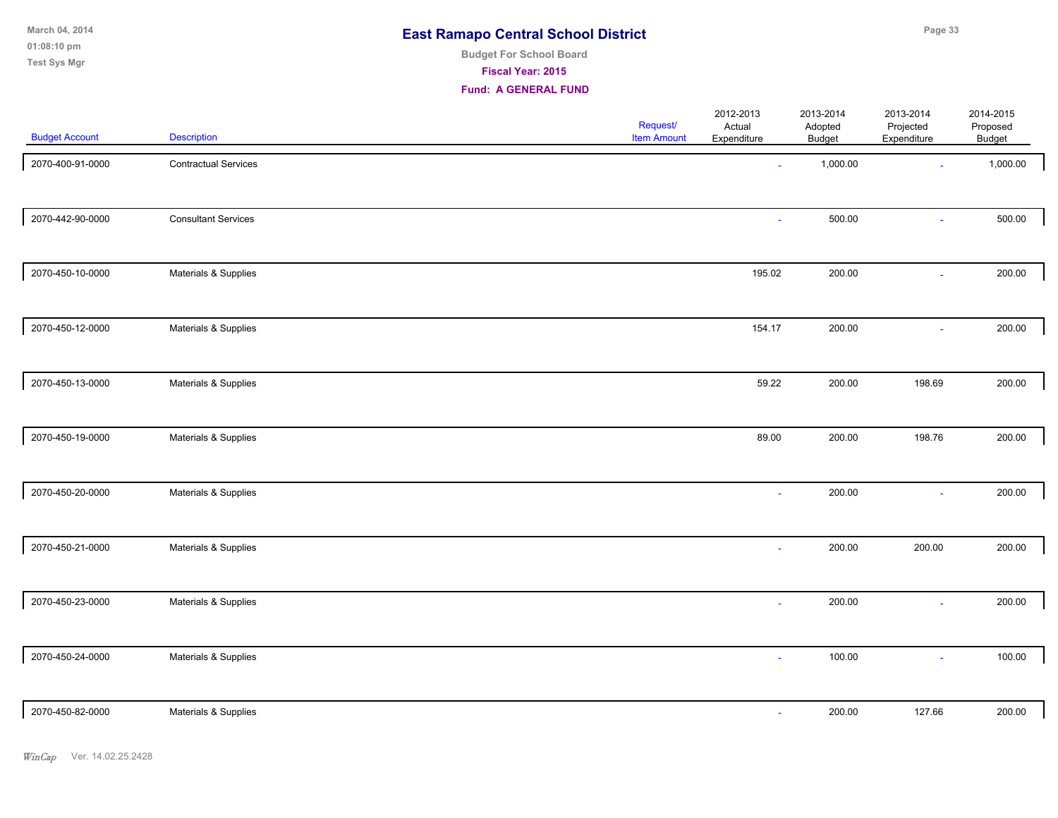# East Ramapo Central School District

**Budget For School Board**

**Fiscal Year: 2015**

**Fund: A GENERAL FUND**

| Budget Account | Description | Request/ Item Amount | 2012-2013 Actual Expenditure | 2013-2014 Adopted Budget | 2013-2014 Projected Expenditure | 2014-2015 Proposed Budget |
|---|---|---|---|---|---|---|
| 2070-400-91-0000 | Contractual Services | | - | 1,000.00 | - | 1,000.00 |
| 2070-442-90-0000 | Consultant Services | | - | 500.00 | - | 500.00 |
| 2070-450-10-0000 | Materials & Supplies | | 195.02 | 200.00 | - | 200.00 |
| 2070-450-12-0000 | Materials & Supplies | | 154.17 | 200.00 | - | 200.00 |
| 2070-450-13-0000 | Materials & Supplies | | 59.22 | 200.00 | 198.69 | 200.00 |
| 2070-450-19-0000 | Materials & Supplies | | 89.00 | 200.00 | 198.76 | 200.00 |
| 2070-450-20-0000 | Materials & Supplies | | - | 200.00 | - | 200.00 |
| 2070-450-21-0000 | Materials & Supplies | | - | 200.00 | 200.00 | 200.00 |
| 2070-450-23-0000 | Materials & Supplies | | - | 200.00 | - | 200.00 |
| 2070-450-24-0000 | Materials & Supplies | | - | 100.00 | - | 100.00 |
| 2070-450-82-0000 | Materials & Supplies | | - | 200.00 | 127.66 | 200.00 |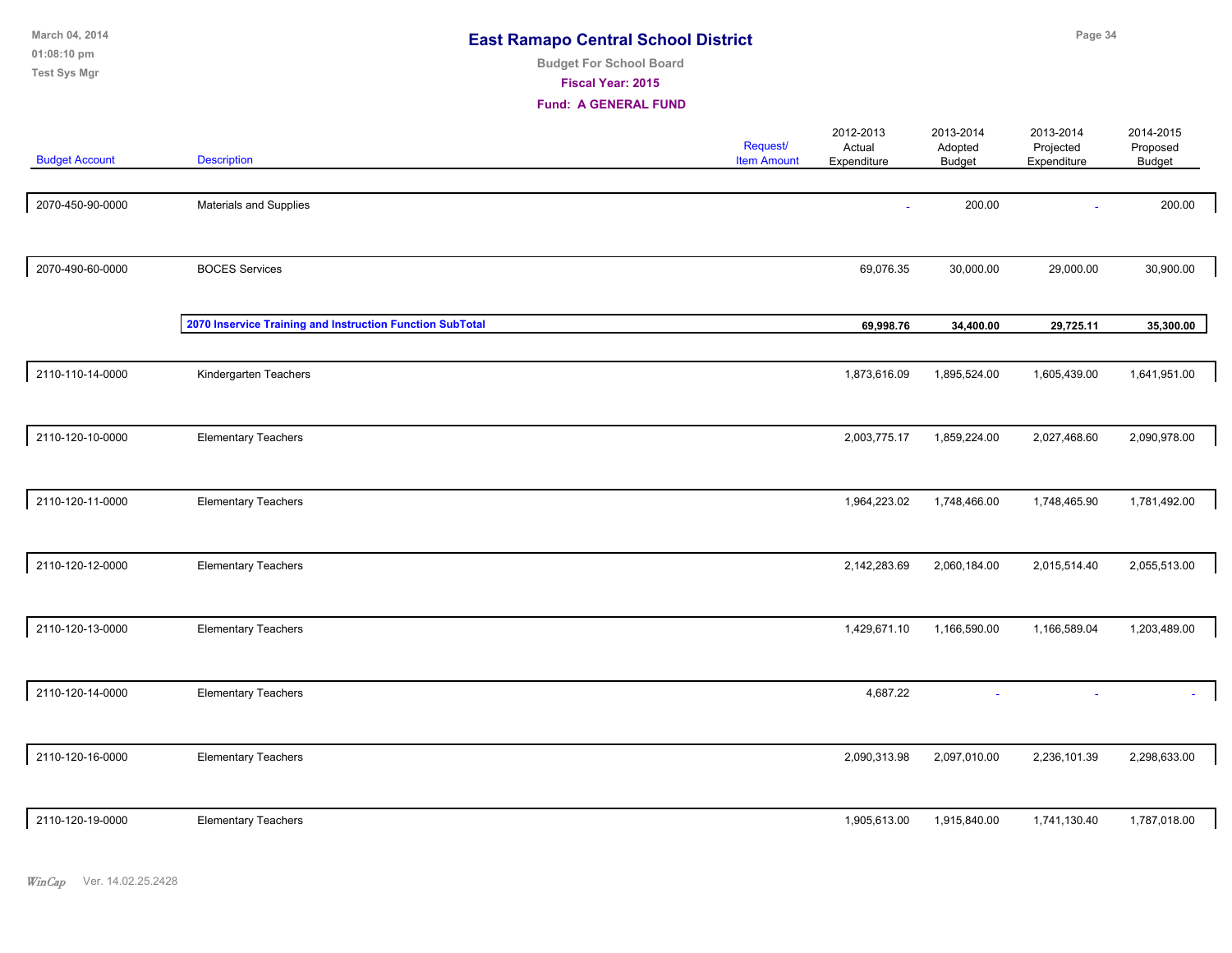# East Ramapo Central School District

**Budget For School Board**

**Fiscal Year: 2015**

**Fund: A GENERAL FUND**

| Budget Account | Description | Request/ Item Amount | 2012-2013 Actual Expenditure | 2013-2014 Adopted Budget | 2013-2014 Projected Expenditure | 2014-2015 Proposed Budget |
|---|---|---|---|---|---|---|
| 2070-450-90-0000 | Materials and Supplies | | - | 200.00 | - | 200.00 |
| 2070-490-60-0000 | BOCES Services | | 69,076.35 | 30,000.00 | 29,000.00 | 30,900.00 |
| | **2070 Inservice Training and Instruction Function SubTotal** | | **69,998.76** | **34,400.00** | **29,725.11** | **35,300.00** |
| 2110-110-14-0000 | Kindergarten Teachers | | 1,873,616.09 | 1,895,524.00 | 1,605,439.00 | 1,641,951.00 |
| 2110-120-10-0000 | Elementary Teachers | | 2,003,775.17 | 1,859,224.00 | 2,027,468.60 | 2,090,978.00 |
| 2110-120-11-0000 | Elementary Teachers | | 1,964,223.02 | 1,748,466.00 | 1,748,465.90 | 1,781,492.00 |
| 2110-120-12-0000 | Elementary Teachers | | 2,142,283.69 | 2,060,184.00 | 2,015,514.40 | 2,055,513.00 |
| 2110-120-13-0000 | Elementary Teachers | | 1,429,671.10 | 1,166,590.00 | 1,166,589.04 | 1,203,489.00 |
| 2110-120-14-0000 | Elementary Teachers | | 4,687.22 | - | - | - |
| 2110-120-16-0000 | Elementary Teachers | | 2,090,313.98 | 2,097,010.00 | 2,236,101.39 | 2,298,633.00 |
| 2110-120-19-0000 | Elementary Teachers | | 1,905,613.00 | 1,915,840.00 | 1,741,130.40 | 1,787,018.00 |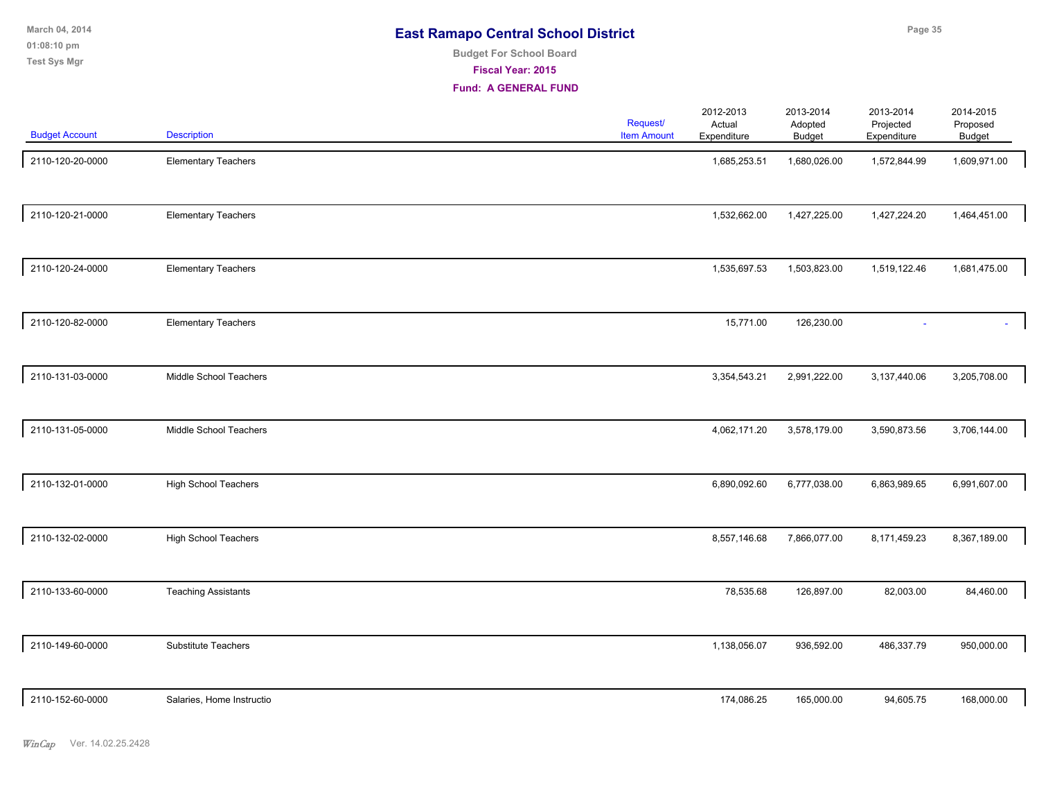# East Ramapo Central School District

**Budget For School Board**

**Fiscal Year: 2015**

**Fund: A GENERAL FUND**

| Budget Account | Description | Request/ Item Amount | 2012-2013 Actual Expenditure | 2013-2014 Adopted Budget | 2013-2014 Projected Expenditure | 2014-2015 Proposed Budget |
|---|---|---|---|---|---|---|
| 2110-120-20-0000 | Elementary Teachers | | 1,685,253.51 | 1,680,026.00 | 1,572,844.99 | 1,609,971.00 |
| 2110-120-21-0000 | Elementary Teachers | | 1,532,662.00 | 1,427,225.00 | 1,427,224.20 | 1,464,451.00 |
| 2110-120-24-0000 | Elementary Teachers | | 1,535,697.53 | 1,503,823.00 | 1,519,122.46 | 1,681,475.00 |
| 2110-120-82-0000 | Elementary Teachers | | 15,771.00 | 126,230.00 | - | - |
| 2110-131-03-0000 | Middle School Teachers | | 3,354,543.21 | 2,991,222.00 | 3,137,440.06 | 3,205,708.00 |
| 2110-131-05-0000 | Middle School Teachers | | 4,062,171.20 | 3,578,179.00 | 3,590,873.56 | 3,706,144.00 |
| 2110-132-01-0000 | High School Teachers | | 6,890,092.60 | 6,777,038.00 | 6,863,989.65 | 6,991,607.00 |
| 2110-132-02-0000 | High School Teachers | | 8,557,146.68 | 7,866,077.00 | 8,171,459.23 | 8,367,189.00 |
| 2110-133-60-0000 | Teaching Assistants | | 78,535.68 | 126,897.00 | 82,003.00 | 84,460.00 |
| 2110-149-60-0000 | Substitute Teachers | | 1,138,056.07 | 936,592.00 | 486,337.79 | 950,000.00 |
| 2110-152-60-0000 | Salaries, Home Instructio | | 174,086.25 | 165,000.00 | 94,605.75 | 168,000.00 |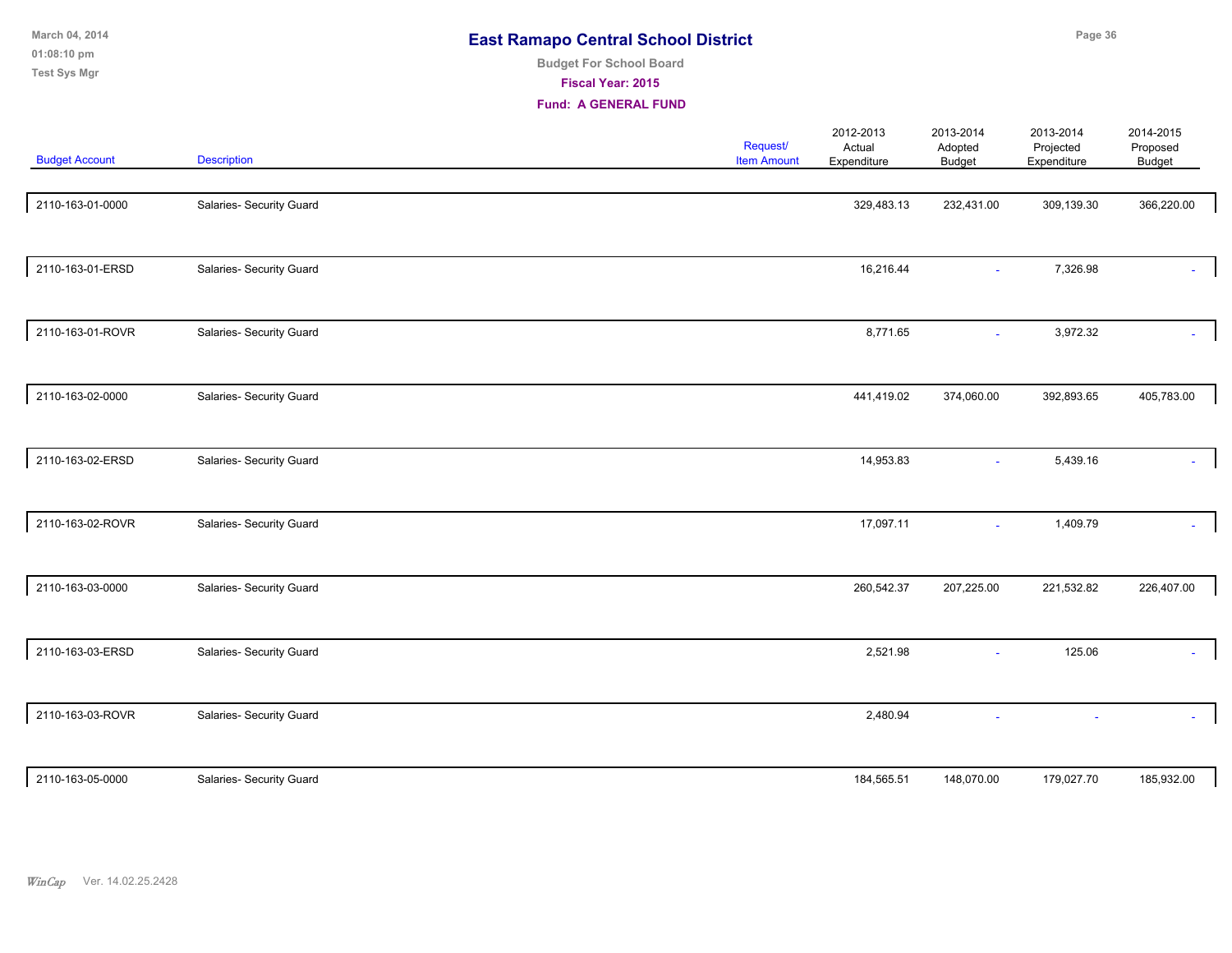# East Ramapo Central School District

**Budget For School Board**

**Fiscal Year: 2015**

**Fund: A GENERAL FUND**

| Budget Account | Description | Request/ Item Amount | 2012-2013 Actual Expenditure | 2013-2014 Adopted Budget | 2013-2014 Projected Expenditure | 2014-2015 Proposed Budget |
|---|---|---|---|---|---|---|
| 2110-163-01-0000 | Salaries- Security Guard | | 329,483.13 | 232,431.00 | 309,139.30 | 366,220.00 |
| 2110-163-01-ERSD | Salaries- Security Guard | | 16,216.44 | - | 7,326.98 | - |
| 2110-163-01-ROVR | Salaries- Security Guard | | 8,771.65 | - | 3,972.32 | - |
| 2110-163-02-0000 | Salaries- Security Guard | | 441,419.02 | 374,060.00 | 392,893.65 | 405,783.00 |
| 2110-163-02-ERSD | Salaries- Security Guard | | 14,953.83 | - | 5,439.16 | - |
| 2110-163-02-ROVR | Salaries- Security Guard | | 17,097.11 | - | 1,409.79 | - |
| 2110-163-03-0000 | Salaries- Security Guard | | 260,542.37 | 207,225.00 | 221,532.82 | 226,407.00 |
| 2110-163-03-ERSD | Salaries- Security Guard | | 2,521.98 | - | 125.06 | - |
| 2110-163-03-ROVR | Salaries- Security Guard | | 2,480.94 | - | - | - |
| 2110-163-05-0000 | Salaries- Security Guard | | 184,565.51 | 148,070.00 | 179,027.70 | 185,932.00 |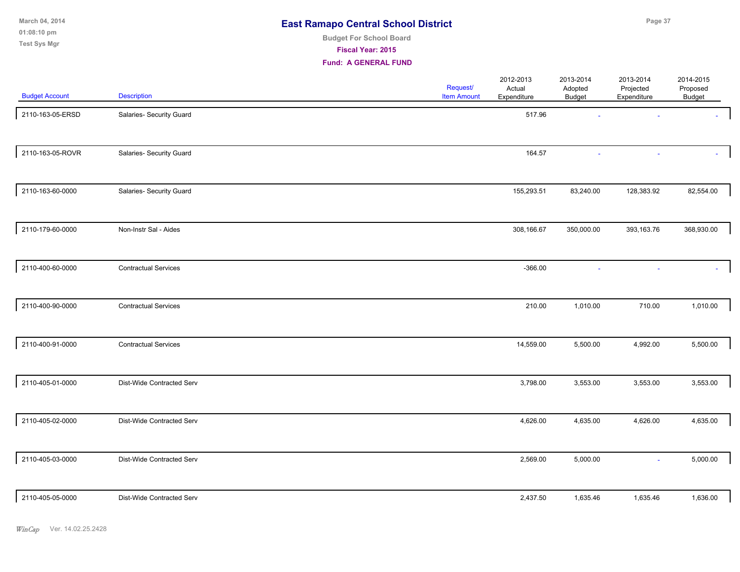# East Ramapo Central School District

Budget For School Board

Fiscal Year: 2015

Fund: A GENERAL FUND

| Budget Account | Description | Request/ Item Amount | 2012-2013 Actual Expenditure | 2013-2014 Adopted Budget | 2013-2014 Projected Expenditure | 2014-2015 Proposed Budget |
|---|---|---|---|---|---|---|
| 2110-163-05-ERSD | Salaries- Security Guard | | 517.96 | - | - | - |
| 2110-163-05-ROVR | Salaries- Security Guard | | 164.57 | - | - | - |
| 2110-163-60-0000 | Salaries- Security Guard | | 155,293.51 | 83,240.00 | 128,383.92 | 82,554.00 |
| 2110-179-60-0000 | Non-Instr Sal - Aides | | 308,166.67 | 350,000.00 | 393,163.76 | 368,930.00 |
| 2110-400-60-0000 | Contractual Services | | -366.00 | - | - | - |
| 2110-400-90-0000 | Contractual Services | | 210.00 | 1,010.00 | 710.00 | 1,010.00 |
| 2110-400-91-0000 | Contractual Services | | 14,559.00 | 5,500.00 | 4,992.00 | 5,500.00 |
| 2110-405-01-0000 | Dist-Wide Contracted Serv | | 3,798.00 | 3,553.00 | 3,553.00 | 3,553.00 |
| 2110-405-02-0000 | Dist-Wide Contracted Serv | | 4,626.00 | 4,635.00 | 4,626.00 | 4,635.00 |
| 2110-405-03-0000 | Dist-Wide Contracted Serv | | 2,569.00 | 5,000.00 | - | 5,000.00 |
| 2110-405-05-0000 | Dist-Wide Contracted Serv | | 2,437.50 | 1,635.46 | 1,635.46 | 1,636.00 |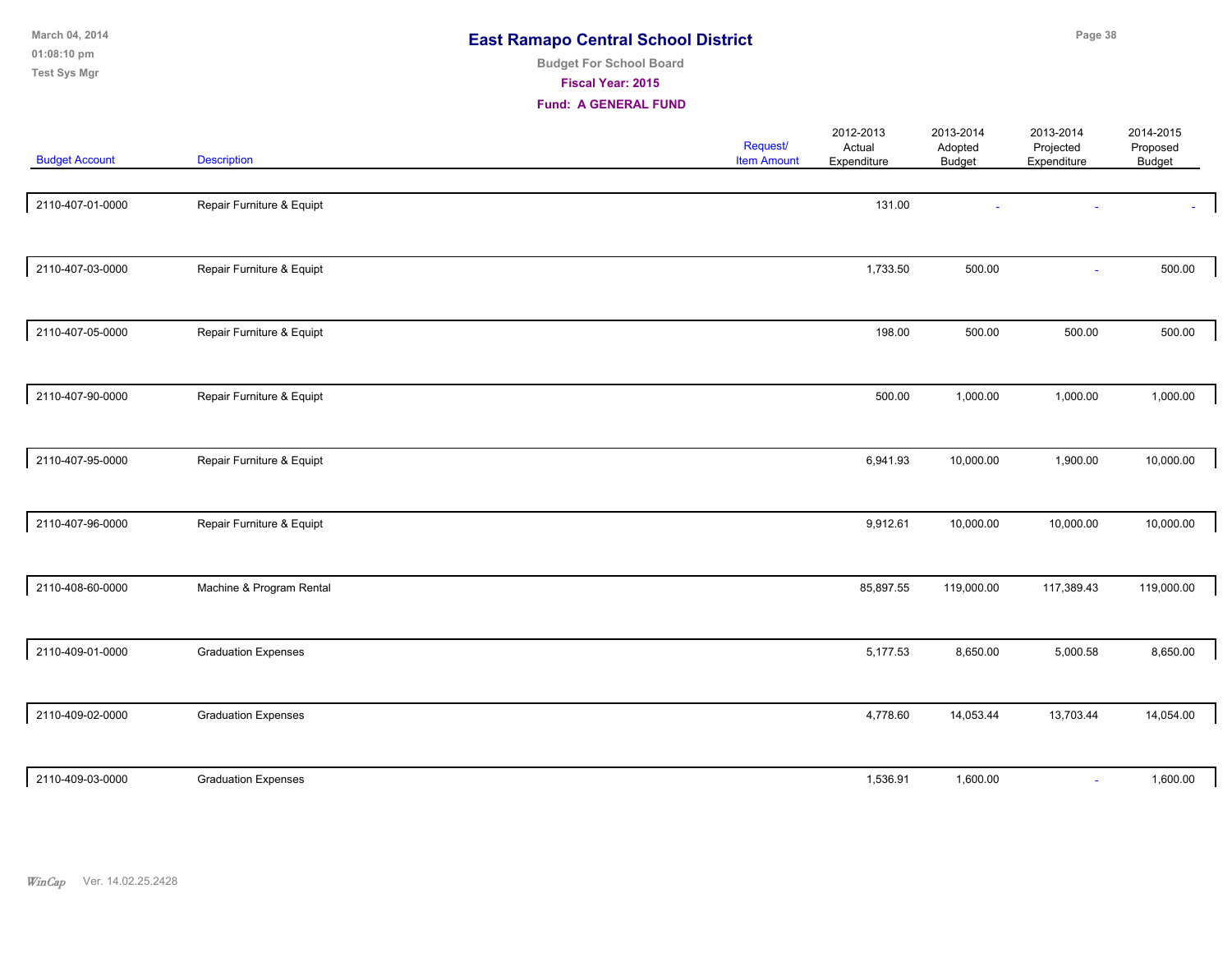# East Ramapo Central School District

**Budget For School Board**

**Fiscal Year: 2015**

**Fund: A GENERAL FUND**

| Budget Account | Description | Request/ Item Amount | 2012-2013 Actual Expenditure | 2013-2014 Adopted Budget | 2013-2014 Projected Expenditure | 2014-2015 Proposed Budget |
|---|---|---|---|---|---|---|
| 2110-407-01-0000 | Repair Furniture & Equipt | | 131.00 | - | - | - |
| 2110-407-03-0000 | Repair Furniture & Equipt | | 1,733.50 | 500.00 | - | 500.00 |
| 2110-407-05-0000 | Repair Furniture & Equipt | | 198.00 | 500.00 | 500.00 | 500.00 |
| 2110-407-90-0000 | Repair Furniture & Equipt | | 500.00 | 1,000.00 | 1,000.00 | 1,000.00 |
| 2110-407-95-0000 | Repair Furniture & Equipt | | 6,941.93 | 10,000.00 | 1,900.00 | 10,000.00 |
| 2110-407-96-0000 | Repair Furniture & Equipt | | 9,912.61 | 10,000.00 | 10,000.00 | 10,000.00 |
| 2110-408-60-0000 | Machine & Program Rental | | 85,897.55 | 119,000.00 | 117,389.43 | 119,000.00 |
| 2110-409-01-0000 | Graduation Expenses | | 5,177.53 | 8,650.00 | 5,000.58 | 8,650.00 |
| 2110-409-02-0000 | Graduation Expenses | | 4,778.60 | 14,053.44 | 13,703.44 | 14,054.00 |
| 2110-409-03-0000 | Graduation Expenses | | 1,536.91 | 1,600.00 | - | 1,600.00 |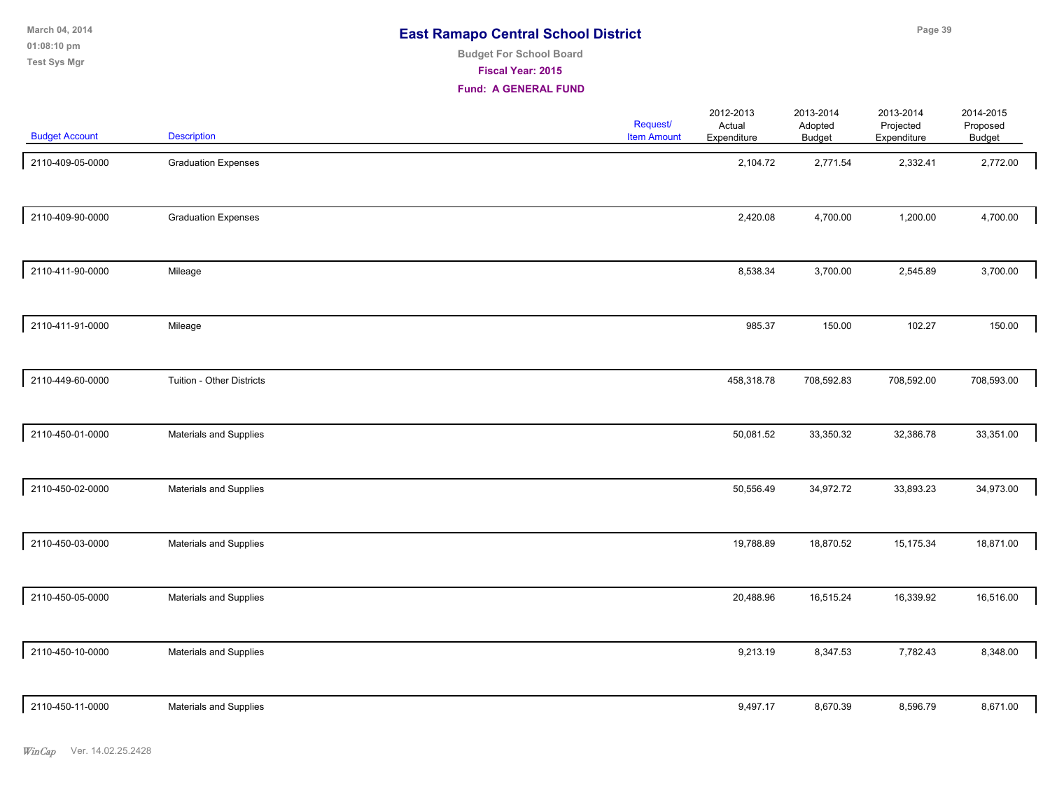# East Ramapo Central School District

**Budget For School Board**

**Fiscal Year: 2015**

**Fund: A GENERAL FUND**

| Budget Account | Description | Request/ Item Amount | 2012-2013 Actual Expenditure | 2013-2014 Adopted Budget | 2013-2014 Projected Expenditure | 2014-2015 Proposed Budget |
|---|---|---|---|---|---|---|
| 2110-409-05-0000 | Graduation Expenses | | 2,104.72 | 2,771.54 | 2,332.41 | 2,772.00 |
| 2110-409-90-0000 | Graduation Expenses | | 2,420.08 | 4,700.00 | 1,200.00 | 4,700.00 |
| 2110-411-90-0000 | Mileage | | 8,538.34 | 3,700.00 | 2,545.89 | 3,700.00 |
| 2110-411-91-0000 | Mileage | | 985.37 | 150.00 | 102.27 | 150.00 |
| 2110-449-60-0000 | Tuition - Other Districts | | 458,318.78 | 708,592.83 | 708,592.00 | 708,593.00 |
| 2110-450-01-0000 | Materials and Supplies | | 50,081.52 | 33,350.32 | 32,386.78 | 33,351.00 |
| 2110-450-02-0000 | Materials and Supplies | | 50,556.49 | 34,972.72 | 33,893.23 | 34,973.00 |
| 2110-450-03-0000 | Materials and Supplies | | 19,788.89 | 18,870.52 | 15,175.34 | 18,871.00 |
| 2110-450-05-0000 | Materials and Supplies | | 20,488.96 | 16,515.24 | 16,339.92 | 16,516.00 |
| 2110-450-10-0000 | Materials and Supplies | | 9,213.19 | 8,347.53 | 7,782.43 | 8,348.00 |
| 2110-450-11-0000 | Materials and Supplies | | 9,497.17 | 8,670.39 | 8,596.79 | 8,671.00 |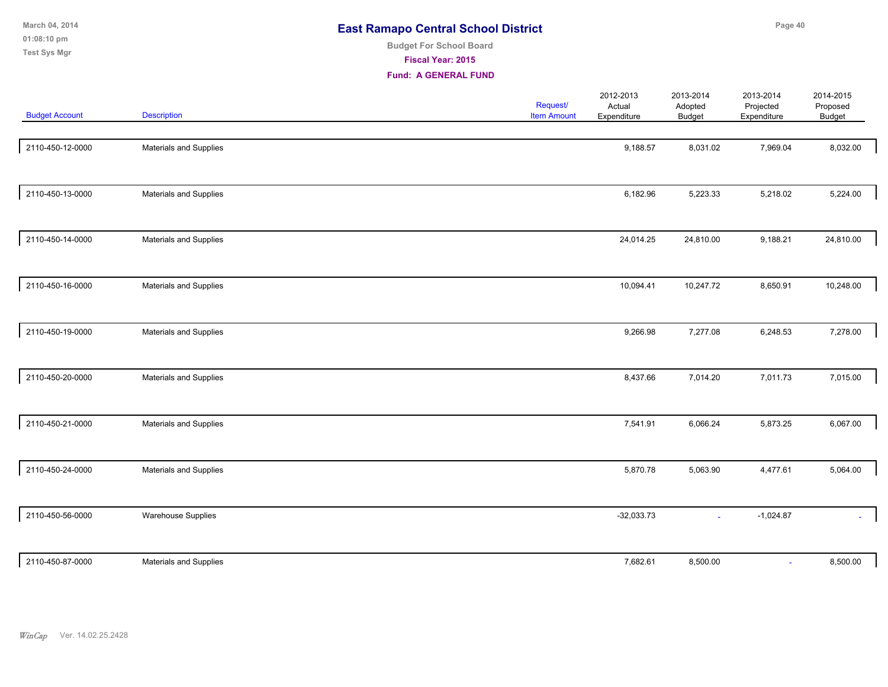# East Ramapo Central School District

**Budget For School Board**

**Fiscal Year: 2015**

**Fund: A GENERAL FUND**

| Budget Account | Description | Request/ Item Amount | 2012-2013 Actual Expenditure | 2013-2014 Adopted Budget | 2013-2014 Projected Expenditure | 2014-2015 Proposed Budget |
|---|---|---|---|---|---|---|
| 2110-450-12-0000 | Materials and Supplies | | 9,188.57 | 8,031.02 | 7,969.04 | 8,032.00 |
| 2110-450-13-0000 | Materials and Supplies | | 6,182.96 | 5,223.33 | 5,218.02 | 5,224.00 |
| 2110-450-14-0000 | Materials and Supplies | | 24,014.25 | 24,810.00 | 9,188.21 | 24,810.00 |
| 2110-450-16-0000 | Materials and Supplies | | 10,094.41 | 10,247.72 | 8,650.91 | 10,248.00 |
| 2110-450-19-0000 | Materials and Supplies | | 9,266.98 | 7,277.08 | 6,248.53 | 7,278.00 |
| 2110-450-20-0000 | Materials and Supplies | | 8,437.66 | 7,014.20 | 7,011.73 | 7,015.00 |
| 2110-450-21-0000 | Materials and Supplies | | 7,541.91 | 6,066.24 | 5,873.25 | 6,067.00 |
| 2110-450-24-0000 | Materials and Supplies | | 5,870.78 | 5,063.90 | 4,477.61 | 5,064.00 |
| 2110-450-56-0000 | Warehouse Supplies | | -32,033.73 | - | -1,024.87 | - |
| 2110-450-87-0000 | Materials and Supplies | | 7,682.61 | 8,500.00 | - | 8,500.00 |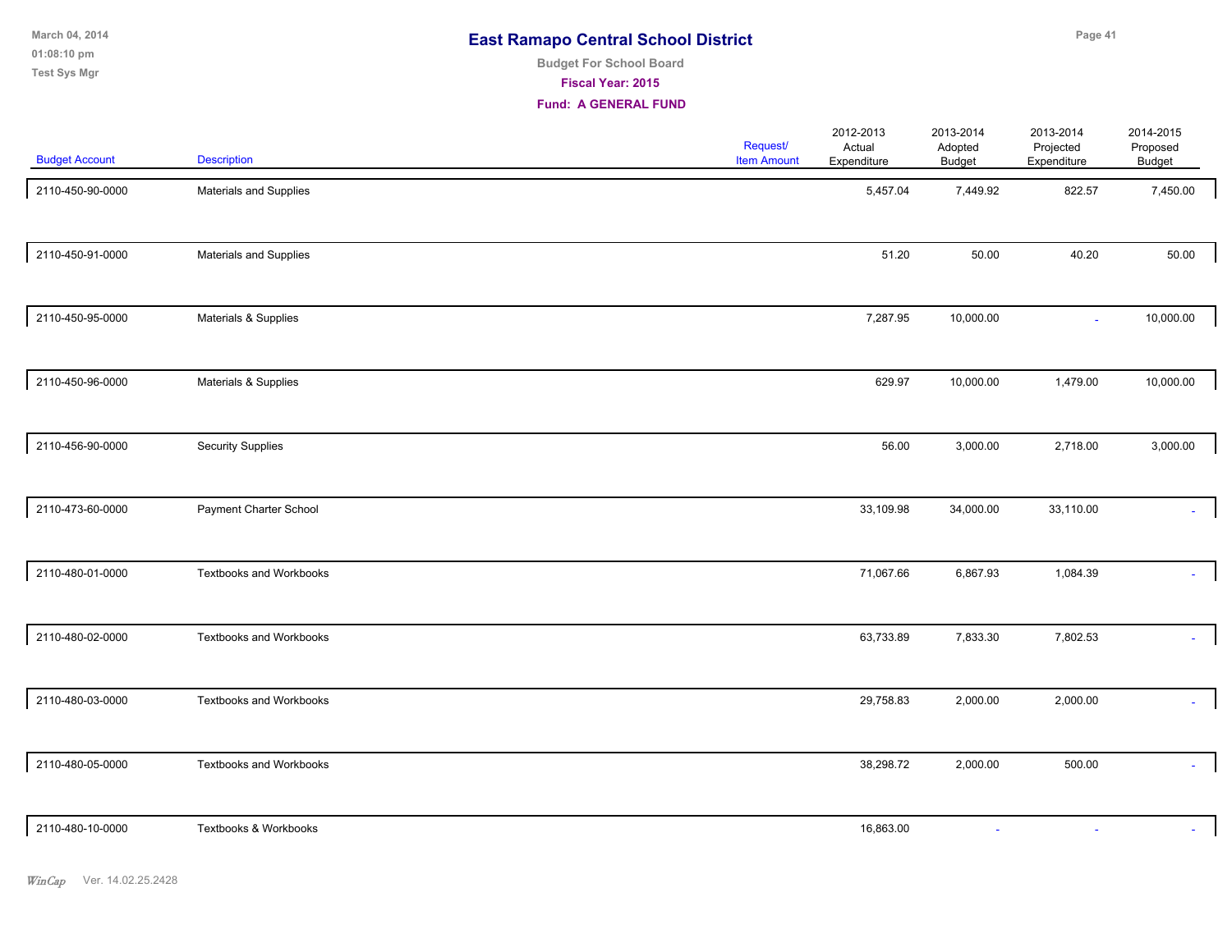# East Ramapo Central School District

**Budget For School Board**

**Fiscal Year: 2015**

**Fund: A GENERAL FUND**

| Budget Account | Description | Request/ Item Amount | 2012-2013 Actual Expenditure | 2013-2014 Adopted Budget | 2013-2014 Projected Expenditure | 2014-2015 Proposed Budget |
|---|---|---|---|---|---|---|
| 2110-450-90-0000 | Materials and Supplies | | 5,457.04 | 7,449.92 | 822.57 | 7,450.00 |
| 2110-450-91-0000 | Materials and Supplies | | 51.20 | 50.00 | 40.20 | 50.00 |
| 2110-450-95-0000 | Materials & Supplies | | 7,287.95 | 10,000.00 | - | 10,000.00 |
| 2110-450-96-0000 | Materials & Supplies | | 629.97 | 10,000.00 | 1,479.00 | 10,000.00 |
| 2110-456-90-0000 | Security Supplies | | 56.00 | 3,000.00 | 2,718.00 | 3,000.00 |
| 2110-473-60-0000 | Payment Charter School | | 33,109.98 | 34,000.00 | 33,110.00 | - |
| 2110-480-01-0000 | Textbooks and Workbooks | | 71,067.66 | 6,867.93 | 1,084.39 | - |
| 2110-480-02-0000 | Textbooks and Workbooks | | 63,733.89 | 7,833.30 | 7,802.53 | - |
| 2110-480-03-0000 | Textbooks and Workbooks | | 29,758.83 | 2,000.00 | 2,000.00 | - |
| 2110-480-05-0000 | Textbooks and Workbooks | | 38,298.72 | 2,000.00 | 500.00 | - |
| 2110-480-10-0000 | Textbooks & Workbooks | | 16,863.00 | - | - | - |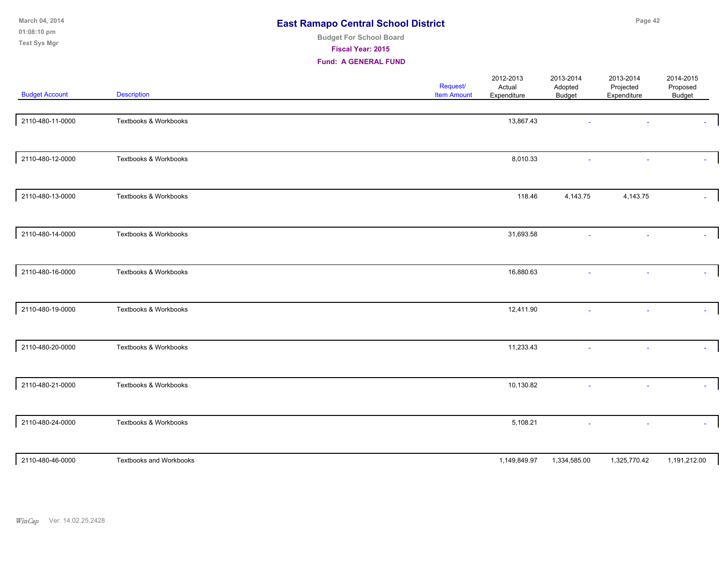# East Ramapo Central School District

**Budget For School Board**

**Fiscal Year: 2015**

**Fund: A GENERAL FUND**

| Budget Account | Description | Request/ Item Amount | 2012-2013 Actual Expenditure | 2013-2014 Adopted Budget | 2013-2014 Projected Expenditure | 2014-2015 Proposed Budget |
|---|---|---|---|---|---|---|
| 2110-480-11-0000 | Textbooks & Workbooks | | 13,867.43 | - | - | - |
| 2110-480-12-0000 | Textbooks & Workbooks | | 8,010.33 | - | - | - |
| 2110-480-13-0000 | Textbooks & Workbooks | | 118.46 | 4,143.75 | 4,143.75 | - |
| 2110-480-14-0000 | Textbooks & Workbooks | | 31,693.58 | - | - | - |
| 2110-480-16-0000 | Textbooks & Workbooks | | 16,880.63 | - | - | - |
| 2110-480-19-0000 | Textbooks & Workbooks | | 12,411.90 | - | - | - |
| 2110-480-20-0000 | Textbooks & Workbooks | | 11,233.43 | - | - | - |
| 2110-480-21-0000 | Textbooks & Workbooks | | 10,130.82 | - | - | - |
| 2110-480-24-0000 | Textbooks & Workbooks | | 5,108.21 | - | - | - |
| 2110-480-46-0000 | Textbooks and Workbooks | | 1,149,849.97 | 1,334,585.00 | 1,325,770.42 | 1,191,212.00 |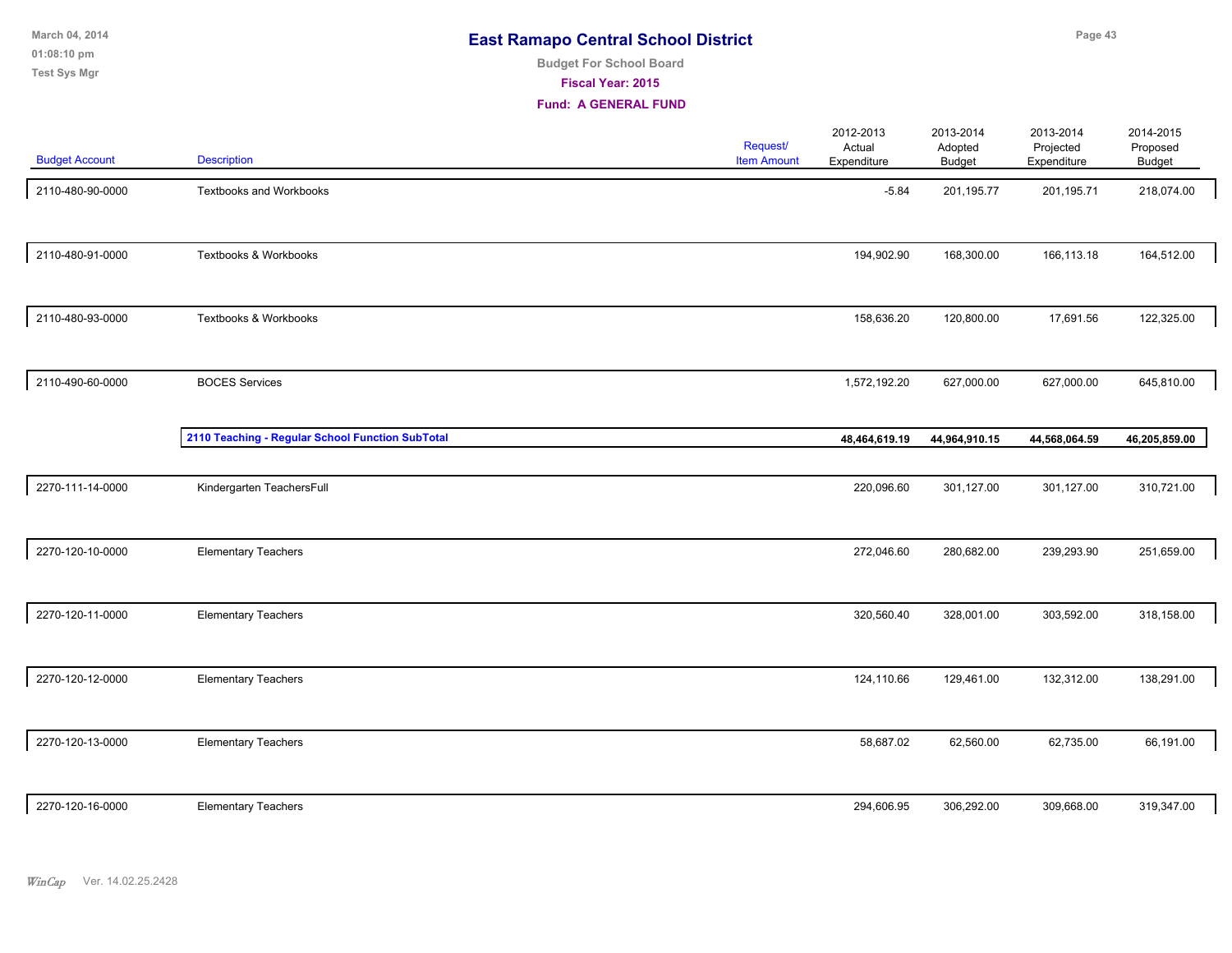# East Ramapo Central School District

Budget For School Board

**Fiscal Year: 2015**

**Fund: A GENERAL FUND**

| Budget Account | Description | Request/ Item Amount | 2012-2013 Actual Expenditure | 2013-2014 Adopted Budget | 2013-2014 Projected Expenditure | 2014-2015 Proposed Budget |
|---|---|---|---|---|---|---|
| 2110-480-90-0000 | Textbooks and Workbooks | | -5.84 | 201,195.77 | 201,195.71 | 218,074.00 |
| 2110-480-91-0000 | Textbooks & Workbooks | | 194,902.90 | 168,300.00 | 166,113.18 | 164,512.00 |
| 2110-480-93-0000 | Textbooks & Workbooks | | 158,636.20 | 120,800.00 | 17,691.56 | 122,325.00 |
| 2110-490-60-0000 | BOCES Services | | 1,572,192.20 | 627,000.00 | 627,000.00 | 645,810.00 |
| | **2110 Teaching - Regular School Function SubTotal** | | **48,464,619.19** | **44,964,910.15** | **44,568,064.59** | **46,205,859.00** |
| 2270-111-14-0000 | Kindergarten TeachersFull | | 220,096.60 | 301,127.00 | 301,127.00 | 310,721.00 |
| 2270-120-10-0000 | Elementary Teachers | | 272,046.60 | 280,682.00 | 239,293.90 | 251,659.00 |
| 2270-120-11-0000 | Elementary Teachers | | 320,560.40 | 328,001.00 | 303,592.00 | 318,158.00 |
| 2270-120-12-0000 | Elementary Teachers | | 124,110.66 | 129,461.00 | 132,312.00 | 138,291.00 |
| 2270-120-13-0000 | Elementary Teachers | | 58,687.02 | 62,560.00 | 62,735.00 | 66,191.00 |
| 2270-120-16-0000 | Elementary Teachers | | 294,606.95 | 306,292.00 | 309,668.00 | 319,347.00 |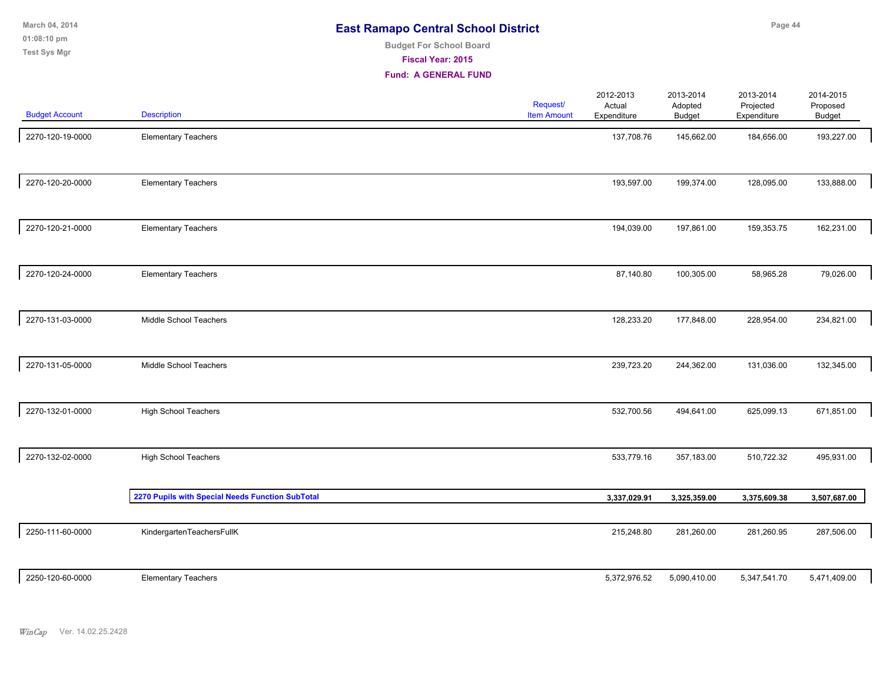# East Ramapo Central School District

**Budget For School Board**

**Fiscal Year: 2015**

**Fund: A GENERAL FUND**

| Budget Account | Description | Request/ Item Amount | 2012-2013 Actual Expenditure | 2013-2014 Adopted Budget | 2013-2014 Projected Expenditure | 2014-2015 Proposed Budget |
|---|---|---|---|---|---|---|
| 2270-120-19-0000 | Elementary Teachers | | 137,708.76 | 145,662.00 | 184,656.00 | 193,227.00 |
| 2270-120-20-0000 | Elementary Teachers | | 193,597.00 | 199,374.00 | 128,095.00 | 133,888.00 |
| 2270-120-21-0000 | Elementary Teachers | | 194,039.00 | 197,861.00 | 159,353.75 | 162,231.00 |
| 2270-120-24-0000 | Elementary Teachers | | 87,140.80 | 100,305.00 | 58,965.28 | 79,026.00 |
| 2270-131-03-0000 | Middle School Teachers | | 128,233.20 | 177,848.00 | 228,954.00 | 234,821.00 |
| 2270-131-05-0000 | Middle School Teachers | | 239,723.20 | 244,362.00 | 131,036.00 | 132,345.00 |
| 2270-132-01-0000 | High School Teachers | | 532,700.56 | 494,641.00 | 625,099.13 | 671,851.00 |
| 2270-132-02-0000 | High School Teachers | | 533,779.16 | 357,183.00 | 510,722.32 | 495,931.00 |
| | **2270 Pupils with Special Needs Function SubTotal** | | **3,337,029.91** | **3,325,359.00** | **3,375,609.38** | **3,507,687.00** |
| 2250-111-60-0000 | KindergartenTeachersFullK | | 215,248.80 | 281,260.00 | 281,260.95 | 287,506.00 |
| 2250-120-60-0000 | Elementary Teachers | | 5,372,976.52 | 5,090,410.00 | 5,347,541.70 | 5,471,409.00 |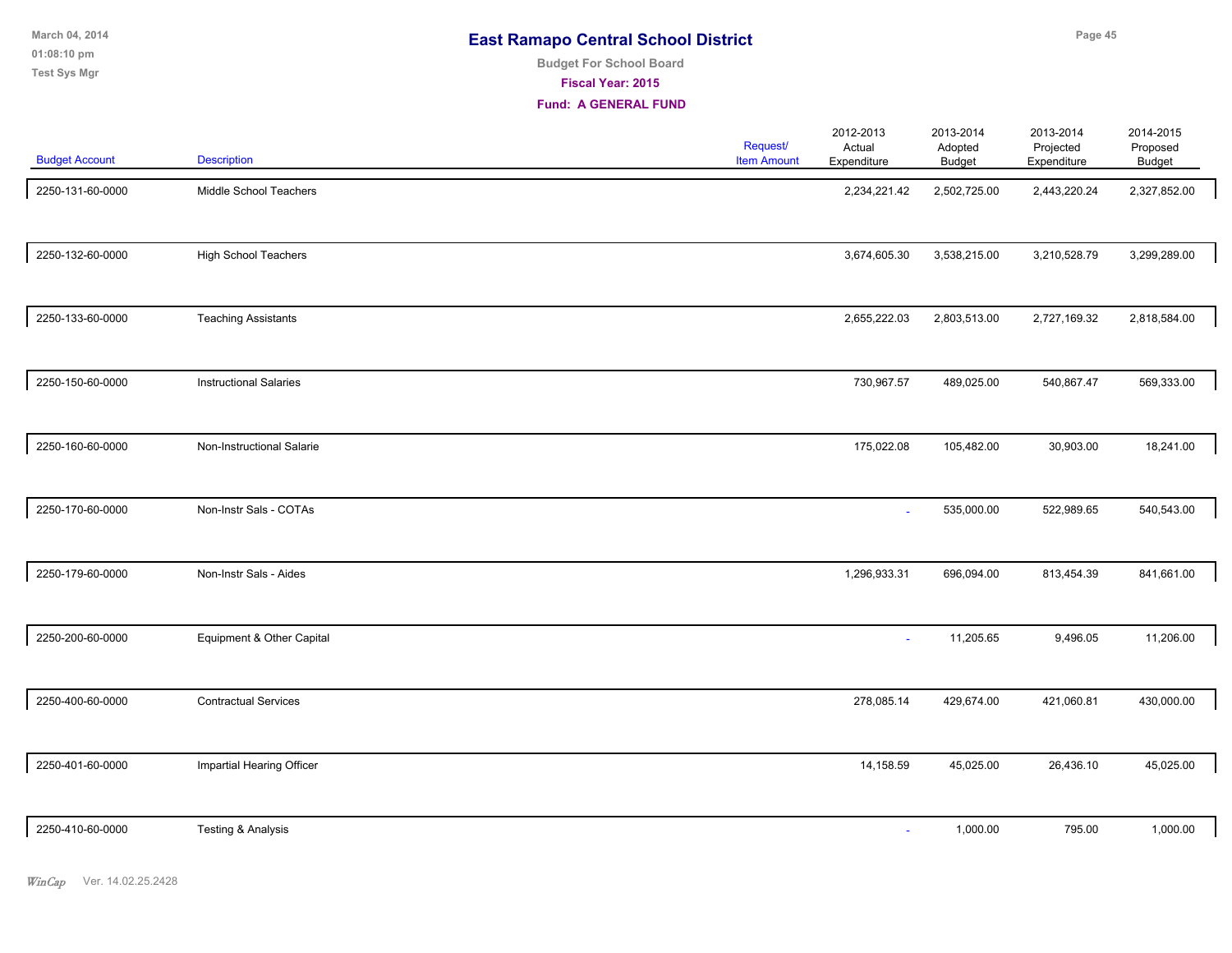# East Ramapo Central School District

**Budget For School Board**

**Fiscal Year: 2015**

**Fund: A GENERAL FUND**

| Budget Account | Description | Request/ Item Amount | 2012-2013 Actual Expenditure | 2013-2014 Adopted Budget | 2013-2014 Projected Expenditure | 2014-2015 Proposed Budget |
|---|---|---|---|---|---|---|
| 2250-131-60-0000 | Middle School Teachers | | 2,234,221.42 | 2,502,725.00 | 2,443,220.24 | 2,327,852.00 |
| 2250-132-60-0000 | High School Teachers | | 3,674,605.30 | 3,538,215.00 | 3,210,528.79 | 3,299,289.00 |
| 2250-133-60-0000 | Teaching Assistants | | 2,655,222.03 | 2,803,513.00 | 2,727,169.32 | 2,818,584.00 |
| 2250-150-60-0000 | Instructional Salaries | | 730,967.57 | 489,025.00 | 540,867.47 | 569,333.00 |
| 2250-160-60-0000 | Non-Instructional Salarie | | 175,022.08 | 105,482.00 | 30,903.00 | 18,241.00 |
| 2250-170-60-0000 | Non-Instr Sals - COTAs | | - | 535,000.00 | 522,989.65 | 540,543.00 |
| 2250-179-60-0000 | Non-Instr Sals - Aides | | 1,296,933.31 | 696,094.00 | 813,454.39 | 841,661.00 |
| 2250-200-60-0000 | Equipment & Other Capital | | - | 11,205.65 | 9,496.05 | 11,206.00 |
| 2250-400-60-0000 | Contractual Services | | 278,085.14 | 429,674.00 | 421,060.81 | 430,000.00 |
| 2250-401-60-0000 | Impartial Hearing Officer | | 14,158.59 | 45,025.00 | 26,436.10 | 45,025.00 |
| 2250-410-60-0000 | Testing & Analysis | | - | 1,000.00 | 795.00 | 1,000.00 |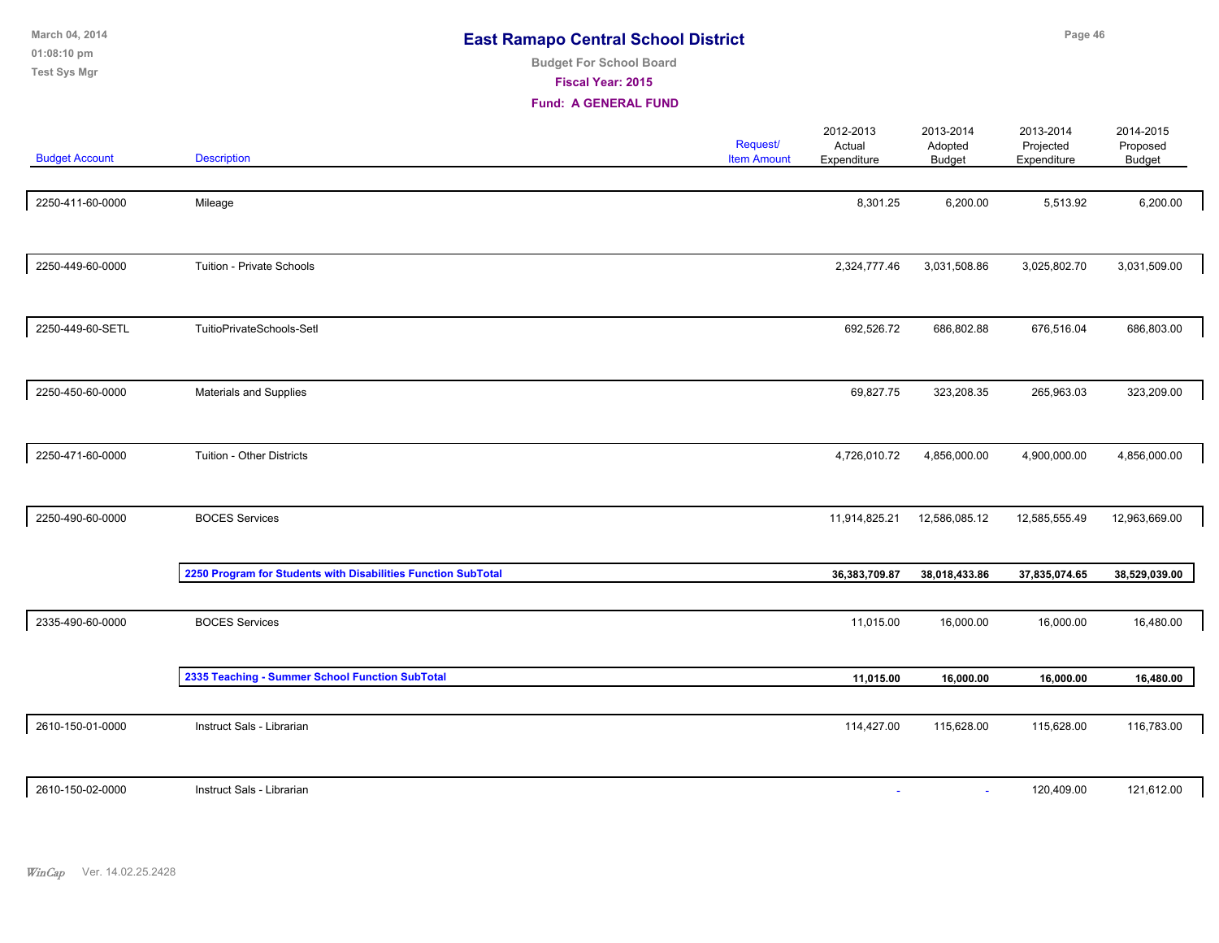# East Ramapo Central School District

**Budget For School Board**

**Fiscal Year: 2015**

**Fund: A GENERAL FUND**

| Budget Account | Description | Request/ Item Amount | 2012-2013 Actual Expenditure | 2013-2014 Adopted Budget | 2013-2014 Projected Expenditure | 2014-2015 Proposed Budget |
|---|---|---|---|---|---|---|
| 2250-411-60-0000 | Mileage | | 8,301.25 | 6,200.00 | 5,513.92 | 6,200.00 |
| 2250-449-60-0000 | Tuition - Private Schools | | 2,324,777.46 | 3,031,508.86 | 3,025,802.70 | 3,031,509.00 |
| 2250-449-60-SETL | TuitioPrivateSchools-Setl | | 692,526.72 | 686,802.88 | 676,516.04 | 686,803.00 |
| 2250-450-60-0000 | Materials and Supplies | | 69,827.75 | 323,208.35 | 265,963.03 | 323,209.00 |
| 2250-471-60-0000 | Tuition - Other Districts | | 4,726,010.72 | 4,856,000.00 | 4,900,000.00 | 4,856,000.00 |
| 2250-490-60-0000 | BOCES Services | | 11,914,825.21 | 12,586,085.12 | 12,585,555.49 | 12,963,669.00 |
| | **2250 Program for Students with Disabilities Function SubTotal** | | **36,383,709.87** | **38,018,433.86** | **37,835,074.65** | **38,529,039.00** |
| 2335-490-60-0000 | BOCES Services | | 11,015.00 | 16,000.00 | 16,000.00 | 16,480.00 |
| | **2335 Teaching - Summer School Function SubTotal** | | **11,015.00** | **16,000.00** | **16,000.00** | **16,480.00** |
| 2610-150-01-0000 | Instruct Sals - Librarian | | 114,427.00 | 115,628.00 | 115,628.00 | 116,783.00 |
| 2610-150-02-0000 | Instruct Sals - Librarian | | - | - | 120,409.00 | 121,612.00 |

*WinCap* Ver. 14.02.25.2428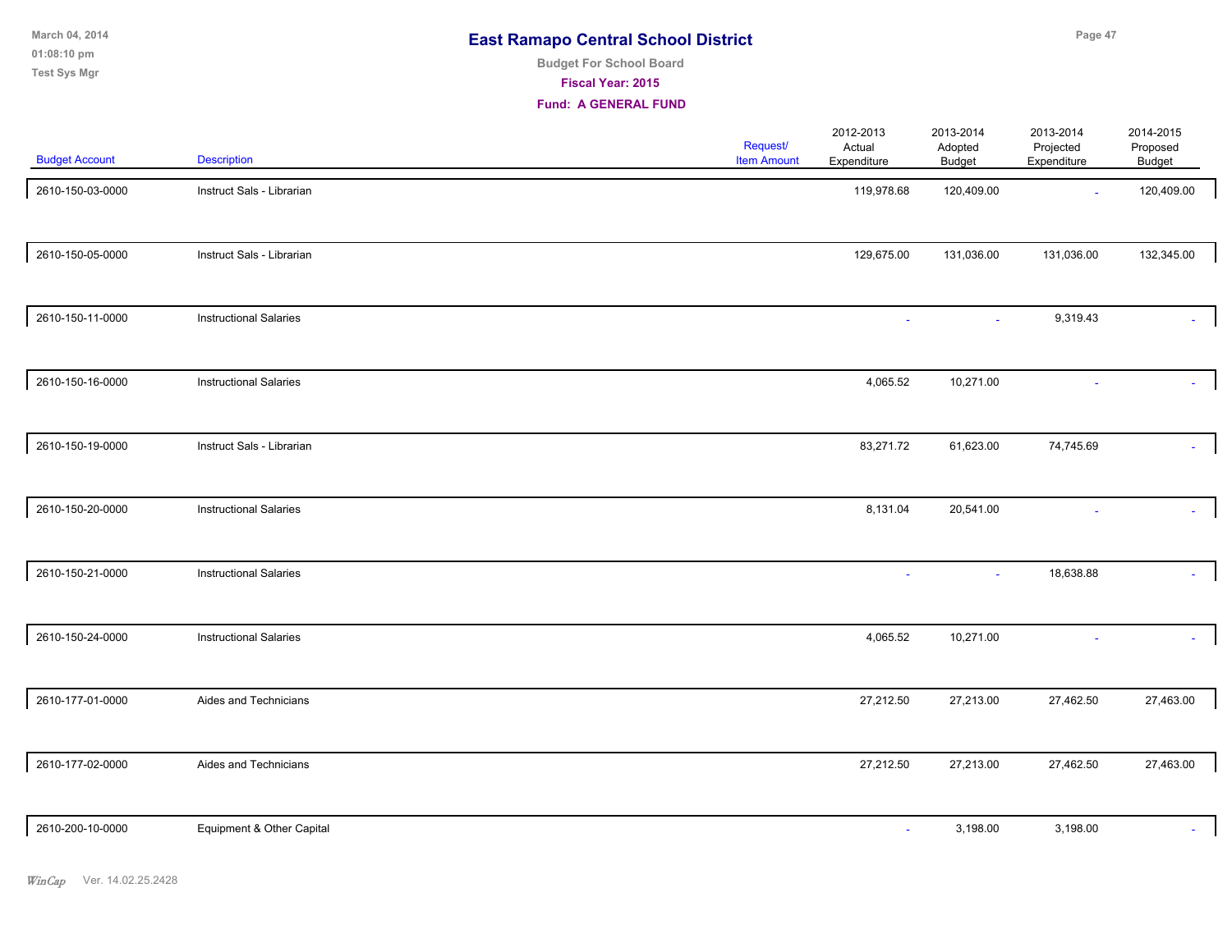# East Ramapo Central School District

**Budget For School Board**

**Fiscal Year: 2015**

**Fund: A GENERAL FUND**

| Budget Account | Description | Request/ Item Amount | 2012-2013 Actual Expenditure | 2013-2014 Adopted Budget | 2013-2014 Projected Expenditure | 2014-2015 Proposed Budget |
|---|---|---|---|---|---|---|
| 2610-150-03-0000 | Instruct Sals - Librarian | | 119,978.68 | 120,409.00 | - | 120,409.00 |
| 2610-150-05-0000 | Instruct Sals - Librarian | | 129,675.00 | 131,036.00 | 131,036.00 | 132,345.00 |
| 2610-150-11-0000 | Instructional Salaries | | - | - | 9,319.43 | - |
| 2610-150-16-0000 | Instructional Salaries | | 4,065.52 | 10,271.00 | - | - |
| 2610-150-19-0000 | Instruct Sals - Librarian | | 83,271.72 | 61,623.00 | 74,745.69 | - |
| 2610-150-20-0000 | Instructional Salaries | | 8,131.04 | 20,541.00 | - | - |
| 2610-150-21-0000 | Instructional Salaries | | - | - | 18,638.88 | - |
| 2610-150-24-0000 | Instructional Salaries | | 4,065.52 | 10,271.00 | - | - |
| 2610-177-01-0000 | Aides and Technicians | | 27,212.50 | 27,213.00 | 27,462.50 | 27,463.00 |
| 2610-177-02-0000 | Aides and Technicians | | 27,212.50 | 27,213.00 | 27,462.50 | 27,463.00 |
| 2610-200-10-0000 | Equipment & Other Capital | | - | 3,198.00 | 3,198.00 | - |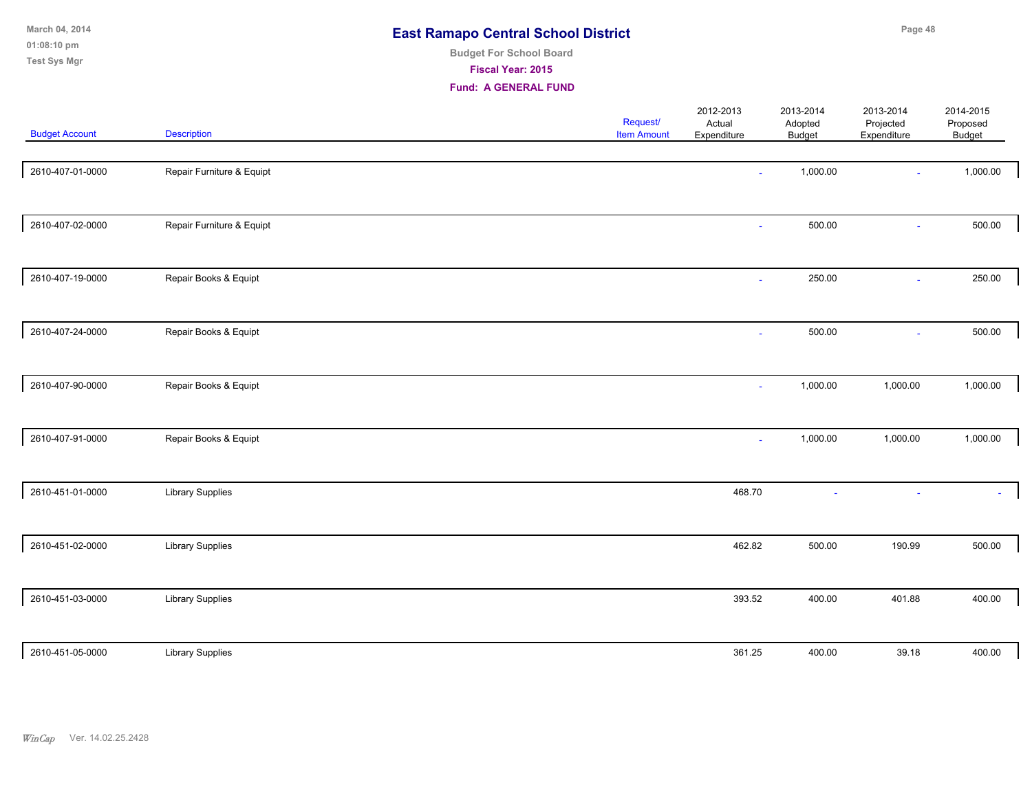# East Ramapo Central School District

**Budget For School Board**

**Fiscal Year: 2015**

**Fund: A GENERAL FUND**

| Budget Account | Description | Request/ Item Amount | 2012-2013 Actual Expenditure | 2013-2014 Adopted Budget | 2013-2014 Projected Expenditure | 2014-2015 Proposed Budget |
|---|---|---|---|---|---|---|
| 2610-407-01-0000 | Repair Furniture & Equipt | | - | 1,000.00 | - | 1,000.00 |
| 2610-407-02-0000 | Repair Furniture & Equipt | | - | 500.00 | - | 500.00 |
| 2610-407-19-0000 | Repair Books & Equipt | | - | 250.00 | - | 250.00 |
| 2610-407-24-0000 | Repair Books & Equipt | | - | 500.00 | - | 500.00 |
| 2610-407-90-0000 | Repair Books & Equipt | | - | 1,000.00 | 1,000.00 | 1,000.00 |
| 2610-407-91-0000 | Repair Books & Equipt | | - | 1,000.00 | 1,000.00 | 1,000.00 |
| 2610-451-01-0000 | Library Supplies | | 468.70 | - | - | - |
| 2610-451-02-0000 | Library Supplies | | 462.82 | 500.00 | 190.99 | 500.00 |
| 2610-451-03-0000 | Library Supplies | | 393.52 | 400.00 | 401.88 | 400.00 |
| 2610-451-05-0000 | Library Supplies | | 361.25 | 400.00 | 39.18 | 400.00 |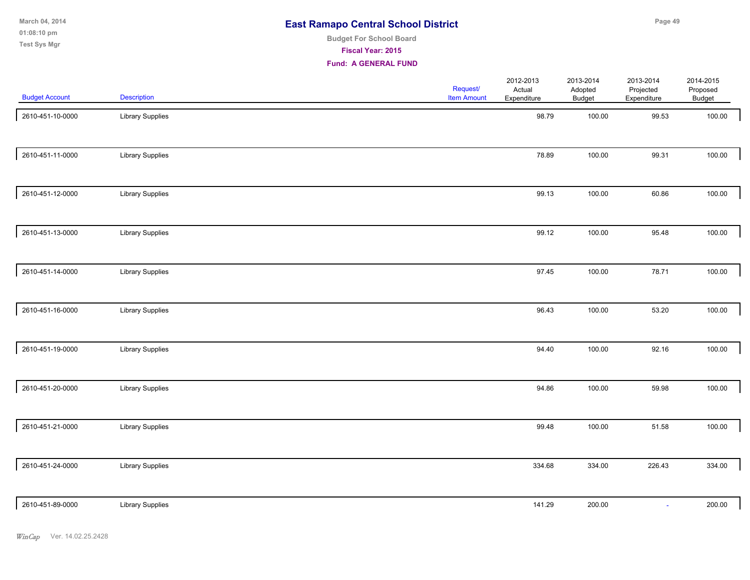# East Ramapo Central School District

**Budget For School Board**

**Fiscal Year: 2015**

**Fund: A GENERAL FUND**

| Budget Account | Description | Request/ Item Amount | 2012-2013 Actual Expenditure | 2013-2014 Adopted Budget | 2013-2014 Projected Expenditure | 2014-2015 Proposed Budget |
|---|---|---|---|---|---|---|
| 2610-451-10-0000 | Library Supplies | | 98.79 | 100.00 | 99.53 | 100.00 |
| 2610-451-11-0000 | Library Supplies | | 78.89 | 100.00 | 99.31 | 100.00 |
| 2610-451-12-0000 | Library Supplies | | 99.13 | 100.00 | 60.86 | 100.00 |
| 2610-451-13-0000 | Library Supplies | | 99.12 | 100.00 | 95.48 | 100.00 |
| 2610-451-14-0000 | Library Supplies | | 97.45 | 100.00 | 78.71 | 100.00 |
| 2610-451-16-0000 | Library Supplies | | 96.43 | 100.00 | 53.20 | 100.00 |
| 2610-451-19-0000 | Library Supplies | | 94.40 | 100.00 | 92.16 | 100.00 |
| 2610-451-20-0000 | Library Supplies | | 94.86 | 100.00 | 59.98 | 100.00 |
| 2610-451-21-0000 | Library Supplies | | 99.48 | 100.00 | 51.58 | 100.00 |
| 2610-451-24-0000 | Library Supplies | | 334.68 | 334.00 | 226.43 | 334.00 |
| 2610-451-89-0000 | Library Supplies | | 141.29 | 200.00 | - | 200.00 |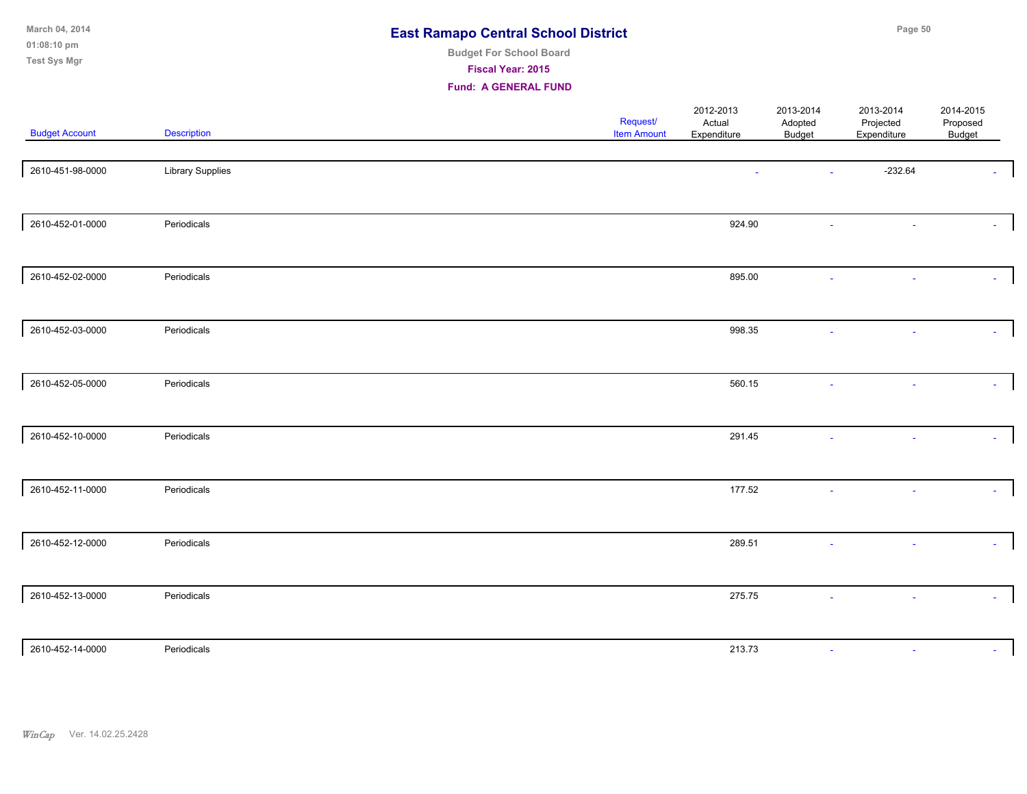# East Ramapo Central School District

**Budget For School Board**

**Fiscal Year: 2015**

**Fund: A GENERAL FUND**

| Budget Account | Description | Request/ Item Amount | 2012-2013 Actual Expenditure | 2013-2014 Adopted Budget | 2013-2014 Projected Expenditure | 2014-2015 Proposed Budget |
|---|---|---|---|---|---|---|
| 2610-451-98-0000 | Library Supplies | | - | - | -232.64 | - |
| 2610-452-01-0000 | Periodicals | | 924.90 | - | - | - |
| 2610-452-02-0000 | Periodicals | | 895.00 | - | - | - |
| 2610-452-03-0000 | Periodicals | | 998.35 | - | - | - |
| 2610-452-05-0000 | Periodicals | | 560.15 | - | - | - |
| 2610-452-10-0000 | Periodicals | | 291.45 | - | - | - |
| 2610-452-11-0000 | Periodicals | | 177.52 | - | - | - |
| 2610-452-12-0000 | Periodicals | | 289.51 | - | - | - |
| 2610-452-13-0000 | Periodicals | | 275.75 | - | - | - |
| 2610-452-14-0000 | Periodicals | | 213.73 | - | - | - |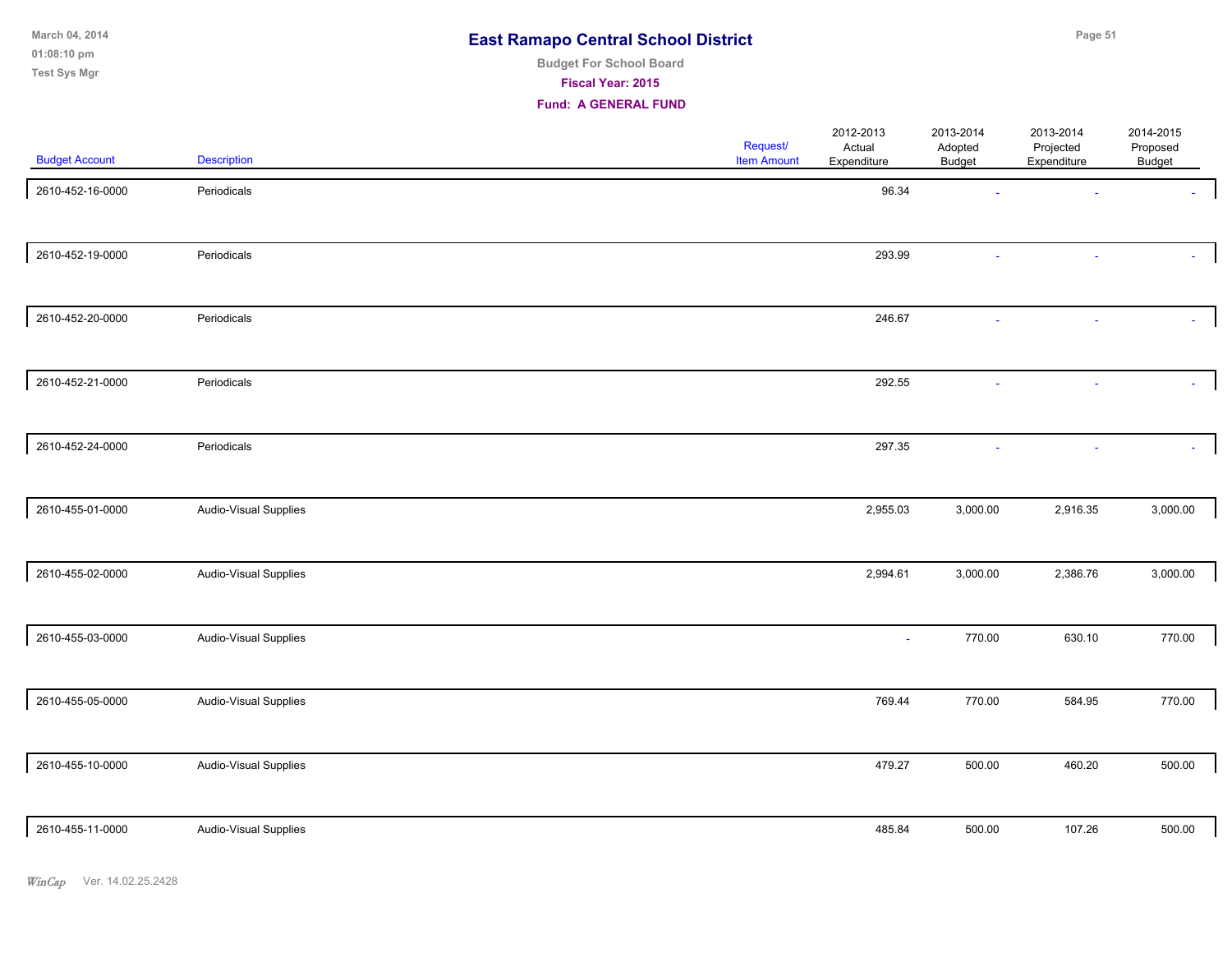# East Ramapo Central School District

**Budget For School Board**

**Fiscal Year: 2015**

**Fund: A GENERAL FUND**

| Budget Account | Description | Request/ Item Amount | 2012-2013 Actual Expenditure | 2013-2014 Adopted Budget | 2013-2014 Projected Expenditure | 2014-2015 Proposed Budget |
|---|---|---|---|---|---|---|
| 2610-452-16-0000 | Periodicals | | 96.34 | - | - | - |
| 2610-452-19-0000 | Periodicals | | 293.99 | - | - | - |
| 2610-452-20-0000 | Periodicals | | 246.67 | - | - | - |
| 2610-452-21-0000 | Periodicals | | 292.55 | - | - | - |
| 2610-452-24-0000 | Periodicals | | 297.35 | - | - | - |
| 2610-455-01-0000 | Audio-Visual Supplies | | 2,955.03 | 3,000.00 | 2,916.35 | 3,000.00 |
| 2610-455-02-0000 | Audio-Visual Supplies | | 2,994.61 | 3,000.00 | 2,386.76 | 3,000.00 |
| 2610-455-03-0000 | Audio-Visual Supplies | | - | 770.00 | 630.10 | 770.00 |
| 2610-455-05-0000 | Audio-Visual Supplies | | 769.44 | 770.00 | 584.95 | 770.00 |
| 2610-455-10-0000 | Audio-Visual Supplies | | 479.27 | 500.00 | 460.20 | 500.00 |
| 2610-455-11-0000 | Audio-Visual Supplies | | 485.84 | 500.00 | 107.26 | 500.00 |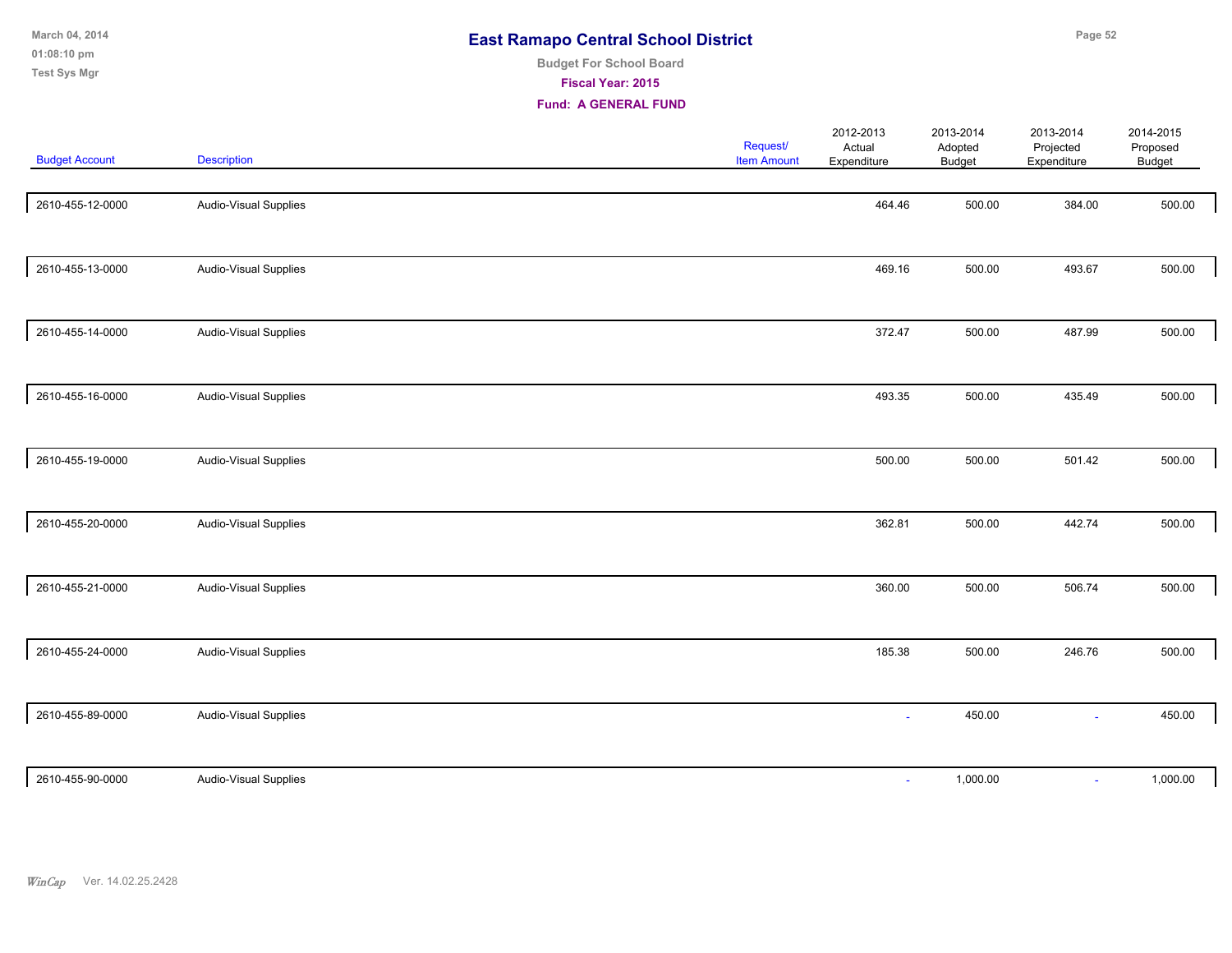# East Ramapo Central School District

**Budget For School Board**

**Fiscal Year: 2015**

**Fund: A GENERAL FUND**

| Budget Account | Description | Request/ Item Amount | 2012-2013 Actual Expenditure | 2013-2014 Adopted Budget | 2013-2014 Projected Expenditure | 2014-2015 Proposed Budget |
|---|---|---|---|---|---|---|
| 2610-455-12-0000 | Audio-Visual Supplies | | 464.46 | 500.00 | 384.00 | 500.00 |
| 2610-455-13-0000 | Audio-Visual Supplies | | 469.16 | 500.00 | 493.67 | 500.00 |
| 2610-455-14-0000 | Audio-Visual Supplies | | 372.47 | 500.00 | 487.99 | 500.00 |
| 2610-455-16-0000 | Audio-Visual Supplies | | 493.35 | 500.00 | 435.49 | 500.00 |
| 2610-455-19-0000 | Audio-Visual Supplies | | 500.00 | 500.00 | 501.42 | 500.00 |
| 2610-455-20-0000 | Audio-Visual Supplies | | 362.81 | 500.00 | 442.74 | 500.00 |
| 2610-455-21-0000 | Audio-Visual Supplies | | 360.00 | 500.00 | 506.74 | 500.00 |
| 2610-455-24-0000 | Audio-Visual Supplies | | 185.38 | 500.00 | 246.76 | 500.00 |
| 2610-455-89-0000 | Audio-Visual Supplies | | - | 450.00 | - | 450.00 |
| 2610-455-90-0000 | Audio-Visual Supplies | | - | 1,000.00 | - | 1,000.00 |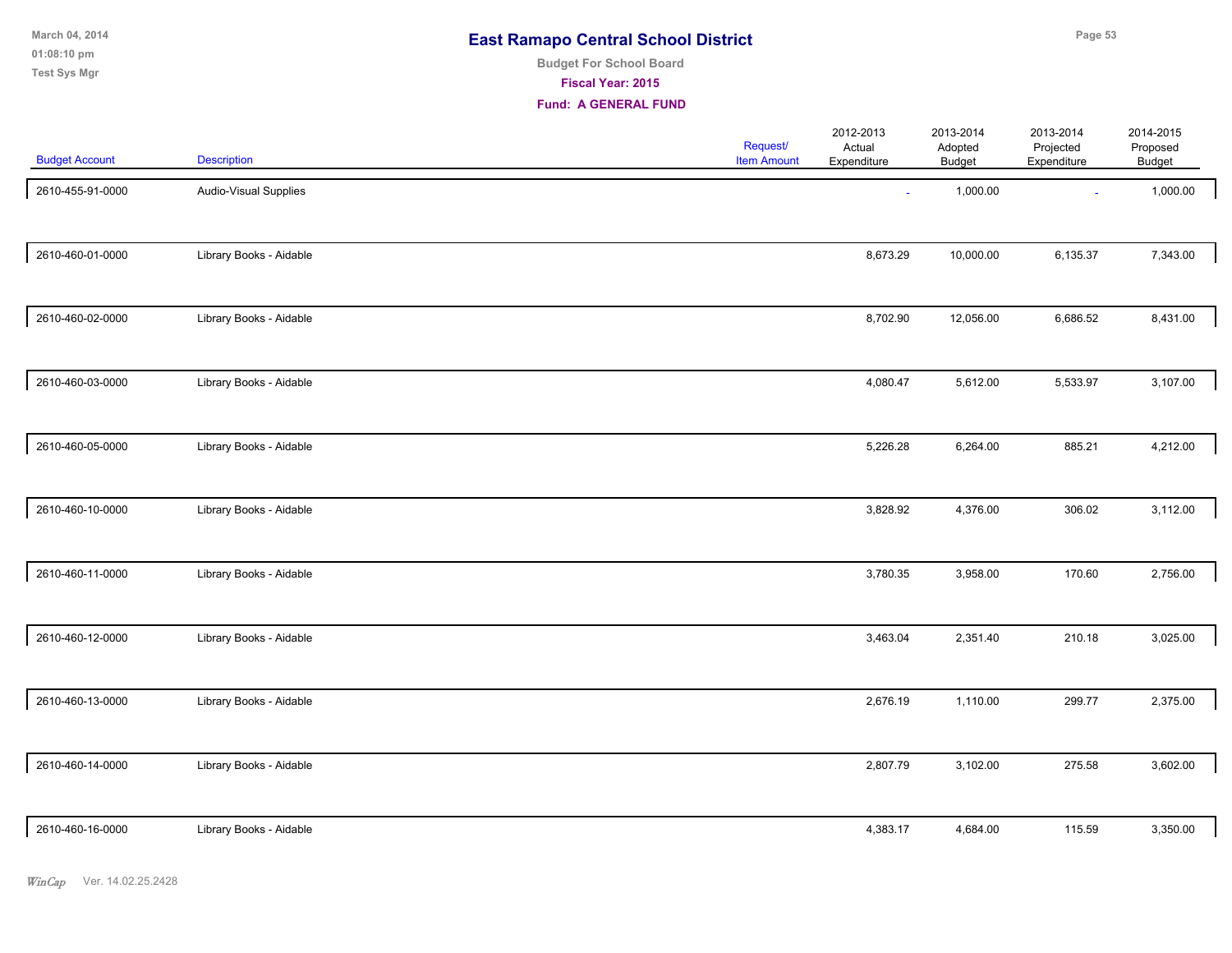# East Ramapo Central School District

**Budget For School Board**

**Fiscal Year: 2015**

**Fund: A GENERAL FUND**

| Budget Account | Description | Request/ Item Amount | 2012-2013 Actual Expenditure | 2013-2014 Adopted Budget | 2013-2014 Projected Expenditure | 2014-2015 Proposed Budget |
|---|---|---|---|---|---|---|
| 2610-455-91-0000 | Audio-Visual Supplies | | - | 1,000.00 | - | 1,000.00 |
| 2610-460-01-0000 | Library Books - Aidable | | 8,673.29 | 10,000.00 | 6,135.37 | 7,343.00 |
| 2610-460-02-0000 | Library Books - Aidable | | 8,702.90 | 12,056.00 | 6,686.52 | 8,431.00 |
| 2610-460-03-0000 | Library Books - Aidable | | 4,080.47 | 5,612.00 | 5,533.97 | 3,107.00 |
| 2610-460-05-0000 | Library Books - Aidable | | 5,226.28 | 6,264.00 | 885.21 | 4,212.00 |
| 2610-460-10-0000 | Library Books - Aidable | | 3,828.92 | 4,376.00 | 306.02 | 3,112.00 |
| 2610-460-11-0000 | Library Books - Aidable | | 3,780.35 | 3,958.00 | 170.60 | 2,756.00 |
| 2610-460-12-0000 | Library Books - Aidable | | 3,463.04 | 2,351.40 | 210.18 | 3,025.00 |
| 2610-460-13-0000 | Library Books - Aidable | | 2,676.19 | 1,110.00 | 299.77 | 2,375.00 |
| 2610-460-14-0000 | Library Books - Aidable | | 2,807.79 | 3,102.00 | 275.58 | 3,602.00 |
| 2610-460-16-0000 | Library Books - Aidable | | 4,383.17 | 4,684.00 | 115.59 | 3,350.00 |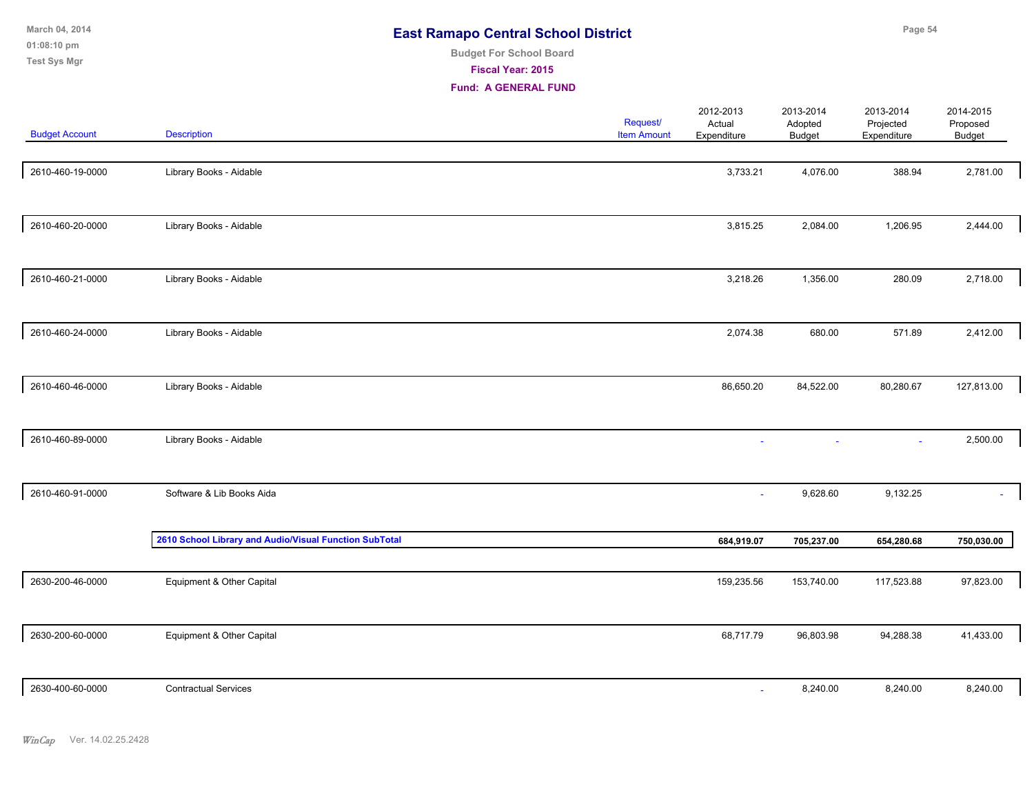# East Ramapo Central School District

**Budget For School Board**

**Fiscal Year: 2015**

**Fund: A GENERAL FUND**

| Budget Account | Description | Request/ Item Amount | 2012-2013 Actual Expenditure | 2013-2014 Adopted Budget | 2013-2014 Projected Expenditure | 2014-2015 Proposed Budget |
|---|---|---|---|---|---|---|
| 2610-460-19-0000 | Library Books - Aidable | | 3,733.21 | 4,076.00 | 388.94 | 2,781.00 |
| 2610-460-20-0000 | Library Books - Aidable | | 3,815.25 | 2,084.00 | 1,206.95 | 2,444.00 |
| 2610-460-21-0000 | Library Books - Aidable | | 3,218.26 | 1,356.00 | 280.09 | 2,718.00 |
| 2610-460-24-0000 | Library Books - Aidable | | 2,074.38 | 680.00 | 571.89 | 2,412.00 |
| 2610-460-46-0000 | Library Books - Aidable | | 86,650.20 | 84,522.00 | 80,280.67 | 127,813.00 |
| 2610-460-89-0000 | Library Books - Aidable | | - | - | - | 2,500.00 |
| 2610-460-91-0000 | Software & Lib Books Aida | | - | 9,628.60 | 9,132.25 | - |
| | **2610 School Library and Audio/Visual Function SubTotal** | | **684,919.07** | **705,237.00** | **654,280.68** | **750,030.00** |
| 2630-200-46-0000 | Equipment & Other Capital | | 159,235.56 | 153,740.00 | 117,523.88 | 97,823.00 |
| 2630-200-60-0000 | Equipment & Other Capital | | 68,717.79 | 96,803.98 | 94,288.38 | 41,433.00 |
| 2630-400-60-0000 | Contractual Services | | - | 8,240.00 | 8,240.00 | 8,240.00 |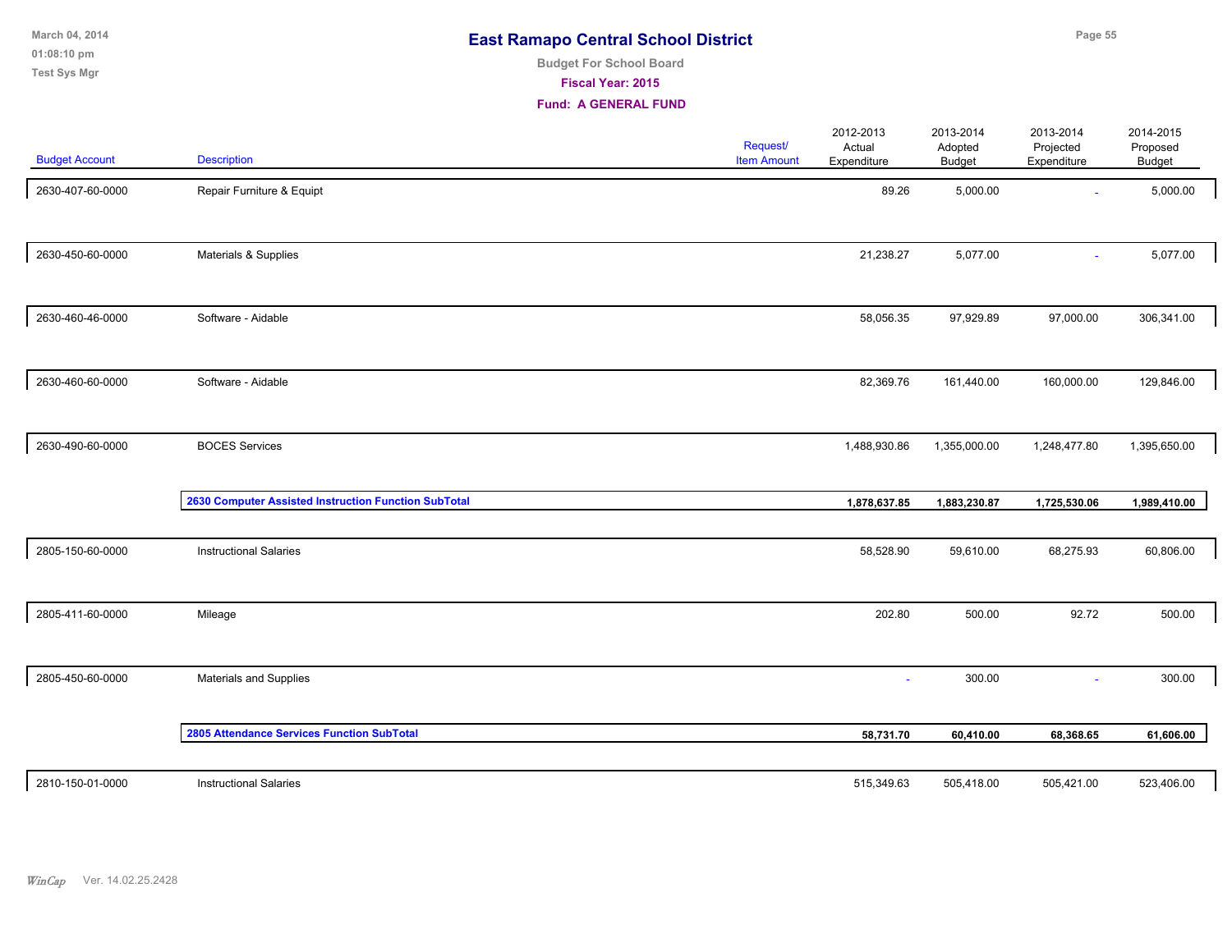# East Ramapo Central School District

**Budget For School Board**

**Fiscal Year: 2015**

**Fund: A GENERAL FUND**

| Budget Account | Description | Request/ Item Amount | 2012-2013 Actual Expenditure | 2013-2014 Adopted Budget | 2013-2014 Projected Expenditure | 2014-2015 Proposed Budget |
|---|---|---|---|---|---|---|
| 2630-407-60-0000 | Repair Furniture & Equipt | | 89.26 | 5,000.00 | - | 5,000.00 |
| 2630-450-60-0000 | Materials & Supplies | | 21,238.27 | 5,077.00 | - | 5,077.00 |
| 2630-460-46-0000 | Software - Aidable | | 58,056.35 | 97,929.89 | 97,000.00 | 306,341.00 |
| 2630-460-60-0000 | Software - Aidable | | 82,369.76 | 161,440.00 | 160,000.00 | 129,846.00 |
| 2630-490-60-0000 | BOCES Services | | 1,488,930.86 | 1,355,000.00 | 1,248,477.80 | 1,395,650.00 |
| | **2630 Computer Assisted Instruction Function SubTotal** | | **1,878,637.85** | **1,883,230.87** | **1,725,530.06** | **1,989,410.00** |
| 2805-150-60-0000 | Instructional Salaries | | 58,528.90 | 59,610.00 | 68,275.93 | 60,806.00 |
| 2805-411-60-0000 | Mileage | | 202.80 | 500.00 | 92.72 | 500.00 |
| 2805-450-60-0000 | Materials and Supplies | | - | 300.00 | - | 300.00 |
| | **2805 Attendance Services Function SubTotal** | | **58,731.70** | **60,410.00** | **68,368.65** | **61,606.00** |
| 2810-150-01-0000 | Instructional Salaries | | 515,349.63 | 505,418.00 | 505,421.00 | 523,406.00 |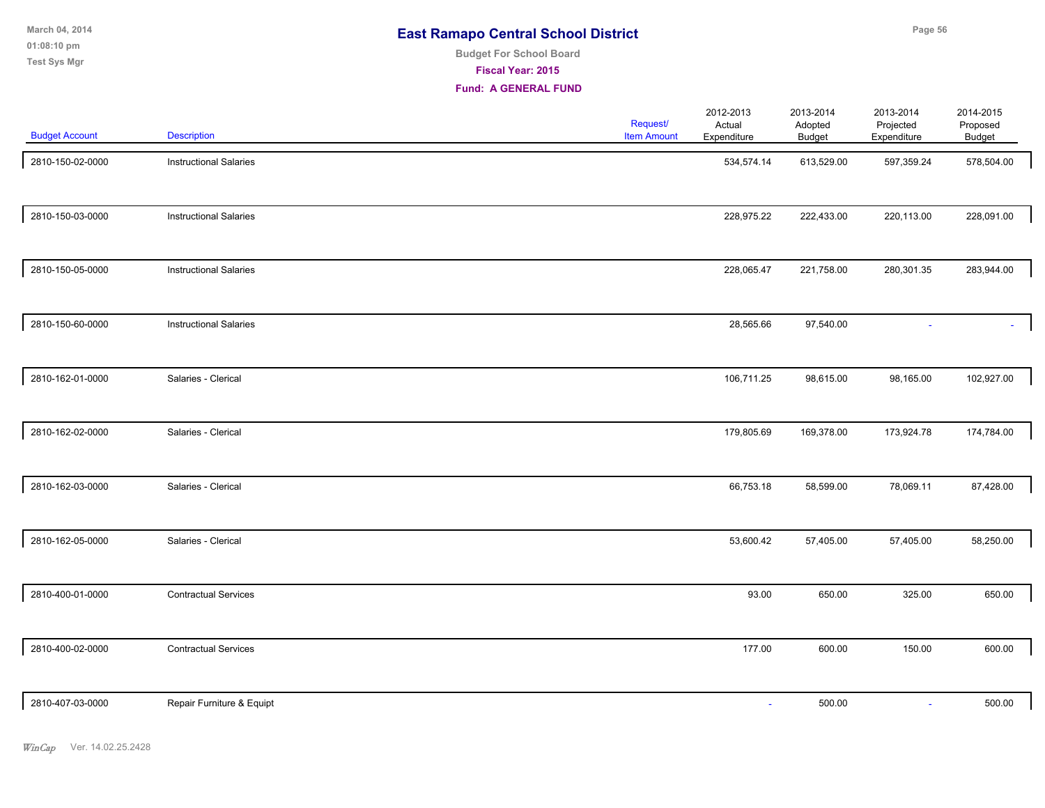# East Ramapo Central School District

**Budget For School Board**

**Fiscal Year: 2015**

**Fund: A GENERAL FUND**

| Budget Account | Description | Request/ Item Amount | 2012-2013 Actual Expenditure | 2013-2014 Adopted Budget | 2013-2014 Projected Expenditure | 2014-2015 Proposed Budget |
|---|---|---|---|---|---|---|
| 2810-150-02-0000 | Instructional Salaries | | 534,574.14 | 613,529.00 | 597,359.24 | 578,504.00 |
| 2810-150-03-0000 | Instructional Salaries | | 228,975.22 | 222,433.00 | 220,113.00 | 228,091.00 |
| 2810-150-05-0000 | Instructional Salaries | | 228,065.47 | 221,758.00 | 280,301.35 | 283,944.00 |
| 2810-150-60-0000 | Instructional Salaries | | 28,565.66 | 97,540.00 | - | - |
| 2810-162-01-0000 | Salaries - Clerical | | 106,711.25 | 98,615.00 | 98,165.00 | 102,927.00 |
| 2810-162-02-0000 | Salaries - Clerical | | 179,805.69 | 169,378.00 | 173,924.78 | 174,784.00 |
| 2810-162-03-0000 | Salaries - Clerical | | 66,753.18 | 58,599.00 | 78,069.11 | 87,428.00 |
| 2810-162-05-0000 | Salaries - Clerical | | 53,600.42 | 57,405.00 | 57,405.00 | 58,250.00 |
| 2810-400-01-0000 | Contractual Services | | 93.00 | 650.00 | 325.00 | 650.00 |
| 2810-400-02-0000 | Contractual Services | | 177.00 | 600.00 | 150.00 | 600.00 |
| 2810-407-03-0000 | Repair Furniture & Equipt | | - | 500.00 | - | 500.00 |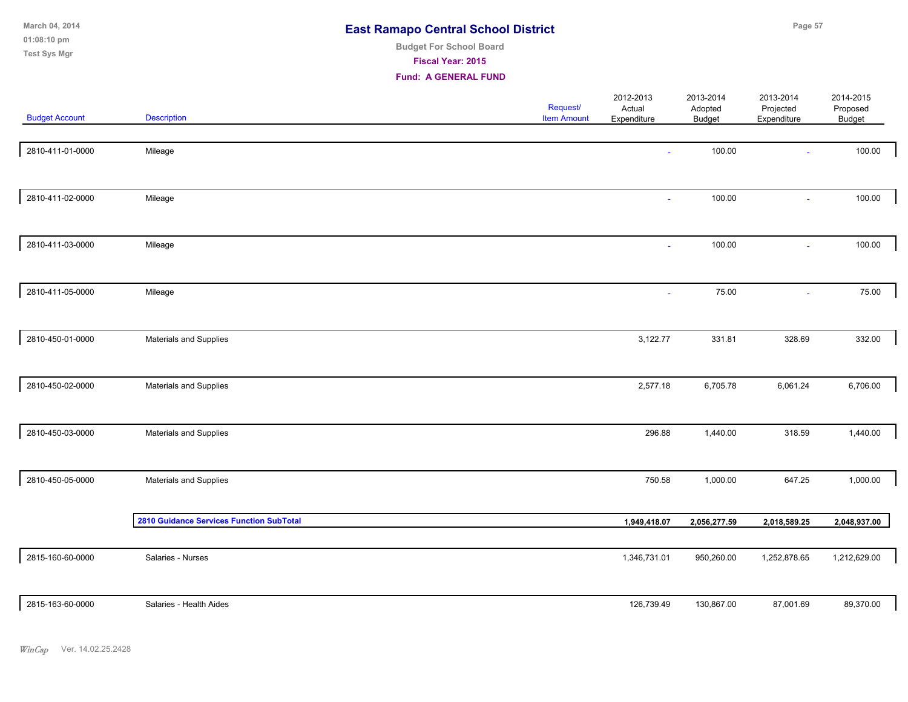# East Ramapo Central School District

**Budget For School Board**

**Fiscal Year: 2015**

**Fund: A GENERAL FUND**

| Budget Account | Description | Request/ Item Amount | 2012-2013 Actual Expenditure | 2013-2014 Adopted Budget | 2013-2014 Projected Expenditure | 2014-2015 Proposed Budget |
|---|---|---|---|---|---|---|
| 2810-411-01-0000 | Mileage | | - | 100.00 | - | 100.00 |
| 2810-411-02-0000 | Mileage | | - | 100.00 | - | 100.00 |
| 2810-411-03-0000 | Mileage | | - | 100.00 | - | 100.00 |
| 2810-411-05-0000 | Mileage | | - | 75.00 | - | 75.00 |
| 2810-450-01-0000 | Materials and Supplies | | 3,122.77 | 331.81 | 328.69 | 332.00 |
| 2810-450-02-0000 | Materials and Supplies | | 2,577.18 | 6,705.78 | 6,061.24 | 6,706.00 |
| 2810-450-03-0000 | Materials and Supplies | | 296.88 | 1,440.00 | 318.59 | 1,440.00 |
| 2810-450-05-0000 | Materials and Supplies | | 750.58 | 1,000.00 | 647.25 | 1,000.00 |
| | **2810 Guidance Services Function SubTotal** | | **1,949,418.07** | **2,056,277.59** | **2,018,589.25** | **2,048,937.00** |
| 2815-160-60-0000 | Salaries - Nurses | | 1,346,731.01 | 950,260.00 | 1,252,878.65 | 1,212,629.00 |
| 2815-163-60-0000 | Salaries - Health Aides | | 126,739.49 | 130,867.00 | 87,001.69 | 89,370.00 |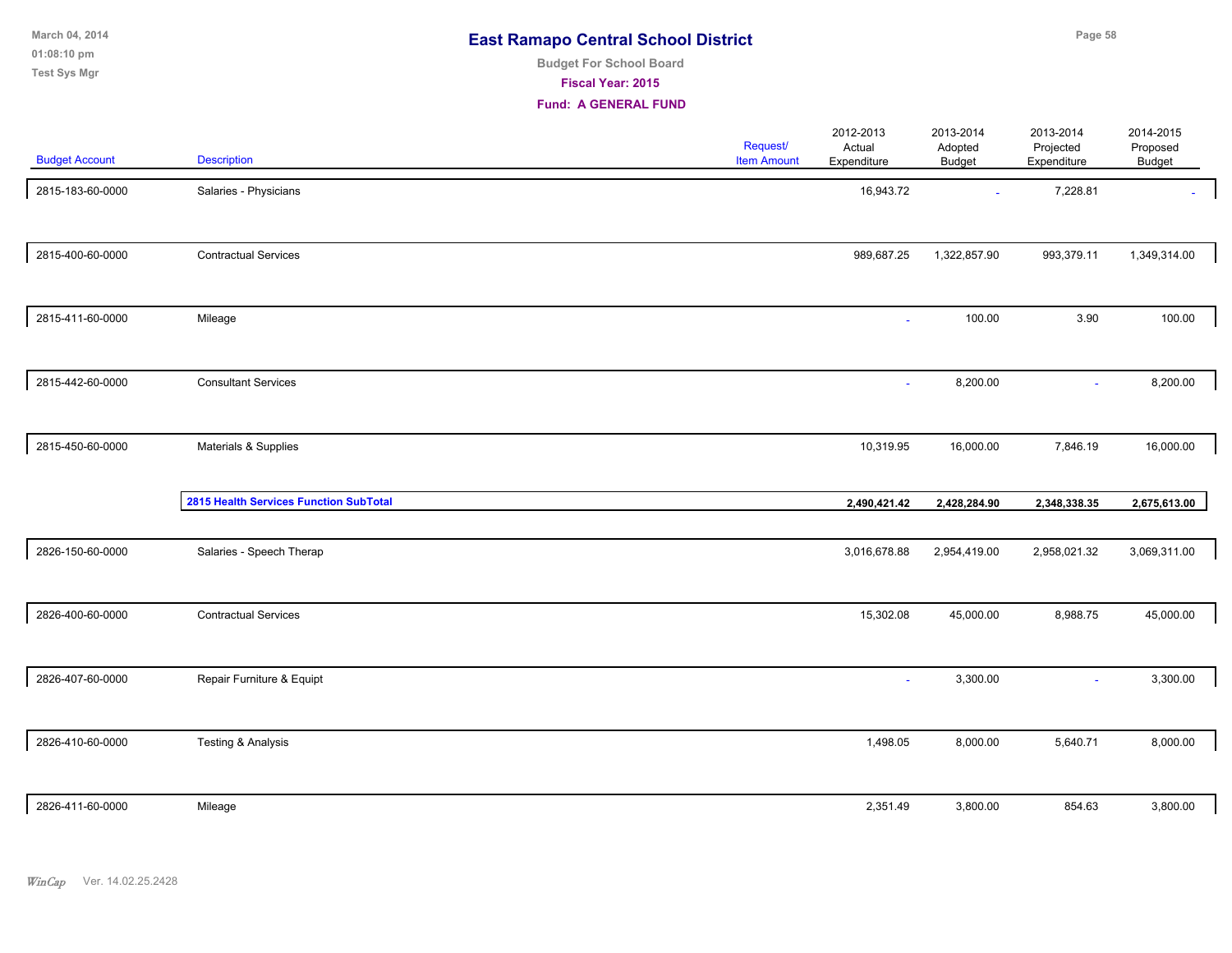# East Ramapo Central School District

**Budget For School Board**

**Fiscal Year: 2015**

**Fund: A GENERAL FUND**

| Budget Account | Description | Request/ Item Amount | 2012-2013 Actual Expenditure | 2013-2014 Adopted Budget | 2013-2014 Projected Expenditure | 2014-2015 Proposed Budget |
|---|---|---|---|---|---|---|
| 2815-183-60-0000 | Salaries - Physicians | | 16,943.72 | - | 7,228.81 | - |
| 2815-400-60-0000 | Contractual Services | | 989,687.25 | 1,322,857.90 | 993,379.11 | 1,349,314.00 |
| 2815-411-60-0000 | Mileage | | - | 100.00 | 3.90 | 100.00 |
| 2815-442-60-0000 | Consultant Services | | - | 8,200.00 | - | 8,200.00 |
| 2815-450-60-0000 | Materials & Supplies | | 10,319.95 | 16,000.00 | 7,846.19 | 16,000.00 |
| | **2815 Health Services Function SubTotal** | | **2,490,421.42** | **2,428,284.90** | **2,348,338.35** | **2,675,613.00** |
| 2826-150-60-0000 | Salaries - Speech Therap | | 3,016,678.88 | 2,954,419.00 | 2,958,021.32 | 3,069,311.00 |
| 2826-400-60-0000 | Contractual Services | | 15,302.08 | 45,000.00 | 8,988.75 | 45,000.00 |
| 2826-407-60-0000 | Repair Furniture & Equipt | | - | 3,300.00 | - | 3,300.00 |
| 2826-410-60-0000 | Testing & Analysis | | 1,498.05 | 8,000.00 | 5,640.71 | 8,000.00 |
| 2826-411-60-0000 | Mileage | | 2,351.49 | 3,800.00 | 854.63 | 3,800.00 |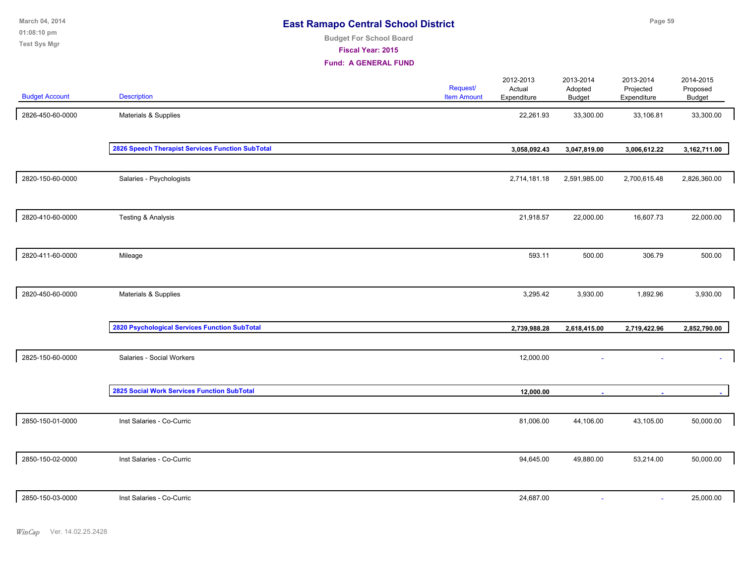# East Ramapo Central School District

Budget For School Board

Fiscal Year: 2015

Fund: A GENERAL FUND

| Budget Account | Description | Request/ Item Amount | 2012-2013 Actual Expenditure | 2013-2014 Adopted Budget | 2013-2014 Projected Expenditure | 2014-2015 Proposed Budget |
|---|---|---|---|---|---|---|
| 2826-450-60-0000 | Materials & Supplies | | 22,261.93 | 33,300.00 | 33,106.81 | 33,300.00 |
| | **2826 Speech Therapist Services Function SubTotal** | | **3,058,092.43** | **3,047,819.00** | **3,006,612.22** | **3,162,711.00** |
| 2820-150-60-0000 | Salaries - Psychologists | | 2,714,181.18 | 2,591,985.00 | 2,700,615.48 | 2,826,360.00 |
| 2820-410-60-0000 | Testing & Analysis | | 21,918.57 | 22,000.00 | 16,607.73 | 22,000.00 |
| 2820-411-60-0000 | Mileage | | 593.11 | 500.00 | 306.79 | 500.00 |
| 2820-450-60-0000 | Materials & Supplies | | 3,295.42 | 3,930.00 | 1,892.96 | 3,930.00 |
| | **2820 Psychological Services Function SubTotal** | | **2,739,988.28** | **2,618,415.00** | **2,719,422.96** | **2,852,790.00** |
| 2825-150-60-0000 | Salaries - Social Workers | | 12,000.00 | - | - | - |
| | **2825 Social Work Services Function SubTotal** | | **12,000.00** | **-** | **-** | **-** |
| 2850-150-01-0000 | Inst Salaries - Co-Curric | | 81,006.00 | 44,106.00 | 43,105.00 | 50,000.00 |
| 2850-150-02-0000 | Inst Salaries - Co-Curric | | 94,645.00 | 49,880.00 | 53,214.00 | 50,000.00 |
| 2850-150-03-0000 | Inst Salaries - Co-Curric | | 24,687.00 | - | - | 25,000.00 |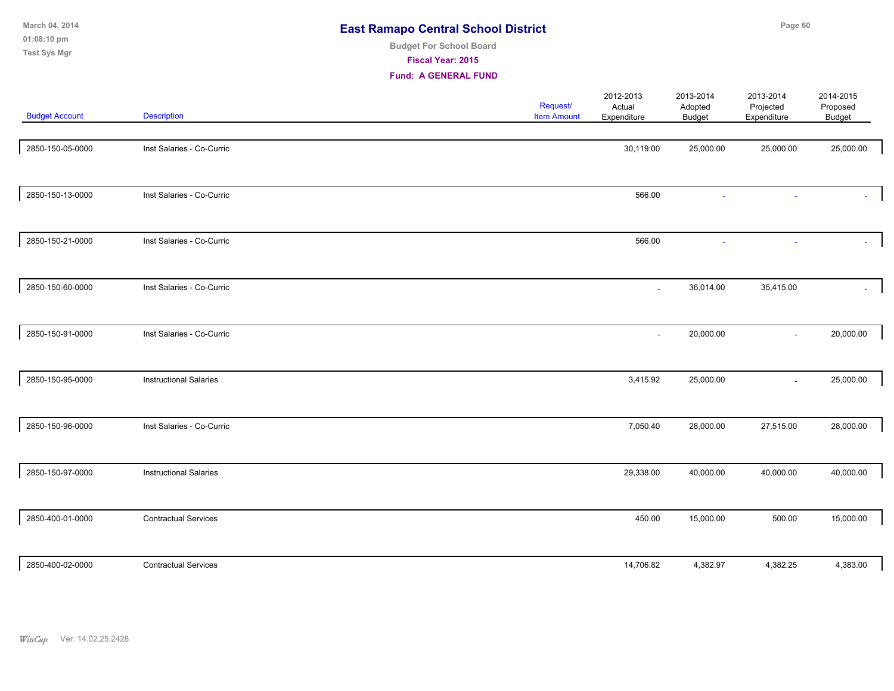# East Ramapo Central School District

Budget For School Board

Fiscal Year: 2015

Fund: A GENERAL FUND

| Budget Account | Description | Request/ Item Amount | 2012-2013 Actual Expenditure | 2013-2014 Adopted Budget | 2013-2014 Projected Expenditure | 2014-2015 Proposed Budget |
|---|---|---|---|---|---|---|
| 2850-150-05-0000 | Inst Salaries - Co-Curric | | 30,119.00 | 25,000.00 | 25,000.00 | 25,000.00 |
| 2850-150-13-0000 | Inst Salaries - Co-Curric | | 566.00 | - | - | - |
| 2850-150-21-0000 | Inst Salaries - Co-Curric | | 566.00 | - | - | - |
| 2850-150-60-0000 | Inst Salaries - Co-Curric | | - | 36,014.00 | 35,415.00 | - |
| 2850-150-91-0000 | Inst Salaries - Co-Curric | | - | 20,000.00 | - | 20,000.00 |
| 2850-150-95-0000 | Instructional Salaries | | 3,415.92 | 25,000.00 | - | 25,000.00 |
| 2850-150-96-0000 | Inst Salaries - Co-Curric | | 7,050.40 | 28,000.00 | 27,515.00 | 28,000.00 |
| 2850-150-97-0000 | Instructional Salaries | | 29,338.00 | 40,000.00 | 40,000.00 | 40,000.00 |
| 2850-400-01-0000 | Contractual Services | | 450.00 | 15,000.00 | 500.00 | 15,000.00 |
| 2850-400-02-0000 | Contractual Services | | 14,706.82 | 4,382.97 | 4,382.25 | 4,383.00 |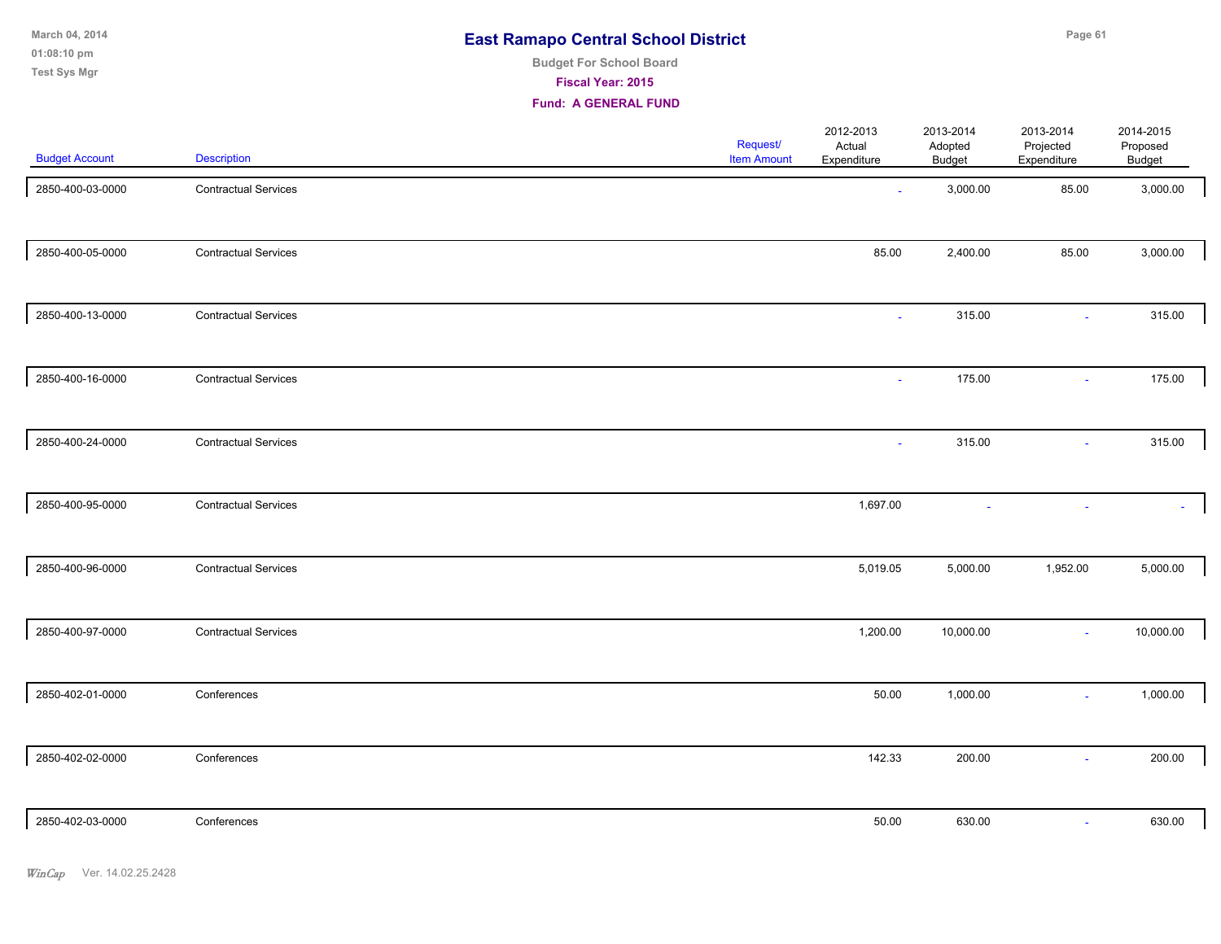# East Ramapo Central School District

**Budget For School Board**

**Fiscal Year: 2015**

**Fund: A GENERAL FUND**

| Budget Account | Description | Request/ Item Amount | 2012-2013 Actual Expenditure | 2013-2014 Adopted Budget | 2013-2014 Projected Expenditure | 2014-2015 Proposed Budget |
|---|---|---|---|---|---|---|
| 2850-400-03-0000 | Contractual Services | | - | 3,000.00 | 85.00 | 3,000.00 |
| 2850-400-05-0000 | Contractual Services | | 85.00 | 2,400.00 | 85.00 | 3,000.00 |
| 2850-400-13-0000 | Contractual Services | | - | 315.00 | - | 315.00 |
| 2850-400-16-0000 | Contractual Services | | - | 175.00 | - | 175.00 |
| 2850-400-24-0000 | Contractual Services | | - | 315.00 | - | 315.00 |
| 2850-400-95-0000 | Contractual Services | | 1,697.00 | - | - | - |
| 2850-400-96-0000 | Contractual Services | | 5,019.05 | 5,000.00 | 1,952.00 | 5,000.00 |
| 2850-400-97-0000 | Contractual Services | | 1,200.00 | 10,000.00 | - | 10,000.00 |
| 2850-402-01-0000 | Conferences | | 50.00 | 1,000.00 | - | 1,000.00 |
| 2850-402-02-0000 | Conferences | | 142.33 | 200.00 | - | 200.00 |
| 2850-402-03-0000 | Conferences | | 50.00 | 630.00 | - | 630.00 |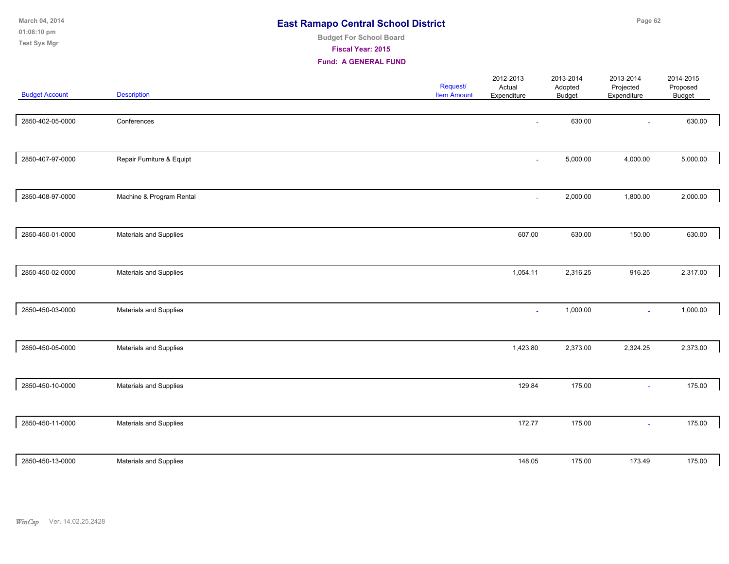# East Ramapo Central School District

**Budget For School Board**

**Fiscal Year: 2015**

**Fund: A GENERAL FUND**

| Budget Account | Description | Request/ Item Amount | 2012-2013 Actual Expenditure | 2013-2014 Adopted Budget | 2013-2014 Projected Expenditure | 2014-2015 Proposed Budget |
|---|---|---|---|---|---|---|
| 2850-402-05-0000 | Conferences | | - | 630.00 | - | 630.00 |
| 2850-407-97-0000 | Repair Furniture & Equipt | | - | 5,000.00 | 4,000.00 | 5,000.00 |
| 2850-408-97-0000 | Machine & Program Rental | | - | 2,000.00 | 1,800.00 | 2,000.00 |
| 2850-450-01-0000 | Materials and Supplies | | 607.00 | 630.00 | 150.00 | 630.00 |
| 2850-450-02-0000 | Materials and Supplies | | 1,054.11 | 2,316.25 | 916.25 | 2,317.00 |
| 2850-450-03-0000 | Materials and Supplies | | - | 1,000.00 | - | 1,000.00 |
| 2850-450-05-0000 | Materials and Supplies | | 1,423.80 | 2,373.00 | 2,324.25 | 2,373.00 |
| 2850-450-10-0000 | Materials and Supplies | | 129.84 | 175.00 | - | 175.00 |
| 2850-450-11-0000 | Materials and Supplies | | 172.77 | 175.00 | - | 175.00 |
| 2850-450-13-0000 | Materials and Supplies | | 148.05 | 175.00 | 173.49 | 175.00 |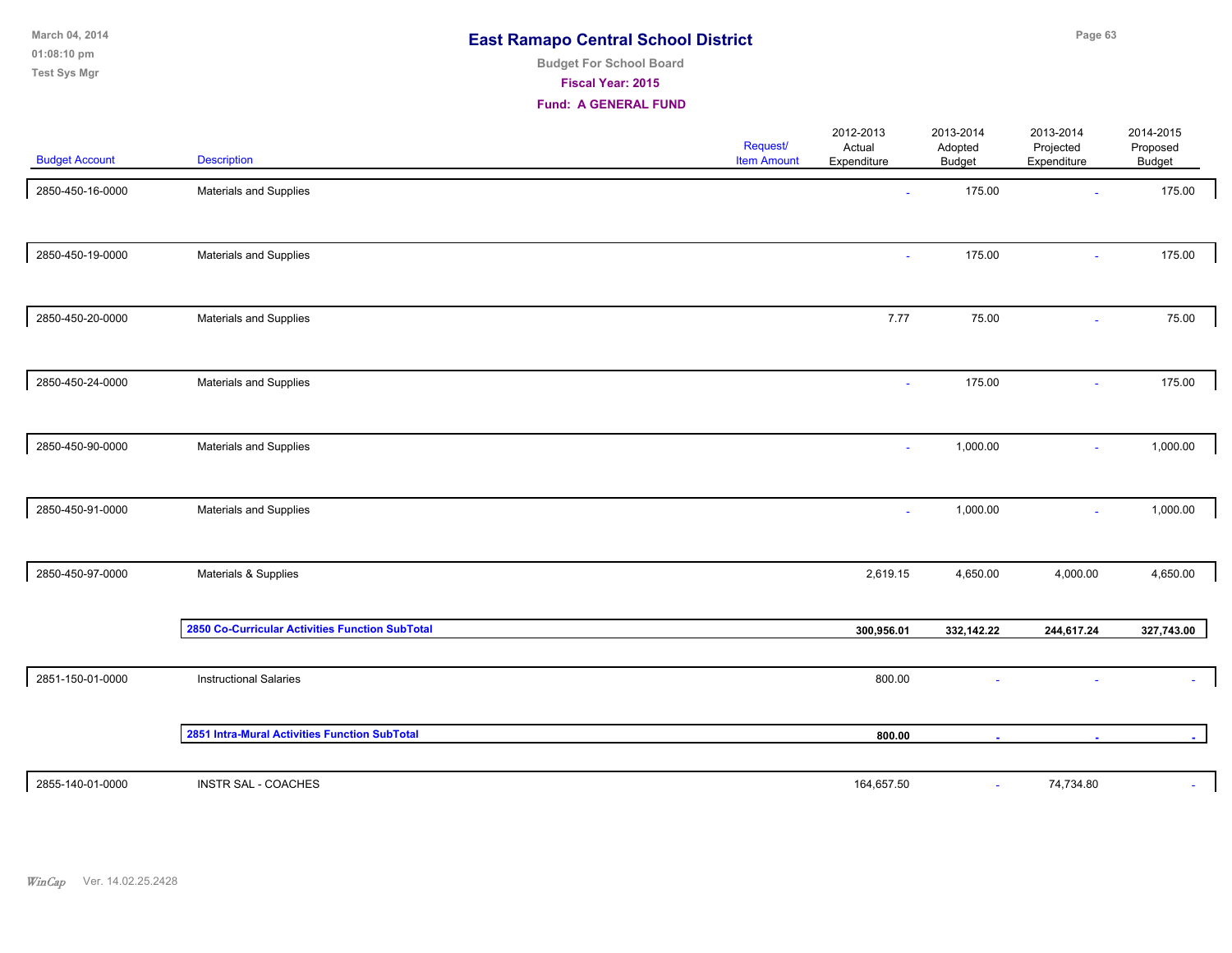# East Ramapo Central School District

**Budget For School Board**

**Fiscal Year: 2015**

**Fund: A GENERAL FUND**

| Budget Account | Description | Request/ Item Amount | 2012-2013 Actual Expenditure | 2013-2014 Adopted Budget | 2013-2014 Projected Expenditure | 2014-2015 Proposed Budget |
|---|---|---|---|---|---|---|
| 2850-450-16-0000 | Materials and Supplies | | - | 175.00 | - | 175.00 |
| 2850-450-19-0000 | Materials and Supplies | | - | 175.00 | - | 175.00 |
| 2850-450-20-0000 | Materials and Supplies | | 7.77 | 75.00 | - | 75.00 |
| 2850-450-24-0000 | Materials and Supplies | | - | 175.00 | - | 175.00 |
| 2850-450-90-0000 | Materials and Supplies | | - | 1,000.00 | - | 1,000.00 |
| 2850-450-91-0000 | Materials and Supplies | | - | 1,000.00 | - | 1,000.00 |
| 2850-450-97-0000 | Materials & Supplies | | 2,619.15 | 4,650.00 | 4,000.00 | 4,650.00 |
| | **2850 Co-Curricular Activities Function SubTotal** | | **300,956.01** | **332,142.22** | **244,617.24** | **327,743.00** |
| 2851-150-01-0000 | Instructional Salaries | | 800.00 | - | - | - |
| | **2851 Intra-Mural Activities Function SubTotal** | | **800.00** | **-** | **-** | **-** |
| 2855-140-01-0000 | INSTR SAL - COACHES | | 164,657.50 | - | 74,734.80 | - |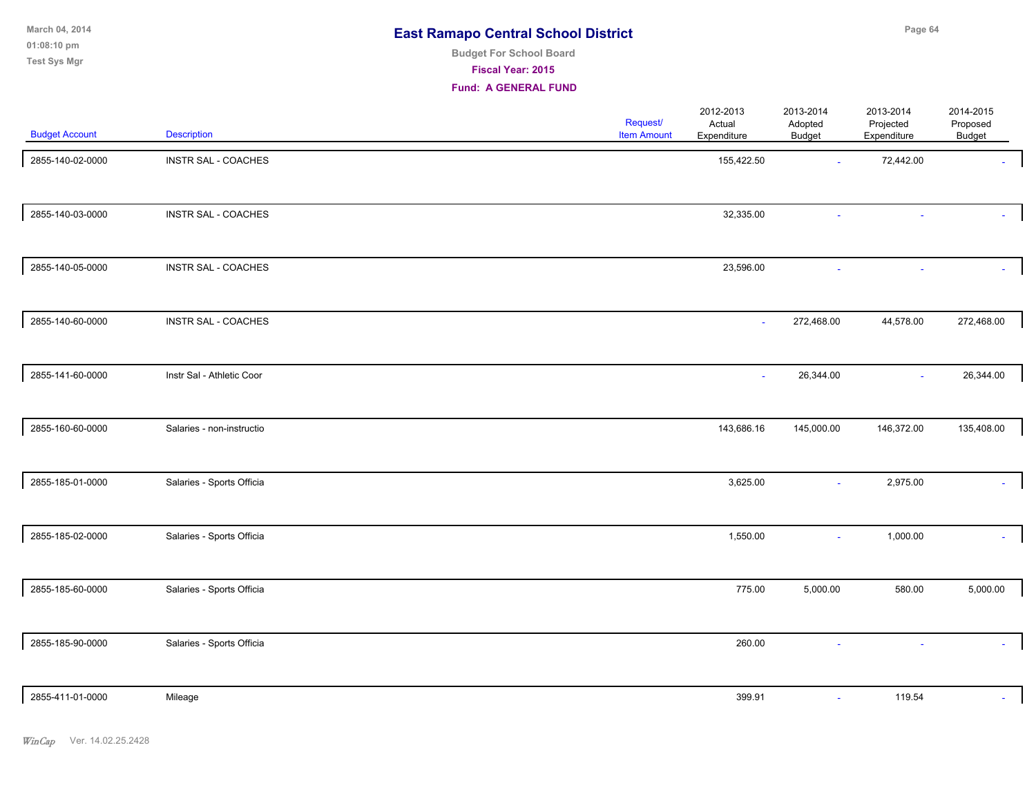# East Ramapo Central School District

Budget For School Board

Fiscal Year: 2015

Fund: A GENERAL FUND

| Budget Account | Description | Request/ Item Amount | 2012-2013 Actual Expenditure | 2013-2014 Adopted Budget | 2013-2014 Projected Expenditure | 2014-2015 Proposed Budget |
|---|---|---|---|---|---|---|
| 2855-140-02-0000 | INSTR SAL - COACHES | | 155,422.50 | - | 72,442.00 | - |
| 2855-140-03-0000 | INSTR SAL - COACHES | | 32,335.00 | - | - | - |
| 2855-140-05-0000 | INSTR SAL - COACHES | | 23,596.00 | - | - | - |
| 2855-140-60-0000 | INSTR SAL - COACHES | | - | 272,468.00 | 44,578.00 | 272,468.00 |
| 2855-141-60-0000 | Instr Sal - Athletic Coor | | - | 26,344.00 | - | 26,344.00 |
| 2855-160-60-0000 | Salaries - non-instructio | | 143,686.16 | 145,000.00 | 146,372.00 | 135,408.00 |
| 2855-185-01-0000 | Salaries - Sports Officia | | 3,625.00 | - | 2,975.00 | - |
| 2855-185-02-0000 | Salaries - Sports Officia | | 1,550.00 | - | 1,000.00 | - |
| 2855-185-60-0000 | Salaries - Sports Officia | | 775.00 | 5,000.00 | 580.00 | 5,000.00 |
| 2855-185-90-0000 | Salaries - Sports Officia | | 260.00 | - | - | - |
| 2855-411-01-0000 | Mileage | | 399.91 | - | 119.54 | - |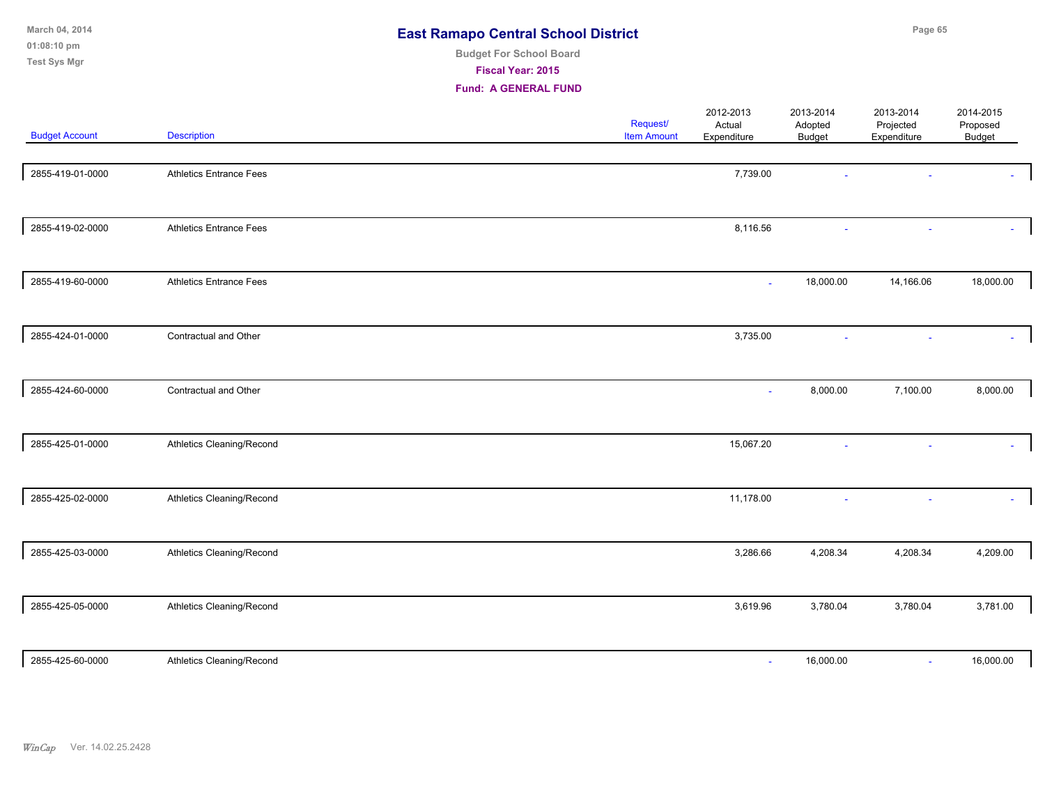# East Ramapo Central School District

Budget For School Board

**Fiscal Year: 2015**

**Fund: A GENERAL FUND**

| Budget Account | Description | Request/ Item Amount | 2012-2013 Actual Expenditure | 2013-2014 Adopted Budget | 2013-2014 Projected Expenditure | 2014-2015 Proposed Budget |
|---|---|---|---|---|---|---|
| 2855-419-01-0000 | Athletics Entrance Fees | | 7,739.00 | - | - | - |
| 2855-419-02-0000 | Athletics Entrance Fees | | 8,116.56 | - | - | - |
| 2855-419-60-0000 | Athletics Entrance Fees | | - | 18,000.00 | 14,166.06 | 18,000.00 |
| 2855-424-01-0000 | Contractual and Other | | 3,735.00 | - | - | - |
| 2855-424-60-0000 | Contractual and Other | | - | 8,000.00 | 7,100.00 | 8,000.00 |
| 2855-425-01-0000 | Athletics Cleaning/Recond | | 15,067.20 | - | - | - |
| 2855-425-02-0000 | Athletics Cleaning/Recond | | 11,178.00 | - | - | - |
| 2855-425-03-0000 | Athletics Cleaning/Recond | | 3,286.66 | 4,208.34 | 4,208.34 | 4,209.00 |
| 2855-425-05-0000 | Athletics Cleaning/Recond | | 3,619.96 | 3,780.04 | 3,780.04 | 3,781.00 |
| 2855-425-60-0000 | Athletics Cleaning/Recond | | - | 16,000.00 | - | 16,000.00 |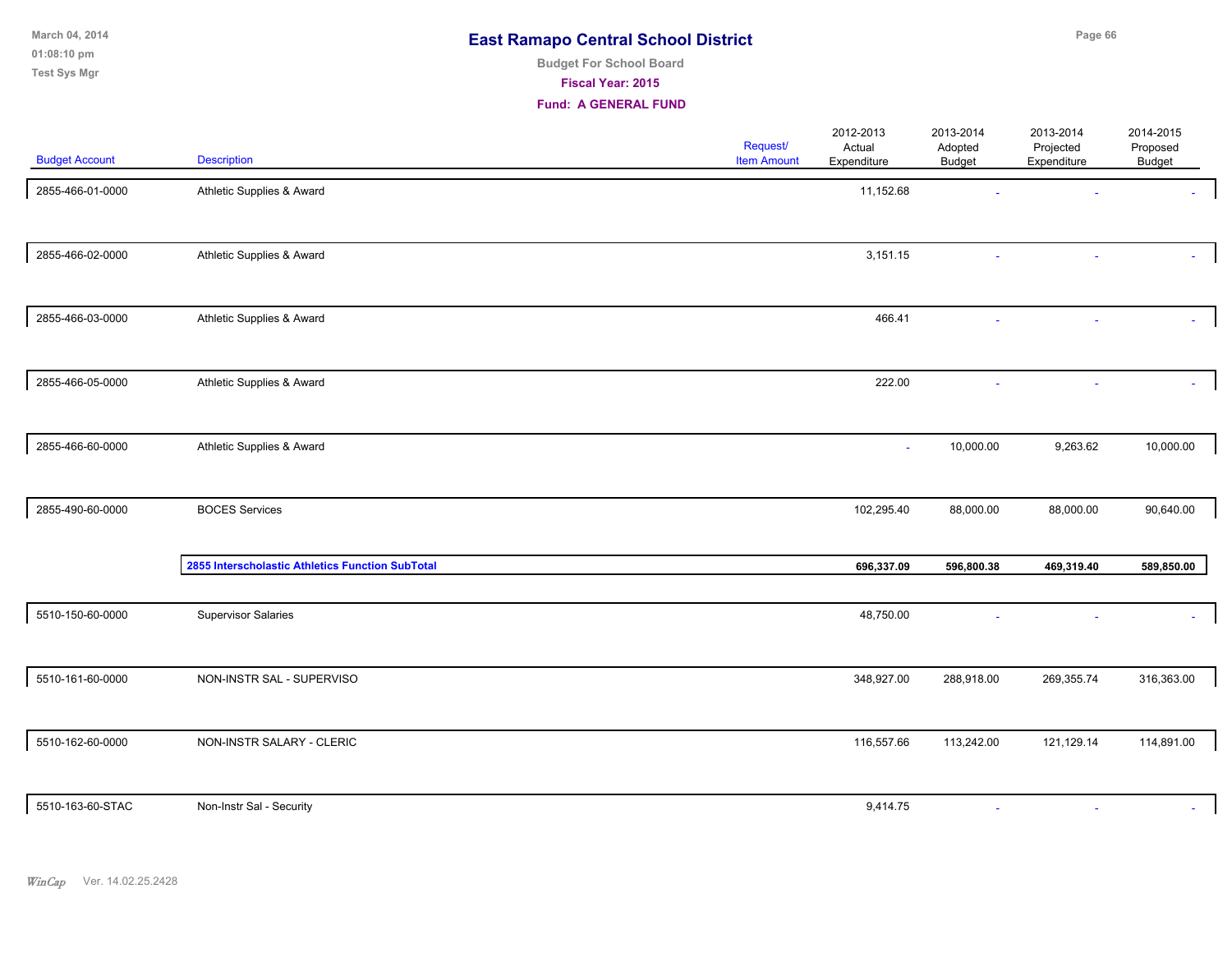# East Ramapo Central School District

**Budget For School Board**

**Fiscal Year: 2015**

**Fund: A GENERAL FUND**

| Budget Account | Description | Request/ Item Amount | 2012-2013 Actual Expenditure | 2013-2014 Adopted Budget | 2013-2014 Projected Expenditure | 2014-2015 Proposed Budget |
|---|---|---|---|---|---|---|
| 2855-466-01-0000 | Athletic Supplies & Award | | 11,152.68 | - | - | - |
| 2855-466-02-0000 | Athletic Supplies & Award | | 3,151.15 | - | - | - |
| 2855-466-03-0000 | Athletic Supplies & Award | | 466.41 | - | - | - |
| 2855-466-05-0000 | Athletic Supplies & Award | | 222.00 | - | - | - |
| 2855-466-60-0000 | Athletic Supplies & Award | | - | 10,000.00 | 9,263.62 | 10,000.00 |
| 2855-490-60-0000 | BOCES Services | | 102,295.40 | 88,000.00 | 88,000.00 | 90,640.00 |
| | **2855 Interscholastic Athletics Function SubTotal** | | **696,337.09** | **596,800.38** | **469,319.40** | **589,850.00** |
| 5510-150-60-0000 | Supervisor Salaries | | 48,750.00 | - | - | - |
| 5510-161-60-0000 | NON-INSTR SAL - SUPERVISO | | 348,927.00 | 288,918.00 | 269,355.74 | 316,363.00 |
| 5510-162-60-0000 | NON-INSTR SALARY - CLERIC | | 116,557.66 | 113,242.00 | 121,129.14 | 114,891.00 |
| 5510-163-60-STAC | Non-Instr Sal - Security | | 9,414.75 | - | - | - |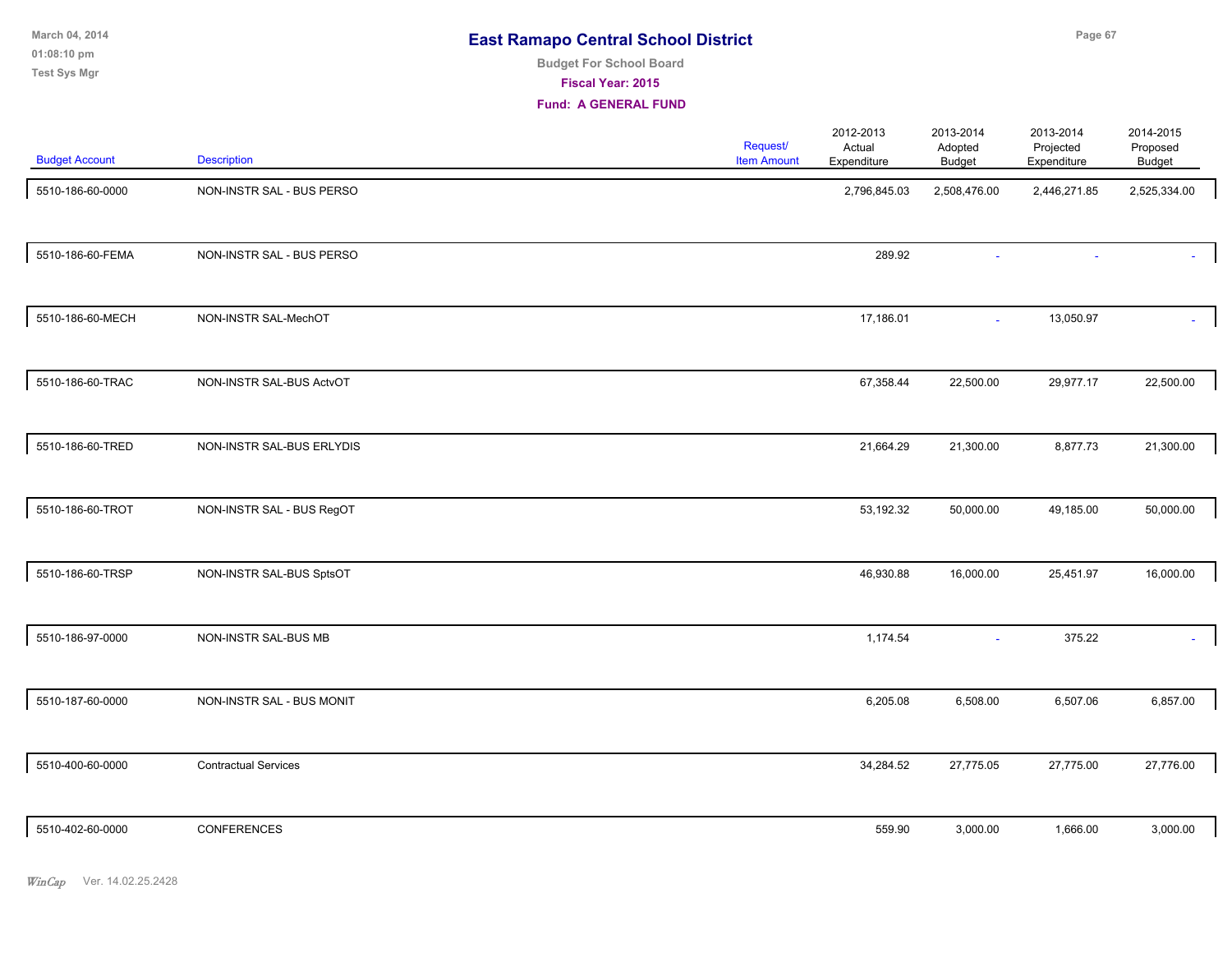# East Ramapo Central School District

**Budget For School Board**

**Fiscal Year: 2015**

**Fund: A GENERAL FUND**

| Budget Account | Description | Request/ Item Amount | 2012-2013 Actual Expenditure | 2013-2014 Adopted Budget | 2013-2014 Projected Expenditure | 2014-2015 Proposed Budget |
|---|---|---|---|---|---|---|
| 5510-186-60-0000 | NON-INSTR SAL - BUS PERSO | | 2,796,845.03 | 2,508,476.00 | 2,446,271.85 | 2,525,334.00 |
| 5510-186-60-FEMA | NON-INSTR SAL - BUS PERSO | | 289.92 | - | - | - |
| 5510-186-60-MECH | NON-INSTR SAL-MechOT | | 17,186.01 | - | 13,050.97 | - |
| 5510-186-60-TRAC | NON-INSTR SAL-BUS ActvOT | | 67,358.44 | 22,500.00 | 29,977.17 | 22,500.00 |
| 5510-186-60-TRED | NON-INSTR SAL-BUS ERLYDIS | | 21,664.29 | 21,300.00 | 8,877.73 | 21,300.00 |
| 5510-186-60-TROT | NON-INSTR SAL - BUS RegOT | | 53,192.32 | 50,000.00 | 49,185.00 | 50,000.00 |
| 5510-186-60-TRSP | NON-INSTR SAL-BUS SptsOT | | 46,930.88 | 16,000.00 | 25,451.97 | 16,000.00 |
| 5510-186-97-0000 | NON-INSTR SAL-BUS MB | | 1,174.54 | - | 375.22 | - |
| 5510-187-60-0000 | NON-INSTR SAL - BUS MONIT | | 6,205.08 | 6,508.00 | 6,507.06 | 6,857.00 |
| 5510-400-60-0000 | Contractual Services | | 34,284.52 | 27,775.05 | 27,775.00 | 27,776.00 |
| 5510-402-60-0000 | CONFERENCES | | 559.90 | 3,000.00 | 1,666.00 | 3,000.00 |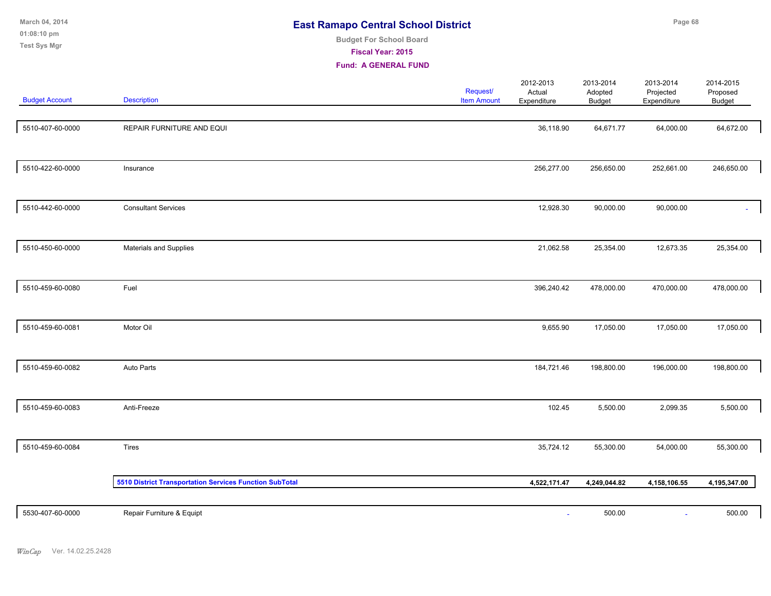# East Ramapo Central School District

Budget For School Board

Fiscal Year: 2015

Fund: A GENERAL FUND

| Budget Account | Description | Request/ Item Amount | 2012-2013 Actual Expenditure | 2013-2014 Adopted Budget | 2013-2014 Projected Expenditure | 2014-2015 Proposed Budget |
|---|---|---|---|---|---|---|
| 5510-407-60-0000 | REPAIR FURNITURE AND EQUI | | 36,118.90 | 64,671.77 | 64,000.00 | 64,672.00 |
| 5510-422-60-0000 | Insurance | | 256,277.00 | 256,650.00 | 252,661.00 | 246,650.00 |
| 5510-442-60-0000 | Consultant Services | | 12,928.30 | 90,000.00 | 90,000.00 | - |
| 5510-450-60-0000 | Materials and Supplies | | 21,062.58 | 25,354.00 | 12,673.35 | 25,354.00 |
| 5510-459-60-0080 | Fuel | | 396,240.42 | 478,000.00 | 470,000.00 | 478,000.00 |
| 5510-459-60-0081 | Motor Oil | | 9,655.90 | 17,050.00 | 17,050.00 | 17,050.00 |
| 5510-459-60-0082 | Auto Parts | | 184,721.46 | 198,800.00 | 196,000.00 | 198,800.00 |
| 5510-459-60-0083 | Anti-Freeze | | 102.45 | 5,500.00 | 2,099.35 | 5,500.00 |
| 5510-459-60-0084 | Tires | | 35,724.12 | 55,300.00 | 54,000.00 | 55,300.00 |
| | **5510 District Transportation Services Function SubTotal** | | **4,522,171.47** | **4,249,044.82** | **4,158,106.55** | **4,195,347.00** |
| 5530-407-60-0000 | Repair Furniture & Equipt | | - | 500.00 | - | 500.00 |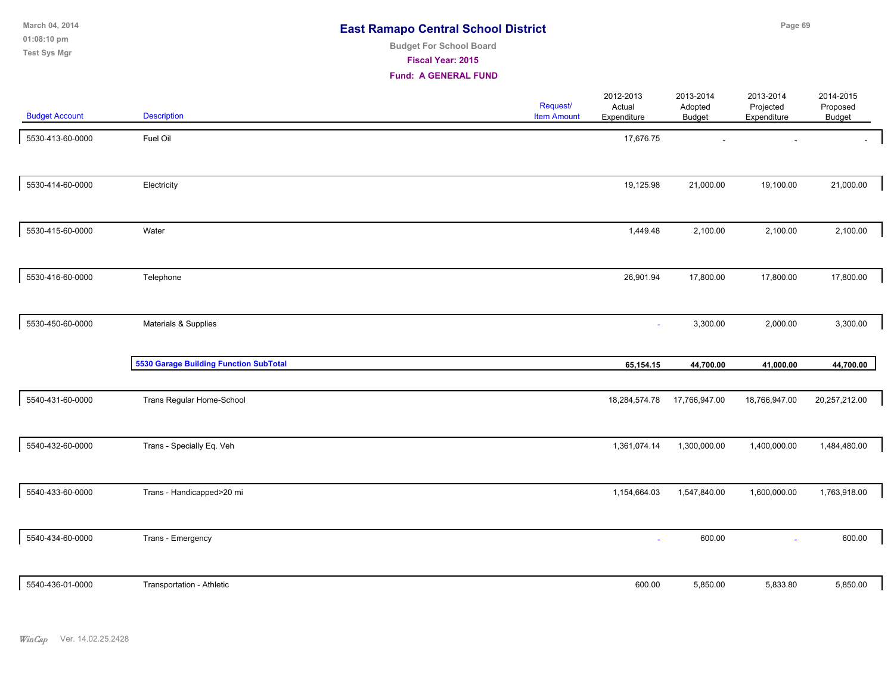# East Ramapo Central School District

**Budget For School Board**

**Fiscal Year: 2015**

**Fund: A GENERAL FUND**

| Budget Account | Description | Request/ Item Amount | 2012-2013 Actual Expenditure | 2013-2014 Adopted Budget | 2013-2014 Projected Expenditure | 2014-2015 Proposed Budget |
|---|---|---|---|---|---|---|
| 5530-413-60-0000 | Fuel Oil | | 17,676.75 | - | - | - |
| 5530-414-60-0000 | Electricity | | 19,125.98 | 21,000.00 | 19,100.00 | 21,000.00 |
| 5530-415-60-0000 | Water | | 1,449.48 | 2,100.00 | 2,100.00 | 2,100.00 |
| 5530-416-60-0000 | Telephone | | 26,901.94 | 17,800.00 | 17,800.00 | 17,800.00 |
| 5530-450-60-0000 | Materials & Supplies | | - | 3,300.00 | 2,000.00 | 3,300.00 |
| | **5530 Garage Building Function SubTotal** | | **65,154.15** | **44,700.00** | **41,000.00** | **44,700.00** |
| 5540-431-60-0000 | Trans Regular Home-School | | 18,284,574.78 | 17,766,947.00 | 18,766,947.00 | 20,257,212.00 |
| 5540-432-60-0000 | Trans - Specially Eq. Veh | | 1,361,074.14 | 1,300,000.00 | 1,400,000.00 | 1,484,480.00 |
| 5540-433-60-0000 | Trans - Handicapped>20 mi | | 1,154,664.03 | 1,547,840.00 | 1,600,000.00 | 1,763,918.00 |
| 5540-434-60-0000 | Trans - Emergency | | - | 600.00 | - | 600.00 |
| 5540-436-01-0000 | Transportation - Athletic | | 600.00 | 5,850.00 | 5,833.80 | 5,850.00 |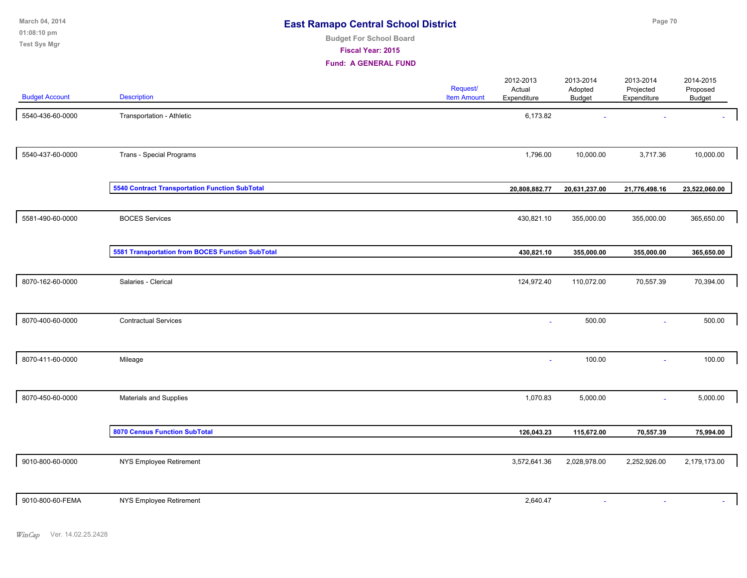# East Ramapo Central School District

**Budget For School Board**

**Fiscal Year: 2015**

**Fund: A GENERAL FUND**

| Budget Account | Description | Request/ Item Amount | 2012-2013 Actual Expenditure | 2013-2014 Adopted Budget | 2013-2014 Projected Expenditure | 2014-2015 Proposed Budget |
|---|---|---|---|---|---|---|
| 5540-436-60-0000 | Transportation - Athletic | | 6,173.82 | - | - | - |
| 5540-437-60-0000 | Trans - Special Programs | | 1,796.00 | 10,000.00 | 3,717.36 | 10,000.00 |
| | **5540 Contract Transportation Function SubTotal** | | **20,808,882.77** | **20,631,237.00** | **21,776,498.16** | **23,522,060.00** |
| 5581-490-60-0000 | BOCES Services | | 430,821.10 | 355,000.00 | 355,000.00 | 365,650.00 |
| | **5581 Transportation from BOCES Function SubTotal** | | **430,821.10** | **355,000.00** | **355,000.00** | **365,650.00** |
| 8070-162-60-0000 | Salaries - Clerical | | 124,972.40 | 110,072.00 | 70,557.39 | 70,394.00 |
| 8070-400-60-0000 | Contractual Services | | - | 500.00 | - | 500.00 |
| 8070-411-60-0000 | Mileage | | - | 100.00 | - | 100.00 |
| 8070-450-60-0000 | Materials and Supplies | | 1,070.83 | 5,000.00 | - | 5,000.00 |
| | **8070 Census Function SubTotal** | | **126,043.23** | **115,672.00** | **70,557.39** | **75,994.00** |
| 9010-800-60-0000 | NYS Employee Retirement | | 3,572,641.36 | 2,028,978.00 | 2,252,926.00 | 2,179,173.00 |
| 9010-800-60-FEMA | NYS Employee Retirement | | 2,640.47 | - | - | - |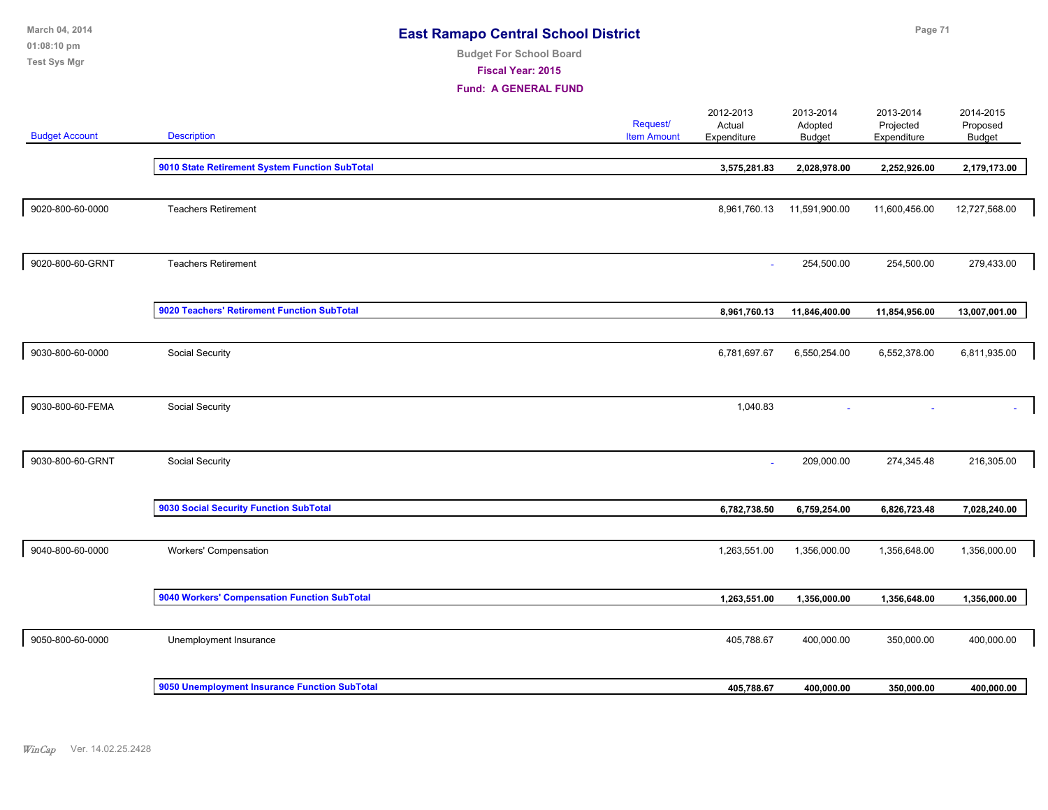# East Ramapo Central School District

**Budget For School Board**

**Fiscal Year: 2015**

**Fund: A GENERAL FUND**

| Budget Account | Description | Request/ Item Amount | 2012-2013 Actual Expenditure | 2013-2014 Adopted Budget | 2013-2014 Projected Expenditure | 2014-2015 Proposed Budget |
|---|---|---|---|---|---|---|
| | **9010 State Retirement System Function SubTotal** | | **3,575,281.83** | **2,028,978.00** | **2,252,926.00** | **2,179,173.00** |
| 9020-800-60-0000 | Teachers Retirement | | 8,961,760.13 | 11,591,900.00 | 11,600,456.00 | 12,727,568.00 |
| 9020-800-60-GRNT | Teachers Retirement | | - | 254,500.00 | 254,500.00 | 279,433.00 |
| | **9020 Teachers' Retirement Function SubTotal** | | **8,961,760.13** | **11,846,400.00** | **11,854,956.00** | **13,007,001.00** |
| 9030-800-60-0000 | Social Security | | 6,781,697.67 | 6,550,254.00 | 6,552,378.00 | 6,811,935.00 |
| 9030-800-60-FEMA | Social Security | | 1,040.83 | - | - | - |
| 9030-800-60-GRNT | Social Security | | - | 209,000.00 | 274,345.48 | 216,305.00 |
| | **9030 Social Security Function SubTotal** | | **6,782,738.50** | **6,759,254.00** | **6,826,723.48** | **7,028,240.00** |
| 9040-800-60-0000 | Workers' Compensation | | 1,263,551.00 | 1,356,000.00 | 1,356,648.00 | 1,356,000.00 |
| | **9040 Workers' Compensation Function SubTotal** | | **1,263,551.00** | **1,356,000.00** | **1,356,648.00** | **1,356,000.00** |
| 9050-800-60-0000 | Unemployment Insurance | | 405,788.67 | 400,000.00 | 350,000.00 | 400,000.00 |
| | **9050 Unemployment Insurance Function SubTotal** | | **405,788.67** | **400,000.00** | **350,000.00** | **400,000.00** |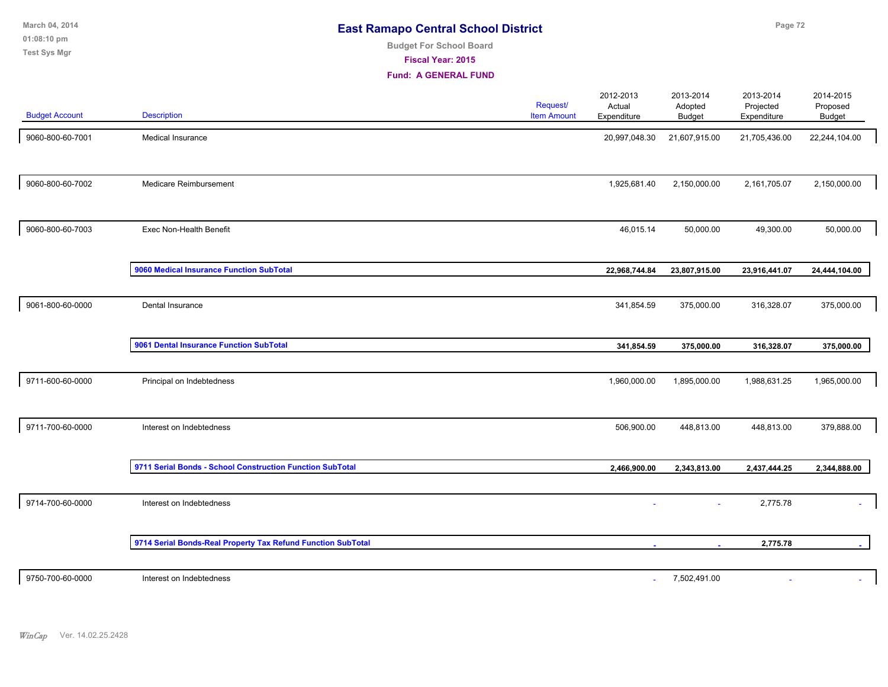# East Ramapo Central School District

Budget For School Board

Fiscal Year: 2015

Fund: A GENERAL FUND

| Budget Account | Description | Request/ Item Amount | 2012-2013 Actual Expenditure | 2013-2014 Adopted Budget | 2013-2014 Projected Expenditure | 2014-2015 Proposed Budget |
|---|---|---|---|---|---|---|
| 9060-800-60-7001 | Medical Insurance | | 20,997,048.30 | 21,607,915.00 | 21,705,436.00 | 22,244,104.00 |
| 9060-800-60-7002 | Medicare Reimbursement | | 1,925,681.40 | 2,150,000.00 | 2,161,705.07 | 2,150,000.00 |
| 9060-800-60-7003 | Exec Non-Health Benefit | | 46,015.14 | 50,000.00 | 49,300.00 | 50,000.00 |
| | **9060 Medical Insurance Function SubTotal** | | **22,968,744.84** | **23,807,915.00** | **23,916,441.07** | **24,444,104.00** |
| 9061-800-60-0000 | Dental Insurance | | 341,854.59 | 375,000.00 | 316,328.07 | 375,000.00 |
| | **9061 Dental Insurance Function SubTotal** | | **341,854.59** | **375,000.00** | **316,328.07** | **375,000.00** |
| 9711-600-60-0000 | Principal on Indebtedness | | 1,960,000.00 | 1,895,000.00 | 1,988,631.25 | 1,965,000.00 |
| 9711-700-60-0000 | Interest on Indebtedness | | 506,900.00 | 448,813.00 | 448,813.00 | 379,888.00 |
| | **9711 Serial Bonds - School Construction Function SubTotal** | | **2,466,900.00** | **2,343,813.00** | **2,437,444.25** | **2,344,888.00** |
| 9714-700-60-0000 | Interest on Indebtedness | | - | - | 2,775.78 | - |
| | **9714 Serial Bonds-Real Property Tax Refund Function SubTotal** | | **-** | **-** | **2,775.78** | **-** |
| 9750-700-60-0000 | Interest on Indebtedness | | - | 7,502,491.00 | - | - |

WinCap Ver. 14.02.25.2428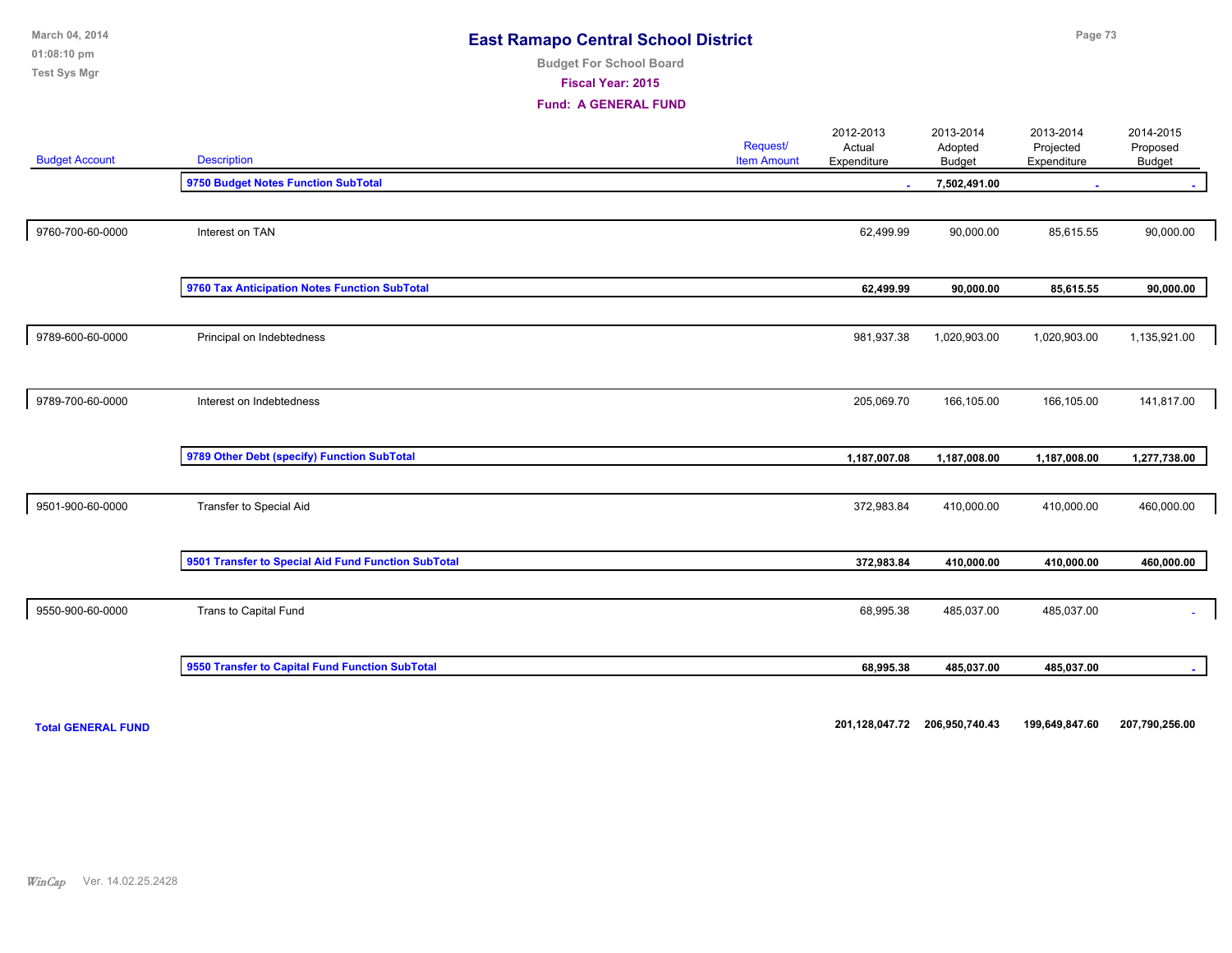# East Ramapo Central School District

**Budget For School Board**

**Fiscal Year: 2015**

**Fund: A GENERAL FUND**

| Budget Account | Description | Request/ Item Amount | 2012-2013 Actual Expenditure | 2013-2014 Adopted Budget | 2013-2014 Projected Expenditure | 2014-2015 Proposed Budget |
|---|---|---|---|---|---|---|
| | **9750 Budget Notes Function SubTotal** | | **-** | **7,502,491.00** | **-** | **-** |
| 9760-700-60-0000 | Interest on TAN | | 62,499.99 | 90,000.00 | 85,615.55 | 90,000.00 |
| | **9760 Tax Anticipation Notes Function SubTotal** | | **62,499.99** | **90,000.00** | **85,615.55** | **90,000.00** |
| 9789-600-60-0000 | Principal on Indebtedness | | 981,937.38 | 1,020,903.00 | 1,020,903.00 | 1,135,921.00 |
| 9789-700-60-0000 | Interest on Indebtedness | | 205,069.70 | 166,105.00 | 166,105.00 | 141,817.00 |
| | **9789 Other Debt (specify) Function SubTotal** | | **1,187,007.08** | **1,187,008.00** | **1,187,008.00** | **1,277,738.00** |
| 9501-900-60-0000 | Transfer to Special Aid | | 372,983.84 | 410,000.00 | 410,000.00 | 460,000.00 |
| | **9501 Transfer to Special Aid Fund Function SubTotal** | | **372,983.84** | **410,000.00** | **410,000.00** | **460,000.00** |
| 9550-900-60-0000 | Trans to Capital Fund | | 68,995.38 | 485,037.00 | 485,037.00 | - |
| | **9550 Transfer to Capital Fund Function SubTotal** | | **68,995.38** | **485,037.00** | **485,037.00** | **-** |
| **Total GENERAL FUND** | | | **201,128,047.72** | **206,950,740.43** | **199,649,847.60** | **207,790,256.00** |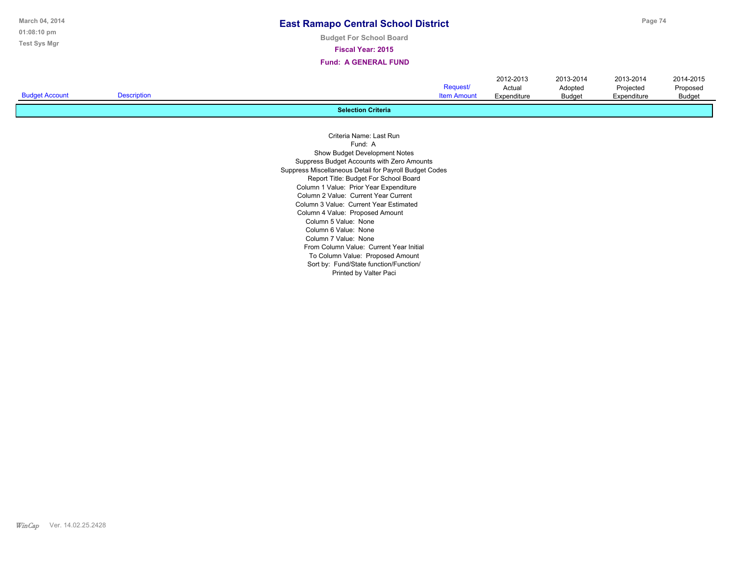# East Ramapo Central School District

**Budget For School Board**

**Fiscal Year: 2015**

**Fund: A GENERAL FUND**

| Budget Account | Description | Request/ Item Amount | 2012-2013 Actual Expenditure | 2013-2014 Adopted Budget | 2013-2014 Projected Expenditure | 2014-2015 Proposed Budget |
|---|---|---|---|---|---|---|

**Selection Criteria**

Criteria Name: Last Run
Fund: A
Show Budget Development Notes
Suppress Budget Accounts with Zero Amounts
Suppress Miscellaneous Detail for Payroll Budget Codes
Report Title: Budget For School Board
Column 1 Value: Prior Year Expenditure
Column 2 Value: Current Year Current
Column 3 Value: Current Year Estimated
Column 4 Value: Proposed Amount
Column 5 Value: None
Column 6 Value: None
Column 7 Value: None
From Column Value: Current Year Initial
To Column Value: Proposed Amount
Sort by: Fund/State function/Function/
Printed by Valter Paci